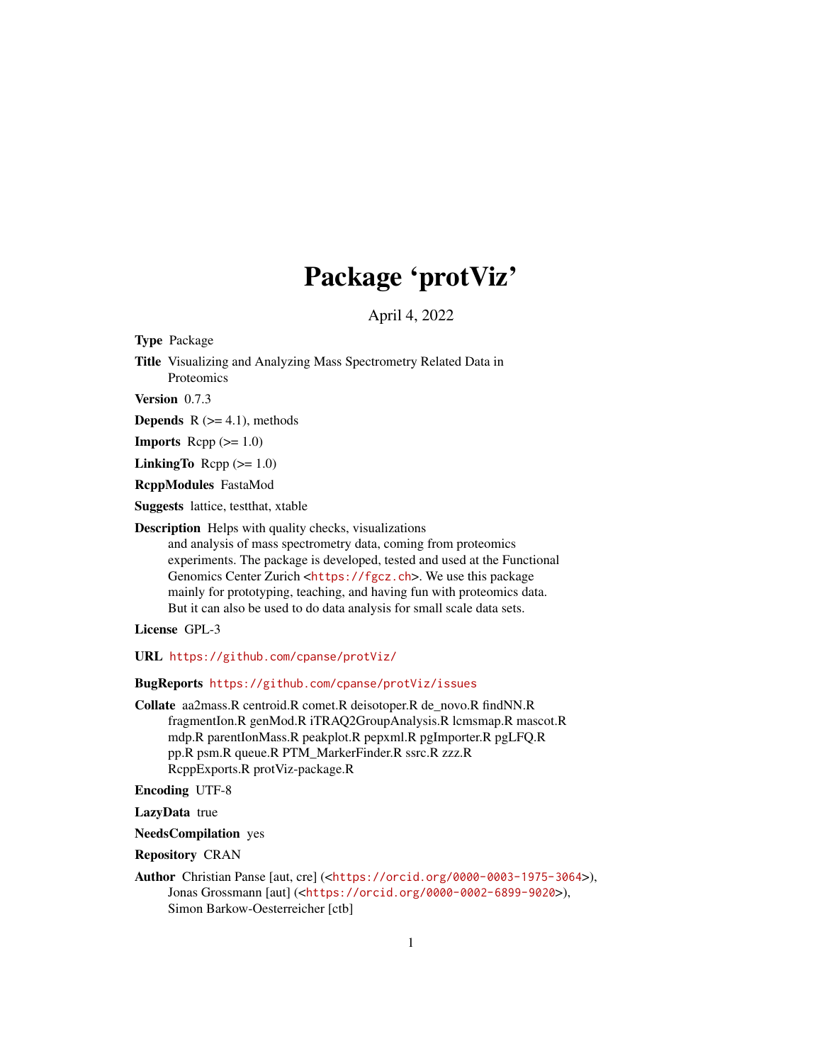# Package 'protViz'

April 4, 2022

**Type** Package

**Title** Visualizing and Analyzing Mass Spectrometry Related Data in Proteomics

**Version** 0.7.3

**Depends** R (>= 4.1), methods

**Imports** Rcpp (>= 1.0)

**LinkingTo** Rcpp (>= 1.0)

**RcppModules** FastaMod

**Suggests** lattice, testthat, xtable

**Description** Helps with quality checks, visualizations and analysis of mass spectrometry data, coming from proteomics experiments. The package is developed, tested and used at the Functional Genomics Center Zurich <https://fgcz.ch>. We use this package mainly for prototyping, teaching, and having fun with proteomics data. But it can also be used to do data analysis for small scale data sets.

**License** GPL-3

**URL** https://github.com/cpanse/protViz/

**BugReports** https://github.com/cpanse/protViz/issues

**Collate** aa2mass.R centroid.R comet.R deisotoper.R de_novo.R findNN.R fragmentIon.R genMod.R iTRAQ2GroupAnalysis.R lcmsmap.R mascot.R mdp.R parentIonMass.R peakplot.R pepxml.R pgImporter.R pgLFQ.R pp.R psm.R queue.R PTM_MarkerFinder.R ssrc.R zzz.R RcppExports.R protViz-package.R

**Encoding** UTF-8

**LazyData** true

**NeedsCompilation** yes

**Repository** CRAN

**Author** Christian Panse [aut, cre] (<https://orcid.org/0000-0003-1975-3064>), Jonas Grossmann [aut] (<https://orcid.org/0000-0002-6899-9020>), Simon Barkow-Oesterreicher [ctb]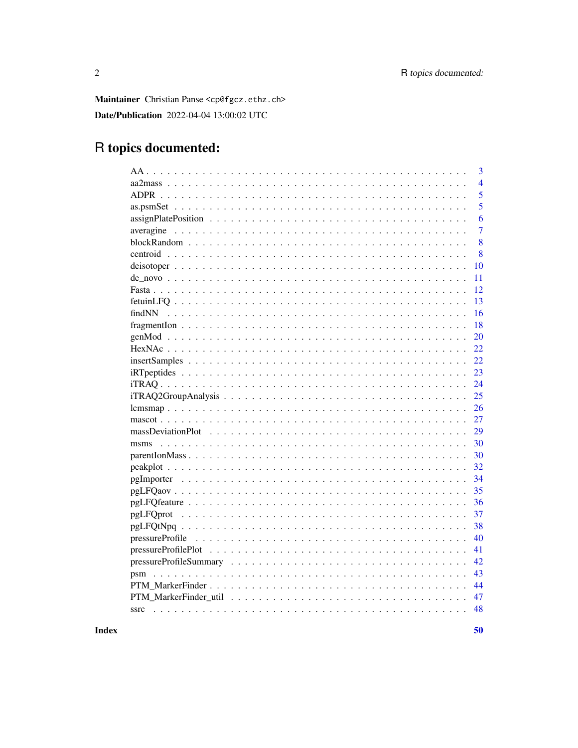**Maintainer** Christian Panse <cp@fgcz.ethz.ch>

**Date/Publication** 2022-04-04 13:00:02 UTC

# R topics documented:

| | |
|---|---|
| AA | 3 |
| aa2mass | 4 |
| ADPR | 5 |
| as.psmSet | 5 |
| assignPlatePosition | 6 |
| averagine | 7 |
| blockRandom | 8 |
| centroid | 8 |
| deisotoper | 10 |
| de_novo | 11 |
| Fasta | 12 |
| fetuinLFQ | 13 |
| findNN | 16 |
| fragmentIon | 18 |
| genMod | 20 |
| HexNAc | 22 |
| insertSamples | 22 |
| iRTpeptides | 23 |
| iTRAQ | 24 |
| iTRAQ2GroupAnalysis | 25 |
| lcmsmap | 26 |
| mascot | 27 |
| massDeviationPlot | 29 |
| msms | 30 |
| parentIonMass | 30 |
| peakplot | 32 |
| pgImporter | 34 |
| pgLFQaov | 35 |
| pgLFQfeature | 36 |
| pgLFQprot | 37 |
| pgLFQtNpq | 38 |
| pressureProfile | 40 |
| pressureProfilePlot | 41 |
| pressureProfileSummary | 42 |
| psm | 43 |
| PTM_MarkerFinder | 44 |
| PTM_MarkerFinder_util | 47 |
| ssrc | 48 |
| **Index** | **50** |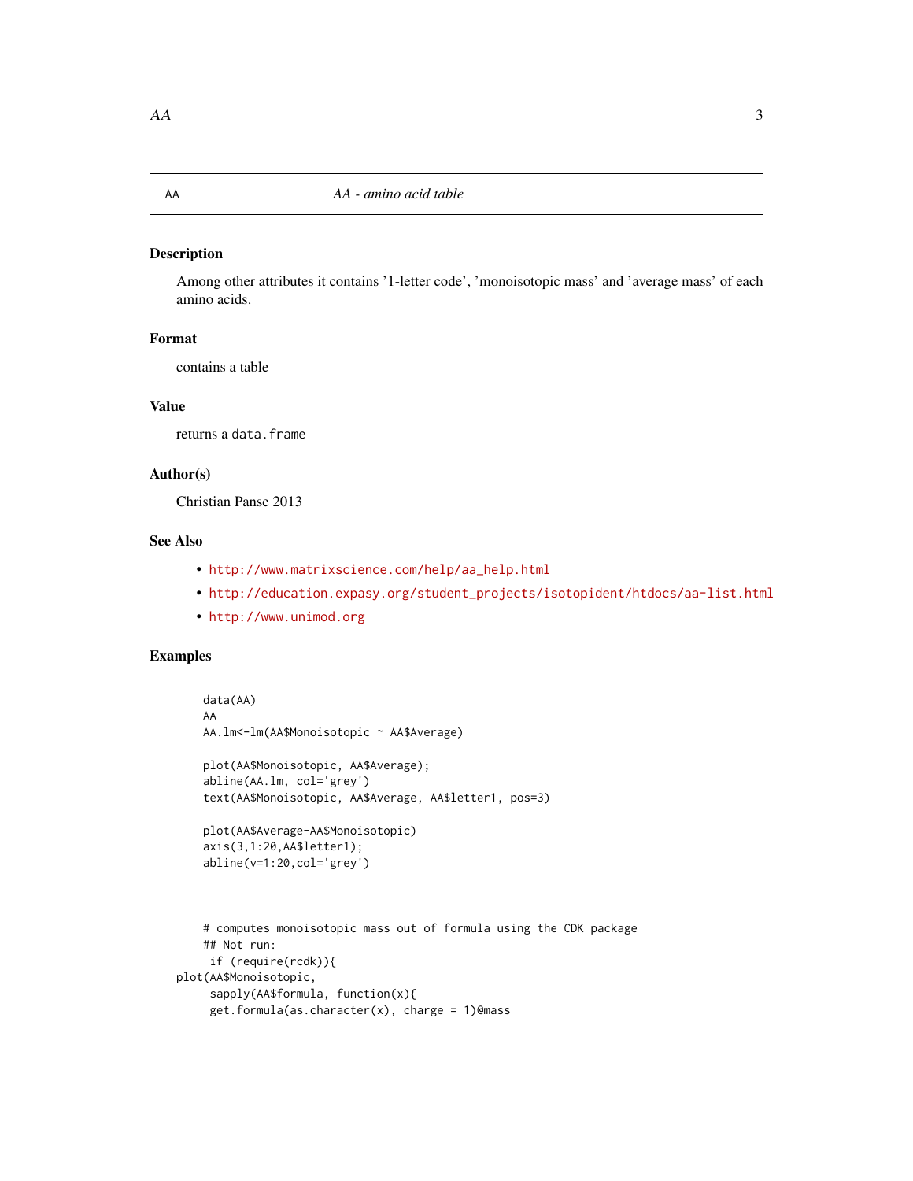AA *AA - amino acid table*

## Description

Among other attributes it contains '1-letter code', 'monoisotopic mass' and 'average mass' of each amino acids.

## Format

contains a table

## Value

returns a `data.frame`

## Author(s)

Christian Panse 2013

## See Also

- http://www.matrixscience.com/help/aa_help.html
- http://education.expasy.org/student_projects/isotopident/htdocs/aa-list.html
- http://www.unimod.org

## Examples

```
    data(AA)
    AA
    AA.lm<-lm(AA$Monoisotopic ~ AA$Average)

    plot(AA$Monoisotopic, AA$Average);
    abline(AA.lm, col='grey')
    text(AA$Monoisotopic, AA$Average, AA$letter1, pos=3)

    plot(AA$Average-AA$Monoisotopic)
    axis(3,1:20,AA$letter1);
    abline(v=1:20,col='grey')



    # computes monoisotopic mass out of formula using the CDK package
    ## Not run:
     if (require(rcdk)){
plot(AA$Monoisotopic,
     sapply(AA$formula, function(x){
     get.formula(as.character(x), charge = 1)@mass
```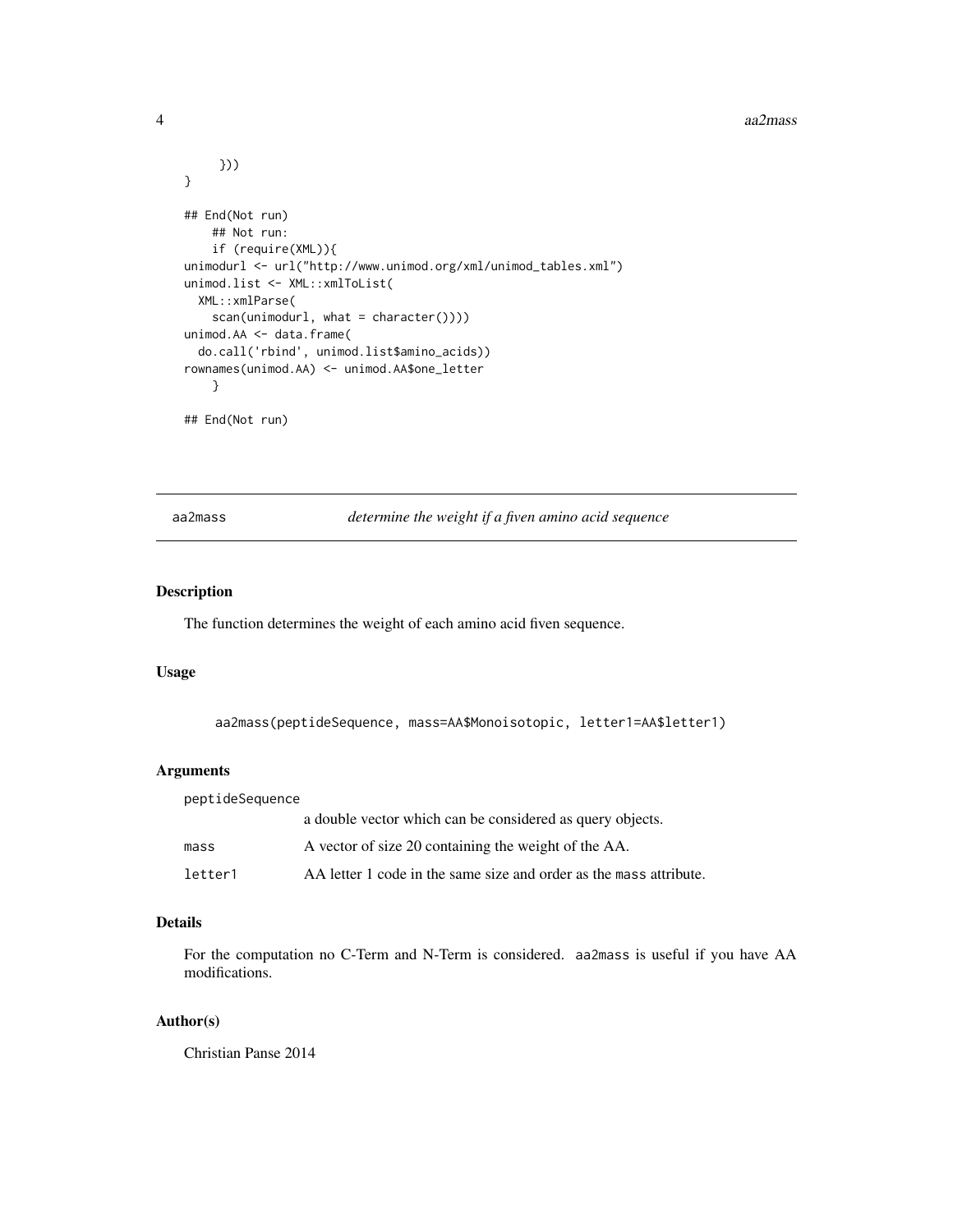```
     }))
}

## End(Not run)
    ## Not run:
    if (require(XML)){
unimodurl <- url("http://www.unimod.org/xml/unimod_tables.xml")
unimod.list <- XML::xmlToList(
  XML::xmlParse(
    scan(unimodurl, what = character())))
unimod.AA <- data.frame(
  do.call('rbind', unimod.list$amino_acids))
rownames(unimod.AA) <- unimod.AA$one_letter
    }

## End(Not run)
```

## aa2mass *determine the weight if a fiven amino acid sequence*

### Description

The function determines the weight of each amino acid fiven sequence.

### Usage

```
aa2mass(peptideSequence, mass=AA$Monoisotopic, letter1=AA$letter1)
```

### Arguments

| | |
|---|---|
| `peptideSequence` | a double vector which can be considered as query objects. |
| `mass` | A vector of size 20 containing the weight of the AA. |
| `letter1` | AA letter 1 code in the same size and order as the `mass` attribute. |

### Details

For the computation no C-Term and N-Term is considered. `aa2mass` is useful if you have AA modifications.

### Author(s)

Christian Panse 2014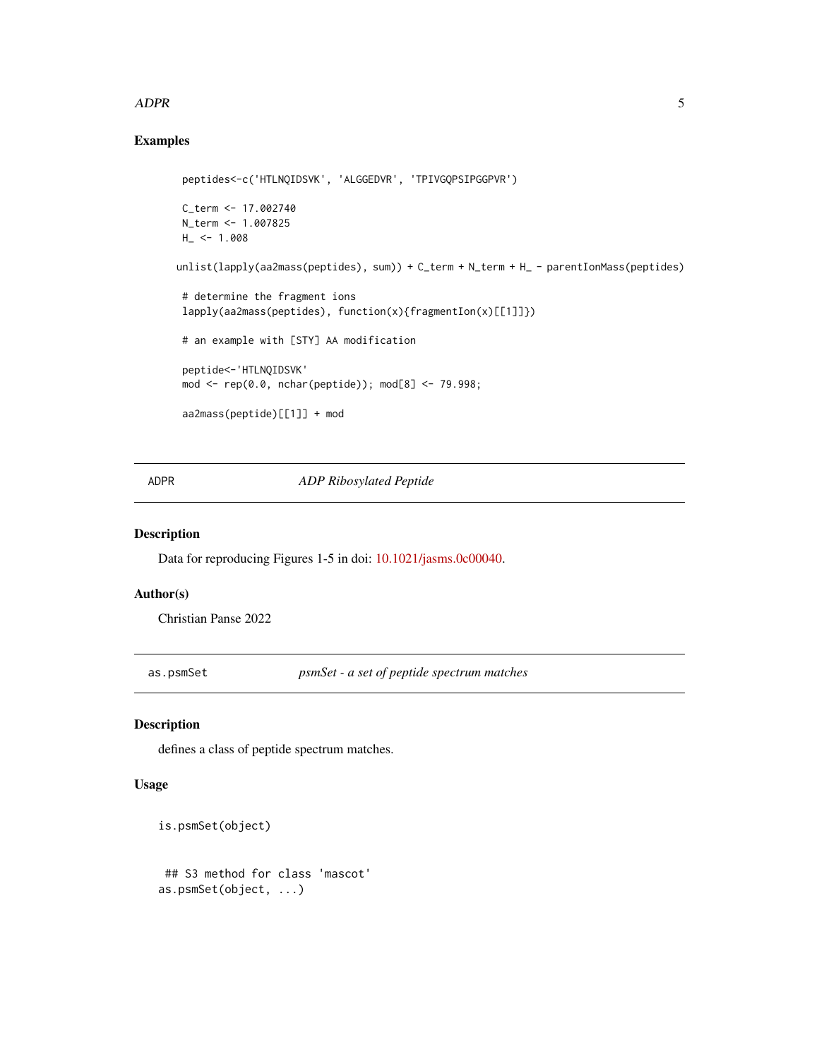### Examples

```
peptides<-c('HTLNQIDSVK', 'ALGGEDVR', 'TPIVGQPSIPGGPVR')

C_term <- 17.002740
N_term <- 1.007825
H_ <- 1.008

unlist(lapply(aa2mass(peptides), sum)) + C_term + N_term + H_ - parentIonMass(peptides)

# determine the fragment ions
lapply(aa2mass(peptides), function(x){fragmentIon(x)[[1]]})

# an example with [STY] AA modification

peptide<-'HTLNQIDSVK'
mod <- rep(0.0, nchar(peptide)); mod[8] <- 79.998;

aa2mass(peptide)[[1]] + mod
```

---

## ADPR — *ADP Ribosylated Peptide*

### Description

Data for reproducing Figures 1-5 in doi: 10.1021/jasms.0c00040.

### Author(s)

Christian Panse 2022

---

## as.psmSet — *psmSet - a set of peptide spectrum matches*

### Description

defines a class of peptide spectrum matches.

### Usage

```
is.psmSet(object)

 ## S3 method for class 'mascot'
as.psmSet(object, ...)
```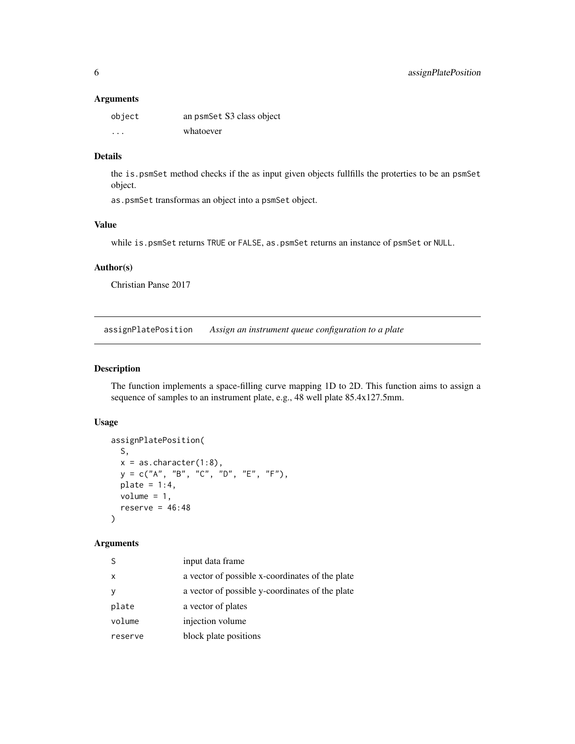### Arguments

| | |
|---|---|
| `object` | an `psmSet` S3 class object |
| `...` | whatoever |

### Details

the `is.psmSet` method checks if the as input given objects fullfills the proterties to be an `psmSet` object.

`as.psmSet` transformas an object into a `psmSet` object.

### Value

while `is.psmSet` returns `TRUE` or `FALSE`, `as.psmSet` returns an instance of `psmSet` or `NULL`.

### Author(s)

Christian Panse 2017

---

## assignPlatePosition *Assign an instrument queue configuration to a plate*

### Description

The function implements a space-filling curve mapping 1D to 2D. This function aims to assign a sequence of samples to an instrument plate, e.g., 48 well plate 85.4x127.5mm.

### Usage

```
assignPlatePosition(
  S,
  x = as.character(1:8),
  y = c("A", "B", "C", "D", "E", "F"),
  plate = 1:4,
  volume = 1,
  reserve = 46:48
)
```

### Arguments

| | |
|---|---|
| `S` | input data frame |
| `x` | a vector of possible x-coordinates of the plate |
| `y` | a vector of possible y-coordinates of the plate |
| `plate` | a vector of plates |
| `volume` | injection volume |
| `reserve` | block plate positions |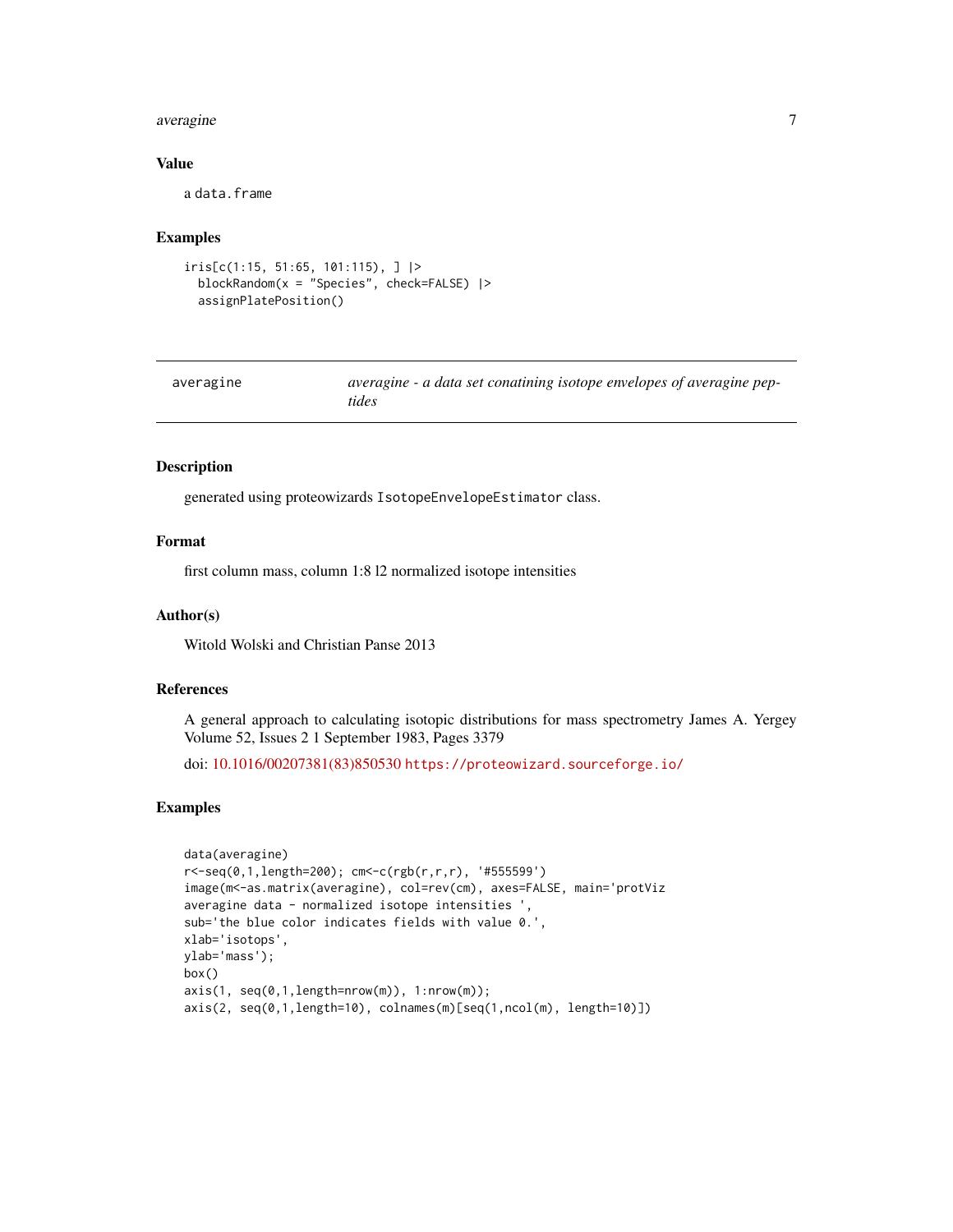## Value

a `data.frame`

## Examples

```
iris[c(1:15, 51:65, 101:115), ] |>
  blockRandom(x = "Species", check=FALSE) |>
  assignPlatePosition()
```

---

# averagine — *averagine - a data set conatining isotope envelopes of averagine peptides*

---

## Description

generated using proteowizards `IsotopeEnvelopeEstimator` class.

## Format

first column mass, column 1:8 l2 normalized isotope intensities

## Author(s)

Witold Wolski and Christian Panse 2013

## References

A general approach to calculating isotopic distributions for mass spectrometry James A. Yergey Volume 52, Issues 2 1 September 1983, Pages 3379

doi: 10.1016/00207381(83)850530 https://proteowizard.sourceforge.io/

## Examples

```
data(averagine)
r<-seq(0,1,length=200); cm<-c(rgb(r,r,r), '#555599')
image(m<-as.matrix(averagine), col=rev(cm), axes=FALSE, main='protViz
averagine data - normalized isotope intensities ',
sub='the blue color indicates fields with value 0.',
xlab='isotops',
ylab='mass');
box()
axis(1, seq(0,1,length=nrow(m)), 1:nrow(m));
axis(2, seq(0,1,length=10), colnames(m)[seq(1,ncol(m), length=10)])
```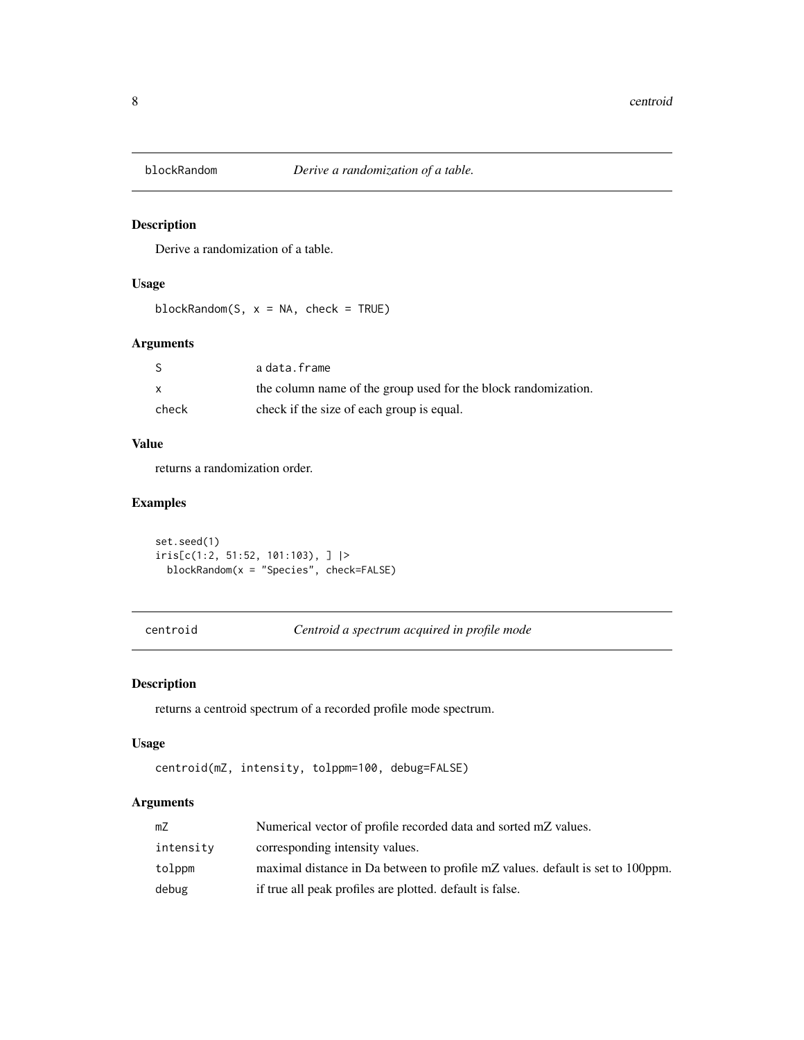## blockRandom *Derive a randomization of a table.*

### Description

Derive a randomization of a table.

### Usage

```
blockRandom(S, x = NA, check = TRUE)
```

### Arguments

| | |
|---|---|
| S | a data.frame |
| x | the column name of the group used for the block randomization. |
| check | check if the size of each group is equal. |

### Value

returns a randomization order.

### Examples

```
set.seed(1)
iris[c(1:2, 51:52, 101:103), ] |>
  blockRandom(x = "Species", check=FALSE)
```

## centroid *Centroid a spectrum acquired in profile mode*

### Description

returns a centroid spectrum of a recorded profile mode spectrum.

### Usage

```
centroid(mZ, intensity, tolppm=100, debug=FALSE)
```

### Arguments

| | |
|---|---|
| mZ | Numerical vector of profile recorded data and sorted mZ values. |
| intensity | corresponding intensity values. |
| tolppm | maximal distance in Da between to profile mZ values. default is set to 100ppm. |
| debug | if true all peak profiles are plotted. default is false. |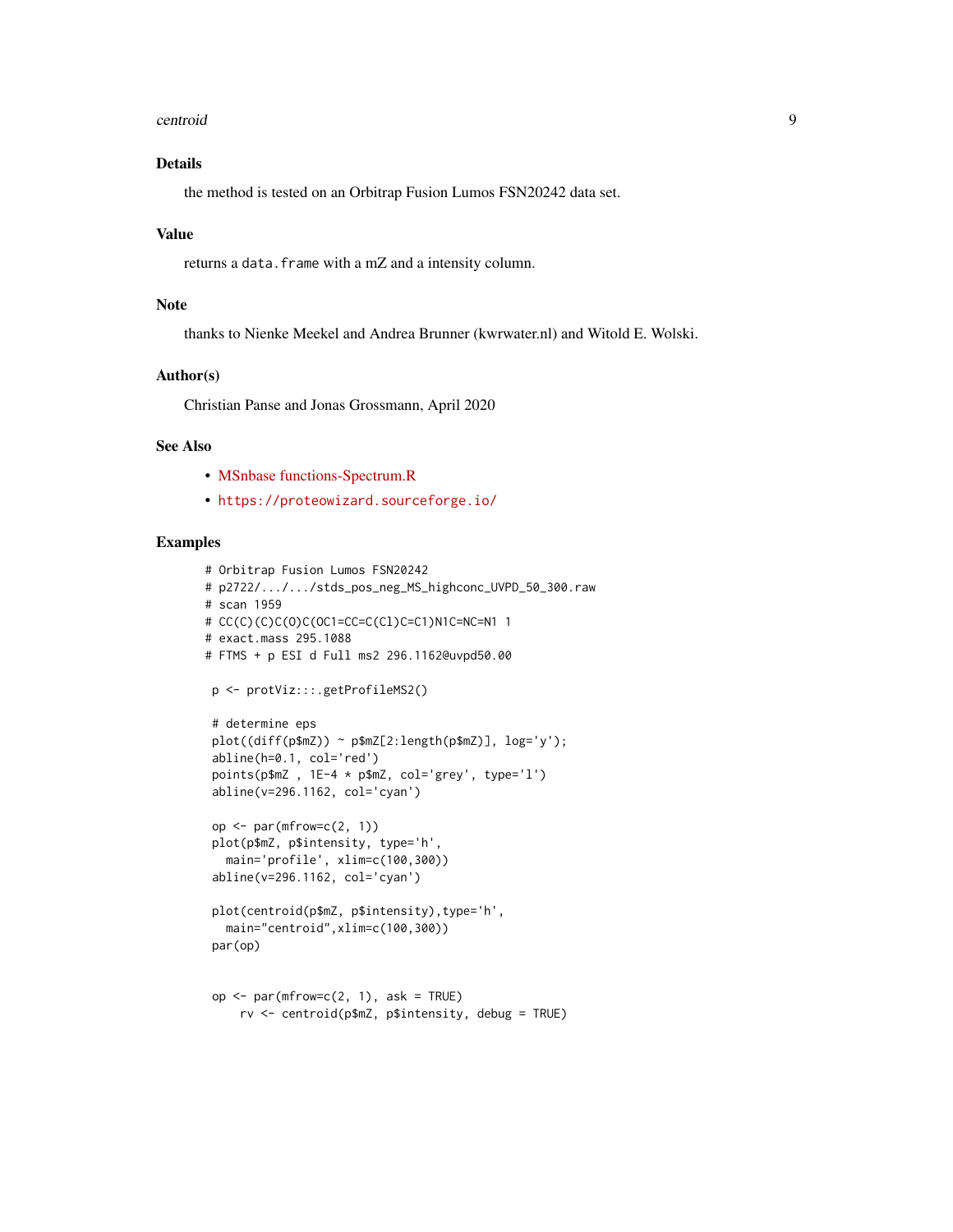### Details

the method is tested on an Orbitrap Fusion Lumos FSN20242 data set.

### Value

returns a `data.frame` with a mZ and a intensity column.

### Note

thanks to Nienke Meekel and Andrea Brunner (kwrwater.nl) and Witold E. Wolski.

### Author(s)

Christian Panse and Jonas Grossmann, April 2020

### See Also

- MSnbase functions-Spectrum.R
- https://proteowizard.sourceforge.io/

### Examples

```
# Orbitrap Fusion Lumos FSN20242
# p2722/.../.../stds_pos_neg_MS_highconc_UVPD_50_300.raw
# scan 1959
# CC(C)(C)C(O)C(OC1=CC=C(Cl)C=C1)N1C=NC=N1 1
# exact.mass 295.1088
# FTMS + p ESI d Full ms2 296.1162@uvpd50.00

 p <- protViz:::.getProfileMS2()

 # determine eps
 plot((diff(p$mZ)) ~ p$mZ[2:length(p$mZ)], log='y');
 abline(h=0.1, col='red')
 points(p$mZ , 1E-4 * p$mZ, col='grey', type='l')
 abline(v=296.1162, col='cyan')

 op <- par(mfrow=c(2, 1))
 plot(p$mZ, p$intensity, type='h',
   main='profile', xlim=c(100,300))
 abline(v=296.1162, col='cyan')

 plot(centroid(p$mZ, p$intensity),type='h',
   main="centroid",xlim=c(100,300))
 par(op)


 op <- par(mfrow=c(2, 1), ask = TRUE)
     rv <- centroid(p$mZ, p$intensity, debug = TRUE)
```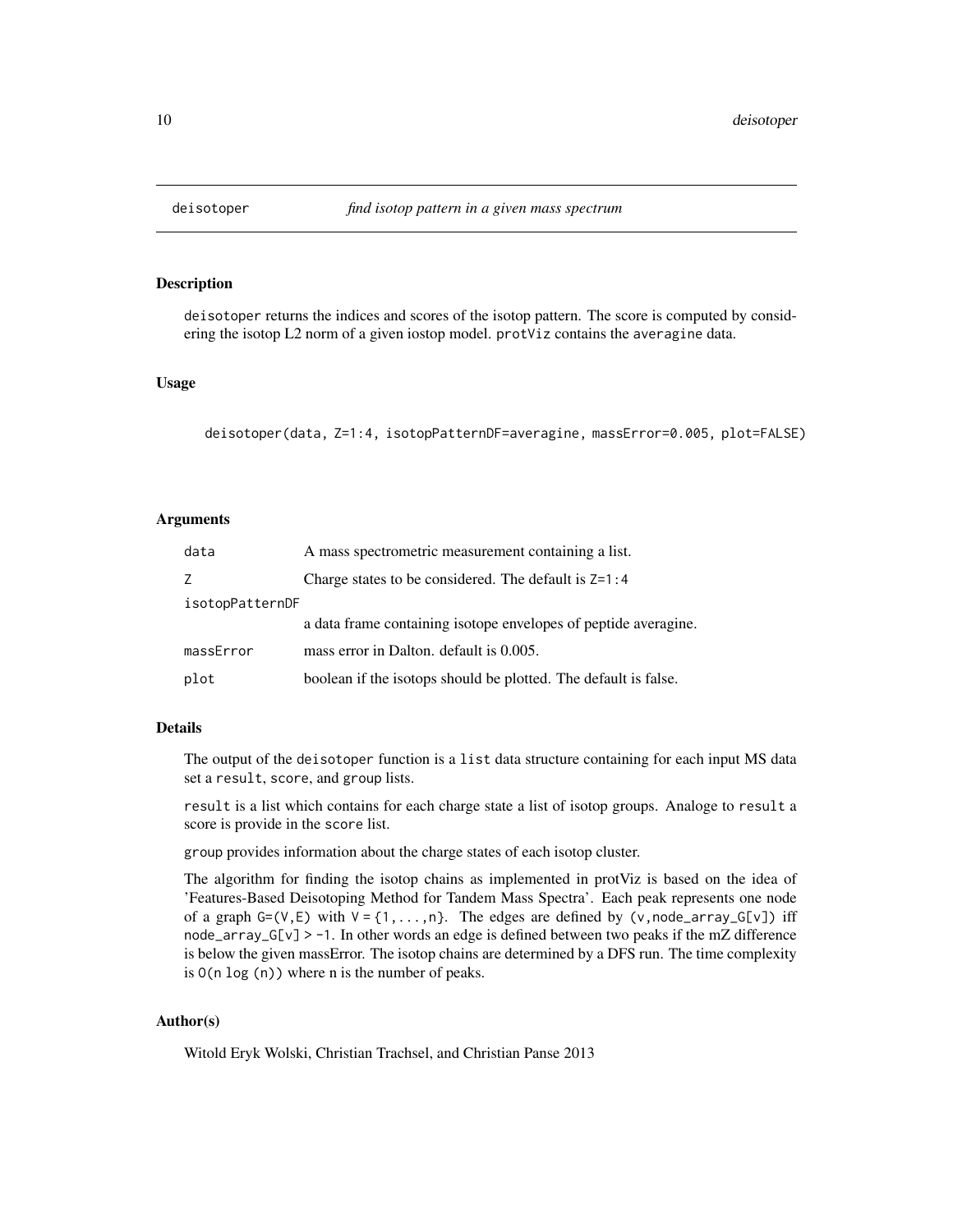# deisotoper *find isotop pattern in a given mass spectrum*

## Description

`deisotoper` returns the indices and scores of the isotop pattern. The score is computed by considering the isotop L2 norm of a given iostop model. `protViz` contains the `averagine` data.

## Usage

```
deisotoper(data, Z=1:4, isotopPatternDF=averagine, massError=0.005, plot=FALSE)
```

## Arguments

| | |
|---|---|
| `data` | A mass spectrometric measurement containing a list. |
| `Z` | Charge states to be considered. The default is `Z=1:4` |
| `isotopPatternDF` | a data frame containing isotope envelopes of peptide averagine. |
| `massError` | mass error in Dalton. default is 0.005. |
| `plot` | boolean if the isotops should be plotted. The default is false. |

## Details

The output of the `deisotoper` function is a `list` data structure containing for each input MS data set a `result`, `score`, and `group` lists.

`result` is a list which contains for each charge state a list of isotop groups. Analoge to `result` a score is provide in the `score` list.

`group` provides information about the charge states of each isotop cluster.

The algorithm for finding the isotop chains as implemented in protViz is based on the idea of 'Features-Based Deisotoping Method for Tandem Mass Spectra'. Each peak represents one node of a graph `G=(V,E)` with `V={1,...,n}`. The edges are defined by `(v,node_array_G[v])` iff `node_array_G[v] > -1`. In other words an edge is defined between two peaks if the mZ difference is below the given massError. The isotop chains are determined by a DFS run. The time complexity is `O(n log (n))` where n is the number of peaks.

## Author(s)

Witold Eryk Wolski, Christian Trachsel, and Christian Panse 2013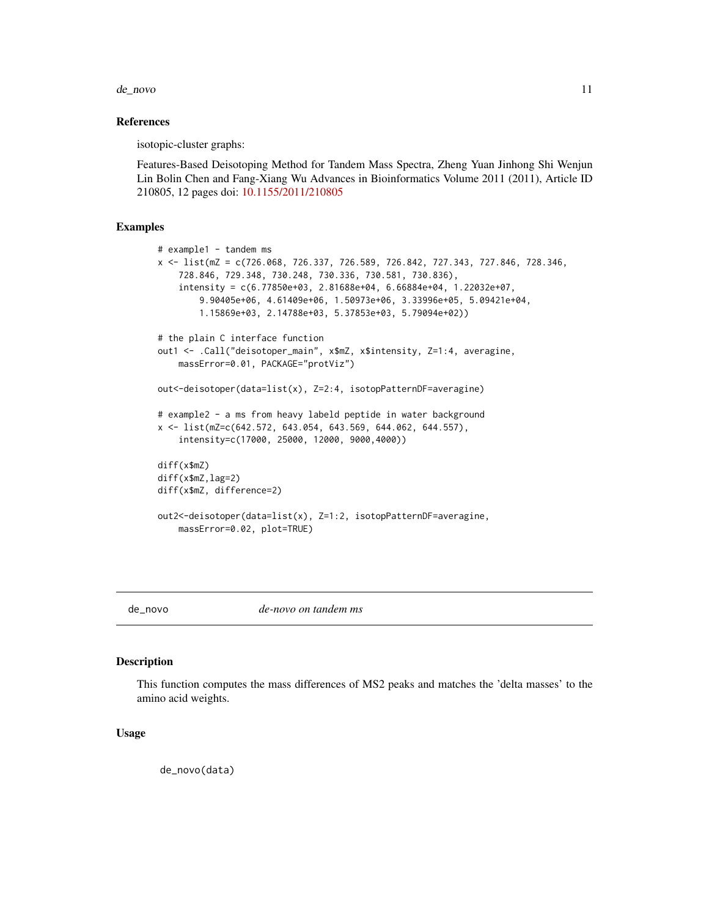### References

isotopic-cluster graphs:

Features-Based Deisotoping Method for Tandem Mass Spectra, Zheng Yuan Jinhong Shi Wenjun Lin Bolin Chen and Fang-Xiang Wu Advances in Bioinformatics Volume 2011 (2011), Article ID 210805, 12 pages doi: 10.1155/2011/210805

### Examples

```
# example1 - tandem ms
x <- list(mZ = c(726.068, 726.337, 726.589, 726.842, 727.343, 727.846, 728.346,
    728.846, 729.348, 730.248, 730.336, 730.581, 730.836),
    intensity = c(6.77850e+03, 2.81688e+04, 6.66884e+04, 1.22032e+07,
        9.90405e+06, 4.61409e+06, 1.50973e+06, 3.33996e+05, 5.09421e+04,
        1.15869e+03, 2.14788e+03, 5.37853e+03, 5.79094e+02))

# the plain C interface function
out1 <- .Call("deisotoper_main", x$mZ, x$intensity, Z=1:4, averagine,
    massError=0.01, PACKAGE="protViz")

out<-deisotoper(data=list(x), Z=2:4, isotopPatternDF=averagine)

# example2 - a ms from heavy labeld peptide in water background
x <- list(mZ=c(642.572, 643.054, 643.569, 644.062, 644.557),
    intensity=c(17000, 25000, 12000, 9000,4000))

diff(x$mZ)
diff(x$mZ,lag=2)
diff(x$mZ, difference=2)

out2<-deisotoper(data=list(x), Z=1:2, isotopPatternDF=averagine,
    massError=0.02, plot=TRUE)
```

---

## de_novo — *de-novo on tandem ms*

### Description

This function computes the mass differences of MS2 peaks and matches the 'delta masses' to the amino acid weights.

### Usage

```
de_novo(data)
```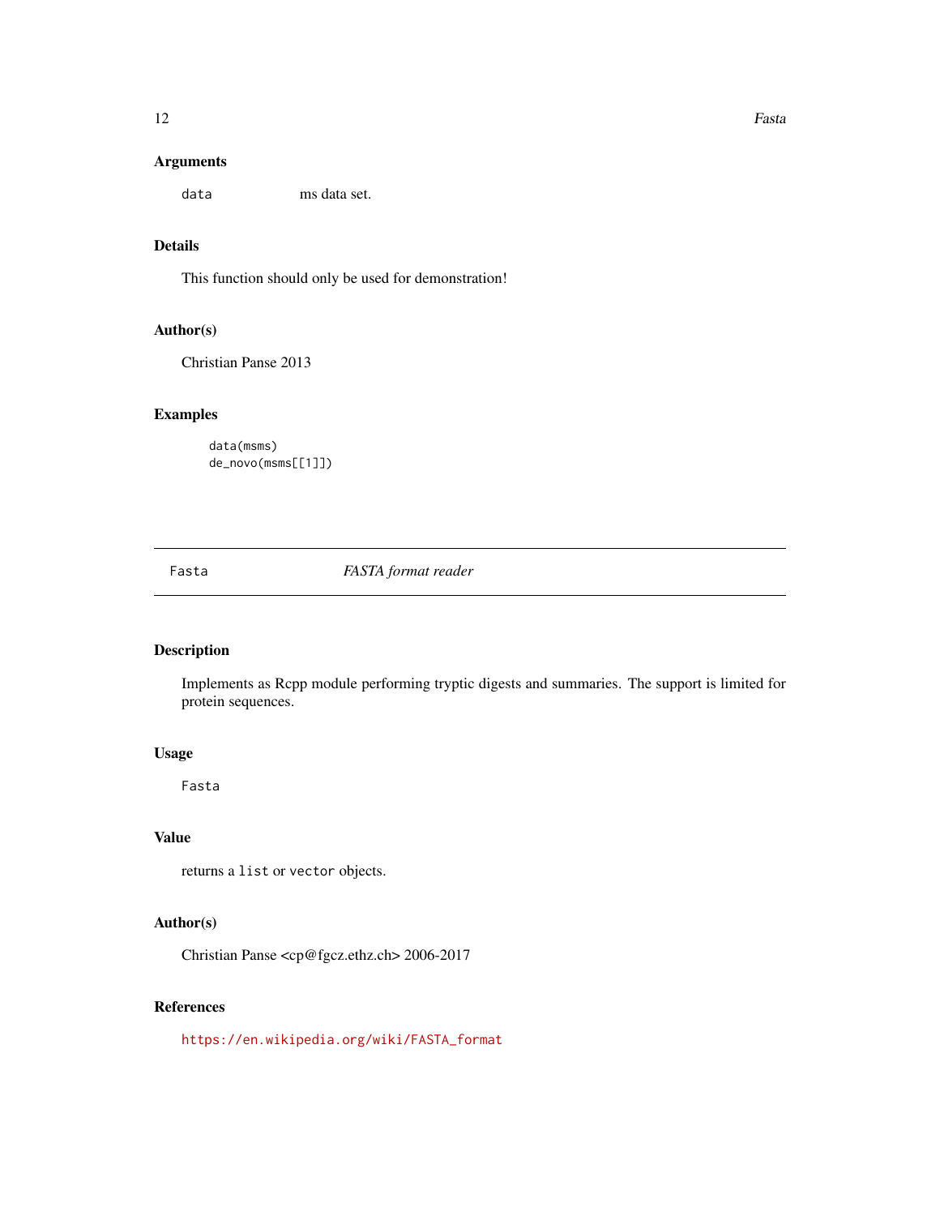### Arguments

`data` ms data set.

### Details

This function should only be used for demonstration!

### Author(s)

Christian Panse 2013

### Examples

```
data(msms)
de_novo(msms[[1]])
```

---

## Fasta *FASTA format reader*

---

### Description

Implements as Rcpp module performing tryptic digests and summaries. The support is limited for protein sequences.

### Usage

```
Fasta
```

### Value

returns a `list` or `vector` objects.

### Author(s)

Christian Panse <cp@fgcz.ethz.ch> 2006-2017

### References

https://en.wikipedia.org/wiki/FASTA_format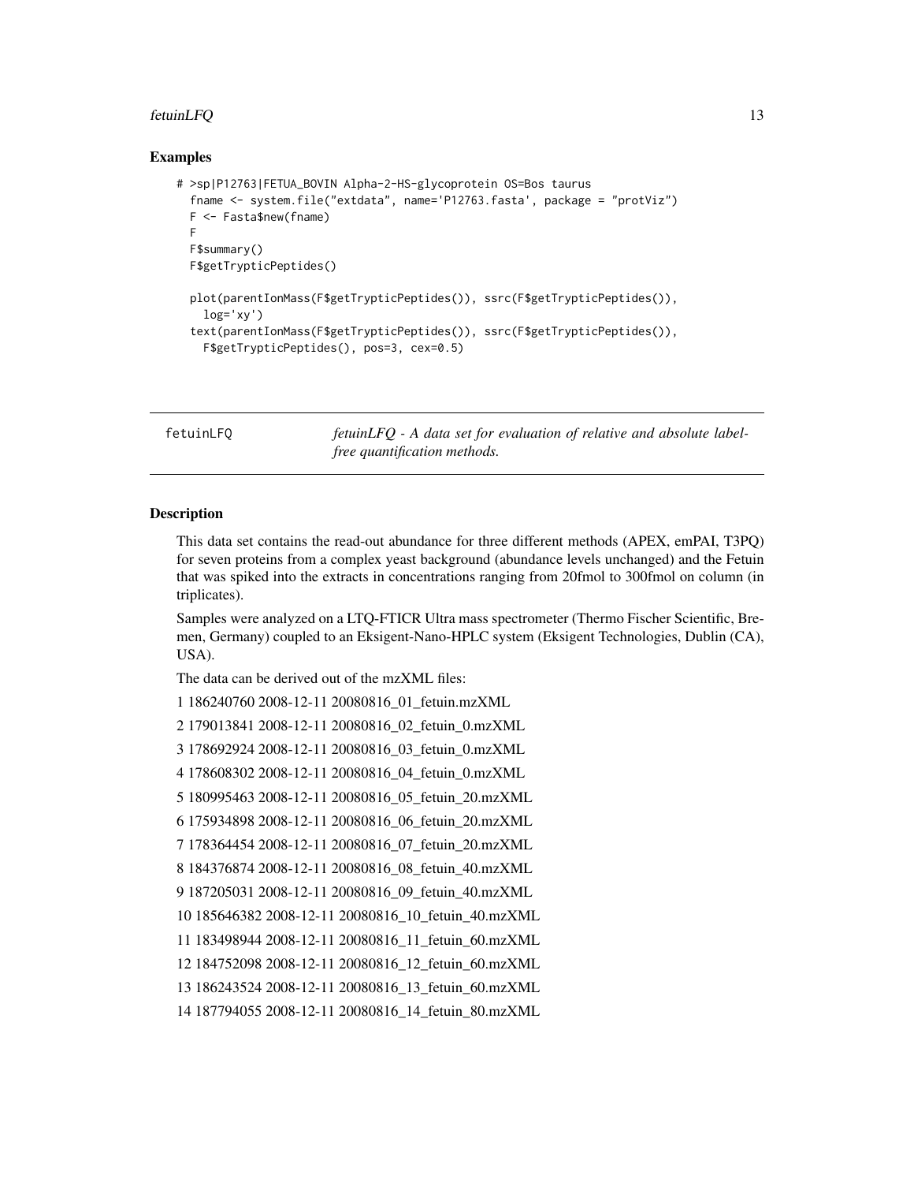## Examples

```
# >sp|P12763|FETUA_BOVIN Alpha-2-HS-glycoprotein OS=Bos taurus
  fname <- system.file("extdata", name='P12763.fasta', package = "protViz")
  F <- Fasta$new(fname)
  F
  F$summary()
  F$getTrypticPeptides()

  plot(parentIonMass(F$getTrypticPeptides()), ssrc(F$getTrypticPeptides()),
    log='xy')
  text(parentIonMass(F$getTrypticPeptides()), ssrc(F$getTrypticPeptides()),
    F$getTrypticPeptides(), pos=3, cex=0.5)
```

---

# fetuinLFQ

*fetuinLFQ - A data set for evaluation of relative and absolute label-free quantification methods.*

---

## Description

This data set contains the read-out abundance for three different methods (APEX, emPAI, T3PQ) for seven proteins from a complex yeast background (abundance levels unchanged) and the Fetuin that was spiked into the extracts in concentrations ranging from 20fmol to 300fmol on column (in triplicates).

Samples were analyzed on a LTQ-FTICR Ultra mass spectrometer (Thermo Fischer Scientific, Bremen, Germany) coupled to an Eksigent-Nano-HPLC system (Eksigent Technologies, Dublin (CA), USA).

The data can be derived out of the mzXML files:

1 186240760 2008-12-11 20080816_01_fetuin.mzXML

2 179013841 2008-12-11 20080816_02_fetuin_0.mzXML

3 178692924 2008-12-11 20080816_03_fetuin_0.mzXML

4 178608302 2008-12-11 20080816_04_fetuin_0.mzXML

5 180995463 2008-12-11 20080816_05_fetuin_20.mzXML

6 175934898 2008-12-11 20080816_06_fetuin_20.mzXML

7 178364454 2008-12-11 20080816_07_fetuin_20.mzXML

8 184376874 2008-12-11 20080816_08_fetuin_40.mzXML

9 187205031 2008-12-11 20080816_09_fetuin_40.mzXML

10 185646382 2008-12-11 20080816_10_fetuin_40.mzXML

11 183498944 2008-12-11 20080816_11_fetuin_60.mzXML

12 184752098 2008-12-11 20080816_12_fetuin_60.mzXML

13 186243524 2008-12-11 20080816_13_fetuin_60.mzXML

14 187794055 2008-12-11 20080816_14_fetuin_80.mzXML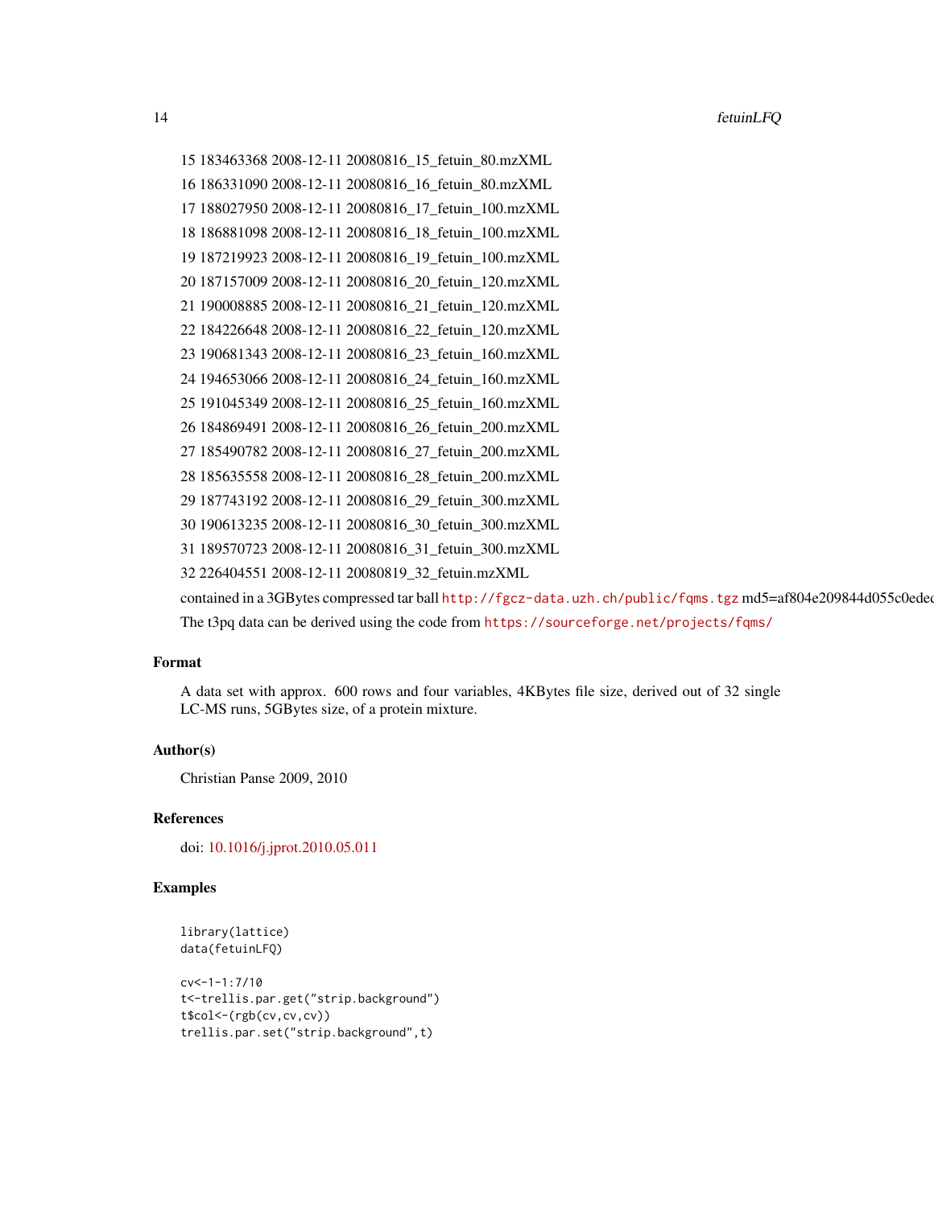15 183463368 2008-12-11 20080816_15_fetuin_80.mzXML

16 186331090 2008-12-11 20080816_16_fetuin_80.mzXML

17 188027950 2008-12-11 20080816_17_fetuin_100.mzXML

18 186881098 2008-12-11 20080816_18_fetuin_100.mzXML

19 187219923 2008-12-11 20080816_19_fetuin_100.mzXML

20 187157009 2008-12-11 20080816_20_fetuin_120.mzXML

21 190008885 2008-12-11 20080816_21_fetuin_120.mzXML

22 184226648 2008-12-11 20080816_22_fetuin_120.mzXML

23 190681343 2008-12-11 20080816_23_fetuin_160.mzXML

24 194653066 2008-12-11 20080816_24_fetuin_160.mzXML

25 191045349 2008-12-11 20080816_25_fetuin_160.mzXML

26 184869491 2008-12-11 20080816_26_fetuin_200.mzXML

27 185490782 2008-12-11 20080816_27_fetuin_200.mzXML

28 185635558 2008-12-11 20080816_28_fetuin_200.mzXML

29 187743192 2008-12-11 20080816_29_fetuin_300.mzXML

30 190613235 2008-12-11 20080816_30_fetuin_300.mzXML

31 189570723 2008-12-11 20080816_31_fetuin_300.mzXML

32 226404551 2008-12-11 20080819_32_fetuin.mzXML

contained in a 3GBytes compressed tar ball http://fgcz-data.uzh.ch/public/fqms.tgz md5=af804e209844d055c0edec

The t3pq data can be derived using the code from https://sourceforge.net/projects/fqms/

### Format

A data set with approx. 600 rows and four variables, 4KBytes file size, derived out of 32 single LC-MS runs, 5GBytes size, of a protein mixture.

### Author(s)

Christian Panse 2009, 2010

### References

doi: 10.1016/j.jprot.2010.05.011

### Examples

```
library(lattice)
data(fetuinLFQ)

cv<-1-1:7/10
t<-trellis.par.get("strip.background")
t$col<-(rgb(cv,cv,cv))
trellis.par.set("strip.background",t)
```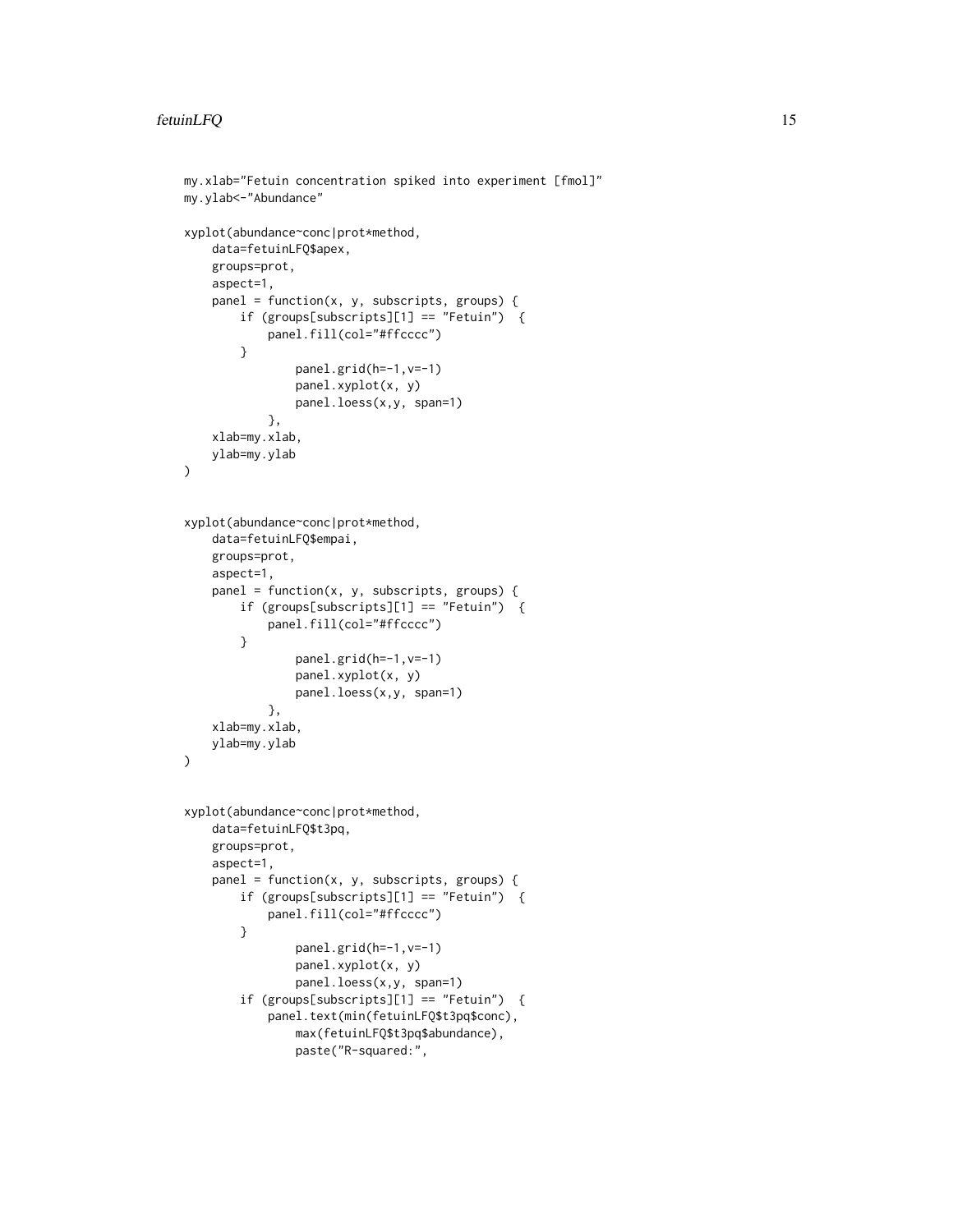```
my.xlab="Fetuin concentration spiked into experiment [fmol]"
my.ylab<-"Abundance"

xyplot(abundance~conc|prot*method,
    data=fetuinLFQ$apex,
    groups=prot,
    aspect=1,
    panel = function(x, y, subscripts, groups) {
        if (groups[subscripts][1] == "Fetuin")  {
            panel.fill(col="#ffcccc")
        }
                panel.grid(h=-1,v=-1)
                panel.xyplot(x, y)
                panel.loess(x,y, span=1)
            },
    xlab=my.xlab,
    ylab=my.ylab
)


xyplot(abundance~conc|prot*method,
    data=fetuinLFQ$empai,
    groups=prot,
    aspect=1,
    panel = function(x, y, subscripts, groups) {
        if (groups[subscripts][1] == "Fetuin")  {
            panel.fill(col="#ffcccc")
        }
                panel.grid(h=-1,v=-1)
                panel.xyplot(x, y)
                panel.loess(x,y, span=1)
            },
    xlab=my.xlab,
    ylab=my.ylab
)


xyplot(abundance~conc|prot*method,
    data=fetuinLFQ$t3pq,
    groups=prot,
    aspect=1,
    panel = function(x, y, subscripts, groups) {
        if (groups[subscripts][1] == "Fetuin")  {
            panel.fill(col="#ffcccc")
        }
                panel.grid(h=-1,v=-1)
                panel.xyplot(x, y)
                panel.loess(x,y, span=1)
        if (groups[subscripts][1] == "Fetuin")  {
            panel.text(min(fetuinLFQ$t3pq$conc),
                max(fetuinLFQ$t3pq$abundance),
                paste("R-squared:",
```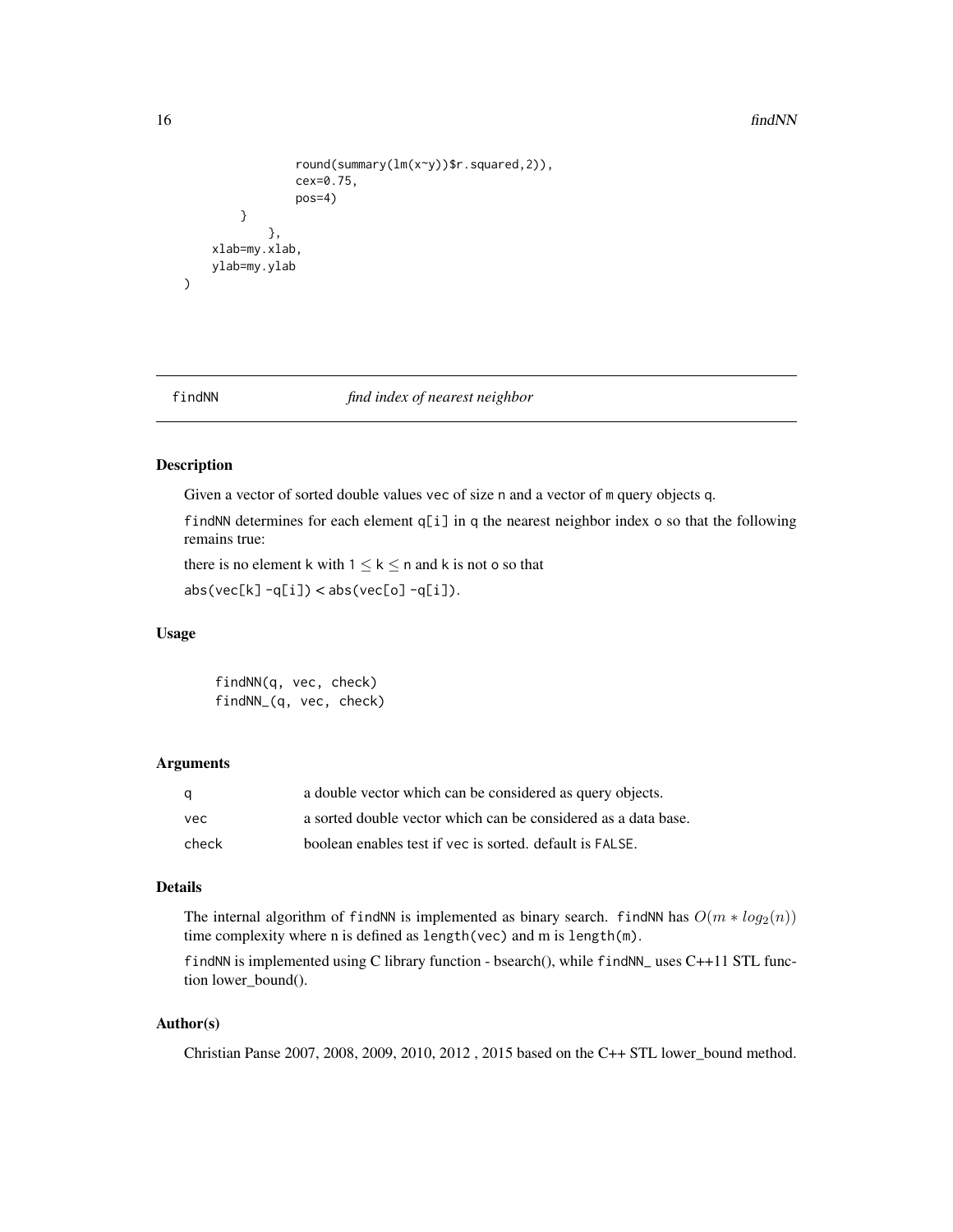```
                round(summary(lm(x~y))$r.squared,2)),
                cex=0.75,
                pos=4)
        }
            },
    xlab=my.xlab,
    ylab=my.ylab
)
```

## findNN — *find index of nearest neighbor*

### Description

Given a vector of sorted double values vec of size n and a vector of m query objects q.

findNN determines for each element q[i] in q the nearest neighbor index o so that the following remains true:

there is no element k with $1 \leq k \leq n$ and k is not o so that

abs(vec[k] -q[i]) < abs(vec[o] -q[i]).

### Usage

```
findNN(q, vec, check)
findNN_(q, vec, check)
```

### Arguments

| | |
|---|---|
| q | a double vector which can be considered as query objects. |
| vec | a sorted double vector which can be considered as a data base. |
| check | boolean enables test if vec is sorted. default is FALSE. |

### Details

The internal algorithm of findNN is implemented as binary search. findNN has $O(m * log_2(n))$ time complexity where n is defined as length(vec) and m is length(m).

findNN is implemented using C library function - bsearch(), while findNN_ uses C++11 STL function lower_bound().

### Author(s)

Christian Panse 2007, 2008, 2009, 2010, 2012 , 2015 based on the C++ STL lower_bound method.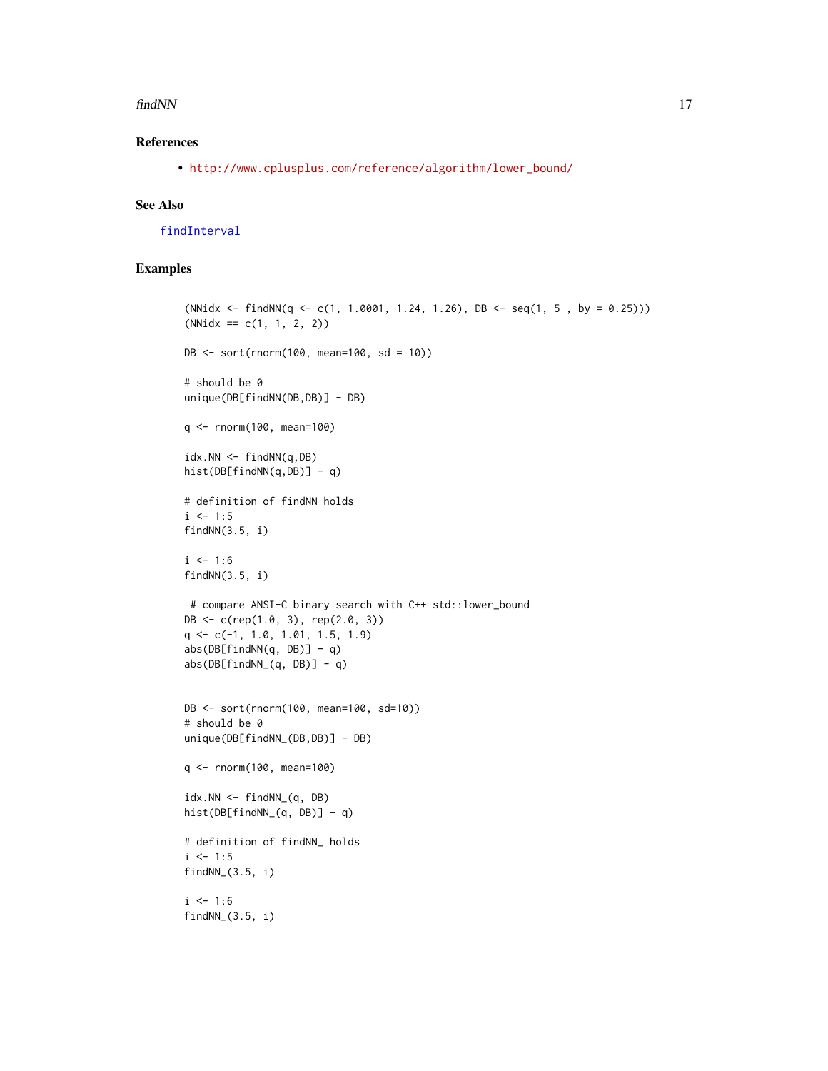### References

- http://www.cplusplus.com/reference/algorithm/lower_bound/

### See Also

findInterval

### Examples

```
(NNidx <- findNN(q <- c(1, 1.0001, 1.24, 1.26), DB <- seq(1, 5 , by = 0.25)))
(NNidx == c(1, 1, 2, 2))

DB <- sort(rnorm(100, mean=100, sd = 10))

# should be 0
unique(DB[findNN(DB,DB)] - DB)

q <- rnorm(100, mean=100)

idx.NN <- findNN(q,DB)
hist(DB[findNN(q,DB)] - q)

# definition of findNN holds
i <- 1:5
findNN(3.5, i)

i <- 1:6
findNN(3.5, i)

 # compare ANSI-C binary search with C++ std::lower_bound
DB <- c(rep(1.0, 3), rep(2.0, 3))
q <- c(-1, 1.0, 1.01, 1.5, 1.9)
abs(DB[findNN(q, DB)] - q)
abs(DB[findNN_(q, DB)] - q)


DB <- sort(rnorm(100, mean=100, sd=10))
# should be 0
unique(DB[findNN_(DB,DB)] - DB)

q <- rnorm(100, mean=100)

idx.NN <- findNN_(q, DB)
hist(DB[findNN_(q, DB)] - q)

# definition of findNN_ holds
i <- 1:5
findNN_(3.5, i)

i <- 1:6
findNN_(3.5, i)
```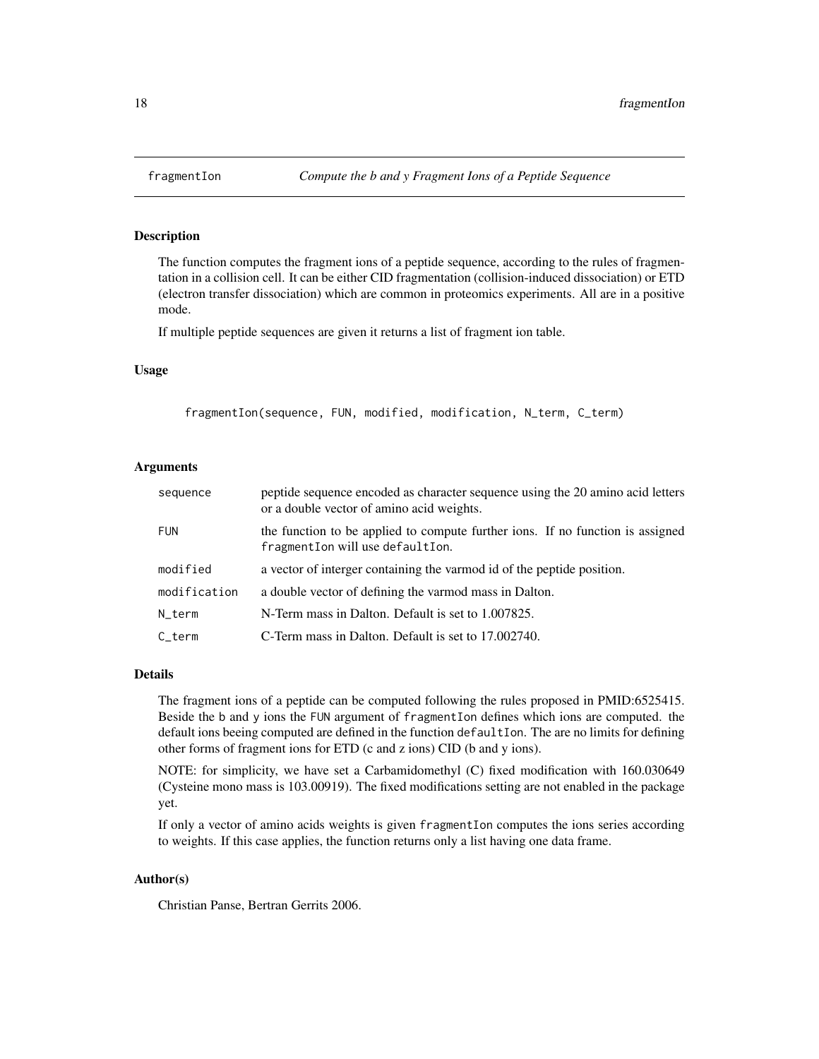## fragmentIon *Compute the b and y Fragment Ions of a Peptide Sequence*

### Description

The function computes the fragment ions of a peptide sequence, according to the rules of fragmentation in a collision cell. It can be either CID fragmentation (collision-induced dissociation) or ETD (electron transfer dissociation) which are common in proteomics experiments. All are in a positive mode.

If multiple peptide sequences are given it returns a list of fragment ion table.

### Usage

```
fragmentIon(sequence, FUN, modified, modification, N_term, C_term)
```

### Arguments

| | |
|---|---|
| sequence | peptide sequence encoded as character sequence using the 20 amino acid letters or a double vector of amino acid weights. |
| FUN | the function to be applied to compute further ions. If no function is assigned `fragmentIon` will use `defaultIon`. |
| modified | a vector of interger containing the varmod id of the peptide position. |
| modification | a double vector of defining the varmod mass in Dalton. |
| N_term | N-Term mass in Dalton. Default is set to 1.007825. |
| C_term | C-Term mass in Dalton. Default is set to 17.002740. |

### Details

The fragment ions of a peptide can be computed following the rules proposed in PMID:6525415. Beside the `b` and `y` ions the `FUN` argument of `fragmentIon` defines which ions are computed. the default ions beeing computed are defined in the function `defaultIon`. The are no limits for defining other forms of fragment ions for ETD (c and z ions) CID (b and y ions).

NOTE: for simplicity, we have set a Carbamidomethyl (C) fixed modification with 160.030649 (Cysteine mono mass is 103.00919). The fixed modifications setting are not enabled in the package yet.

If only a vector of amino acids weights is given `fragmentIon` computes the ions series according to weights. If this case applies, the function returns only a list having one data frame.

### Author(s)

Christian Panse, Bertran Gerrits 2006.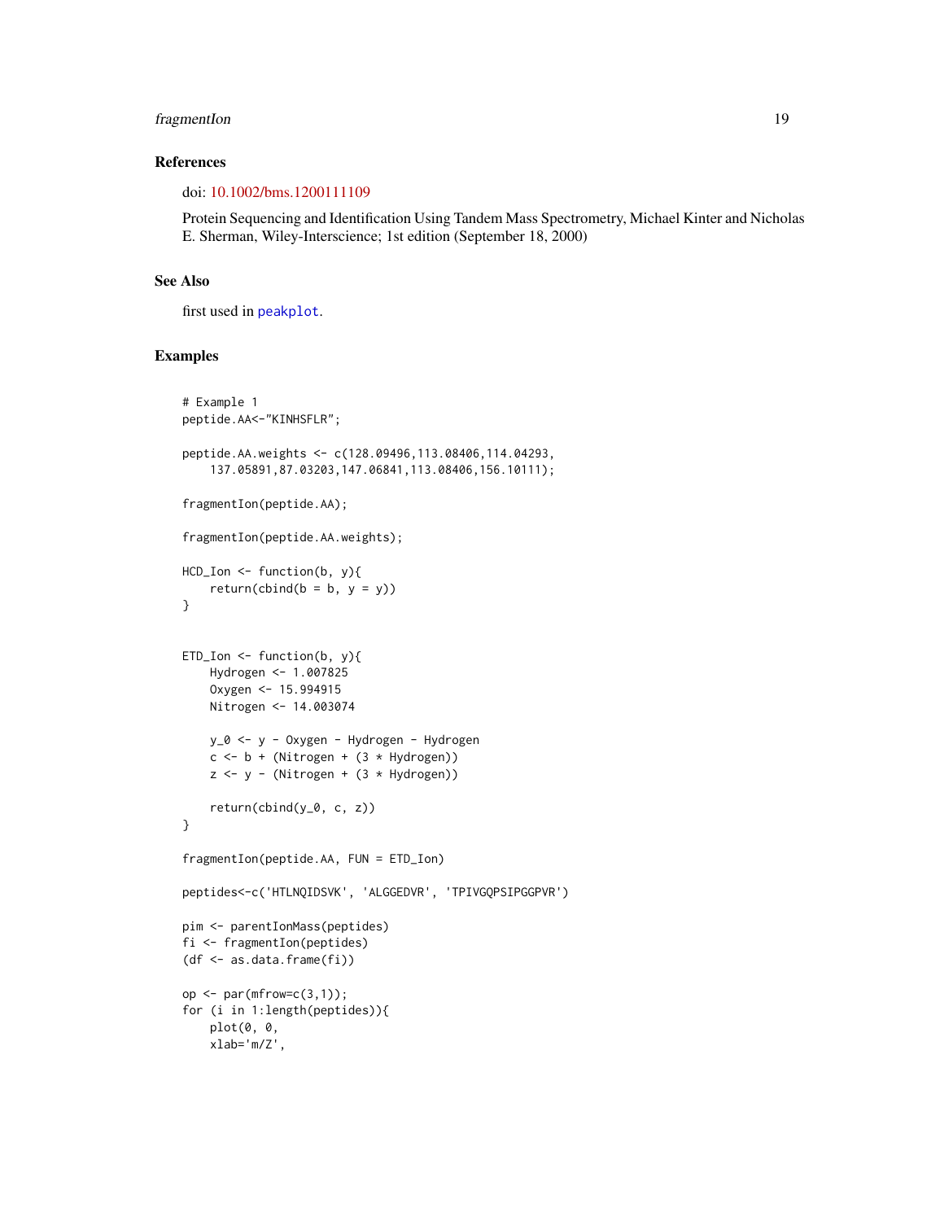## References

doi: 10.1002/bms.1200111109

Protein Sequencing and Identification Using Tandem Mass Spectrometry, Michael Kinter and Nicholas E. Sherman, Wiley-Interscience; 1st edition (September 18, 2000)

## See Also

first used in `peakplot`.

## Examples

```
# Example 1
peptide.AA<-"KINHSFLR";

peptide.AA.weights <- c(128.09496,113.08406,114.04293,
    137.05891,87.03203,147.06841,113.08406,156.10111);

fragmentIon(peptide.AA);

fragmentIon(peptide.AA.weights);

HCD_Ion <- function(b, y){
    return(cbind(b = b, y = y))
}


ETD_Ion <- function(b, y){
    Hydrogen <- 1.007825
    Oxygen <- 15.994915
    Nitrogen <- 14.003074

    y_0 <- y - Oxygen - Hydrogen - Hydrogen
    c <- b + (Nitrogen + (3 * Hydrogen))
    z <- y - (Nitrogen + (3 * Hydrogen))

    return(cbind(y_0, c, z))
}

fragmentIon(peptide.AA, FUN = ETD_Ion)

peptides<-c('HTLNQIDSVK', 'ALGGEDVR', 'TPIVGQPSIPGGPVR')

pim <- parentIonMass(peptides)
fi <- fragmentIon(peptides)
(df <- as.data.frame(fi))

op <- par(mfrow=c(3,1));
for (i in 1:length(peptides)){
    plot(0, 0,
    xlab='m/Z',
```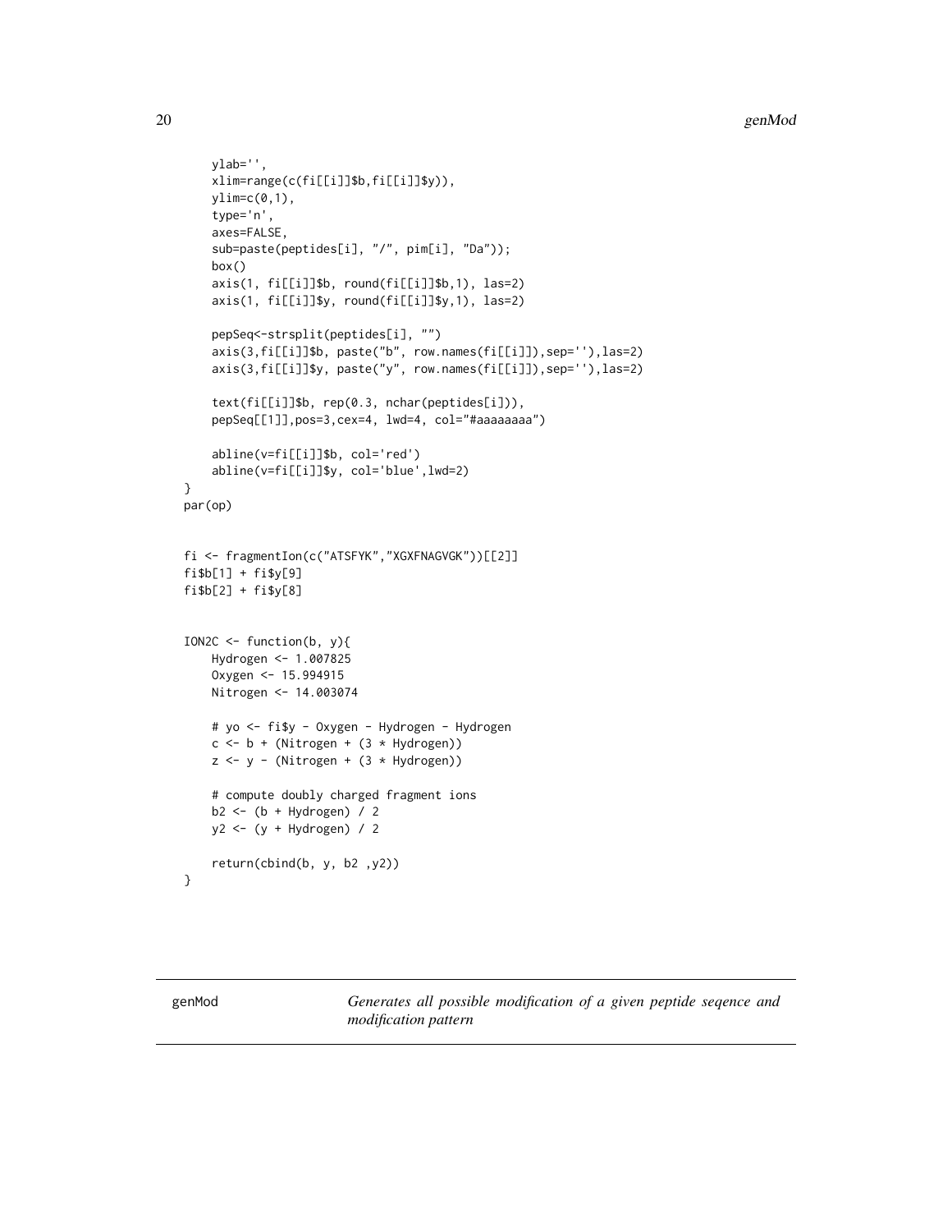```
    ylab='',
    xlim=range(c(fi[[i]]$b,fi[[i]]$y)),
    ylim=c(0,1),
    type='n',
    axes=FALSE,
    sub=paste(peptides[i], "/", pim[i], "Da"));
    box()
    axis(1, fi[[i]]$b, round(fi[[i]]$b,1), las=2)
    axis(1, fi[[i]]$y, round(fi[[i]]$y,1), las=2)

    pepSeq<-strsplit(peptides[i], "")
    axis(3,fi[[i]]$b, paste("b", row.names(fi[[i]]),sep=''),las=2)
    axis(3,fi[[i]]$y, paste("y", row.names(fi[[i]]),sep=''),las=2)

    text(fi[[i]]$b, rep(0.3, nchar(peptides[i])),
    pepSeq[[1]],pos=3,cex=4, lwd=4, col="#aaaaaaaa")

    abline(v=fi[[i]]$b, col='red')
    abline(v=fi[[i]]$y, col='blue',lwd=2)
}
par(op)


fi <- fragmentIon(c("ATSFYK","XGXFNAGVGK"))[[2]]
fi$b[1] + fi$y[9]
fi$b[2] + fi$y[8]


ION2C <- function(b, y){
    Hydrogen <- 1.007825
    Oxygen <- 15.994915
    Nitrogen <- 14.003074

    # yo <- fi$y - Oxygen - Hydrogen - Hydrogen
    c <- b + (Nitrogen + (3 * Hydrogen))
    z <- y - (Nitrogen + (3 * Hydrogen))

    # compute doubly charged fragment ions
    b2 <- (b + Hydrogen) / 2
    y2 <- (y + Hydrogen) / 2

    return(cbind(b, y, b2 ,y2))
}
```

## genMod — *Generates all possible modification of a given peptide seqence and modification pattern*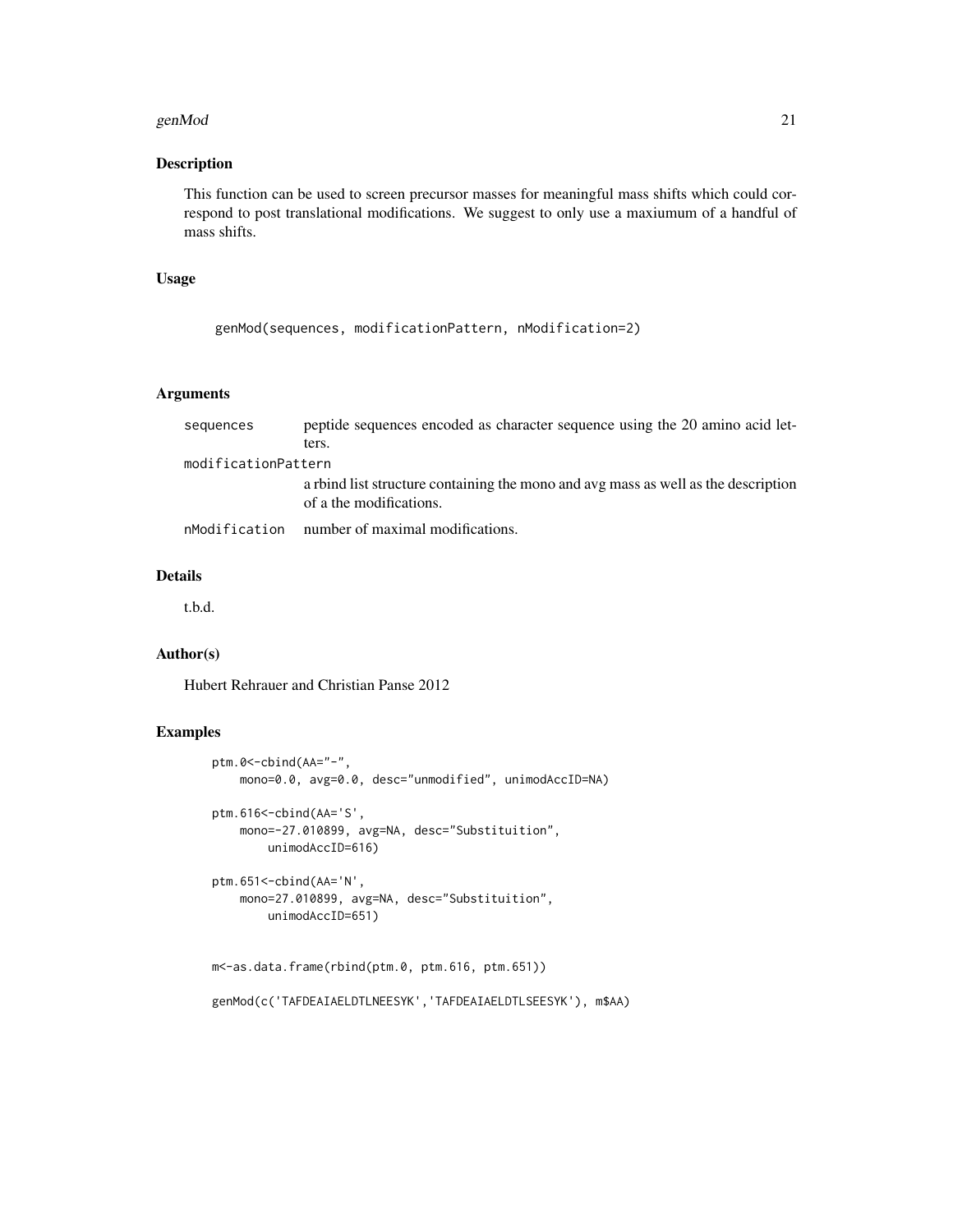## Description

This function can be used to screen precursor masses for meaningful mass shifts which could correspond to post translational modifications. We suggest to only use a maxiumum of a handful of mass shifts.

## Usage

```
genMod(sequences, modificationPattern, nModification=2)
```

## Arguments

| | |
|---|---|
| `sequences` | peptide sequences encoded as character sequence using the 20 amino acid letters. |
| `modificationPattern` | a rbind list structure containing the mono and avg mass as well as the description of a the modifications. |
| `nModification` | number of maximal modifications. |

## Details

t.b.d.

## Author(s)

Hubert Rehrauer and Christian Panse 2012

## Examples

```
ptm.0<-cbind(AA="-",
    mono=0.0, avg=0.0, desc="unmodified", unimodAccID=NA)

ptm.616<-cbind(AA='S',
    mono=-27.010899, avg=NA, desc="Substituition",
        unimodAccID=616)

ptm.651<-cbind(AA='N',
    mono=27.010899, avg=NA, desc="Substituition",
        unimodAccID=651)


m<-as.data.frame(rbind(ptm.0, ptm.616, ptm.651))

genMod(c('TAFDEAIAELDTLNEESYK','TAFDEAIAELDTLSEESYK'), m$AA)
```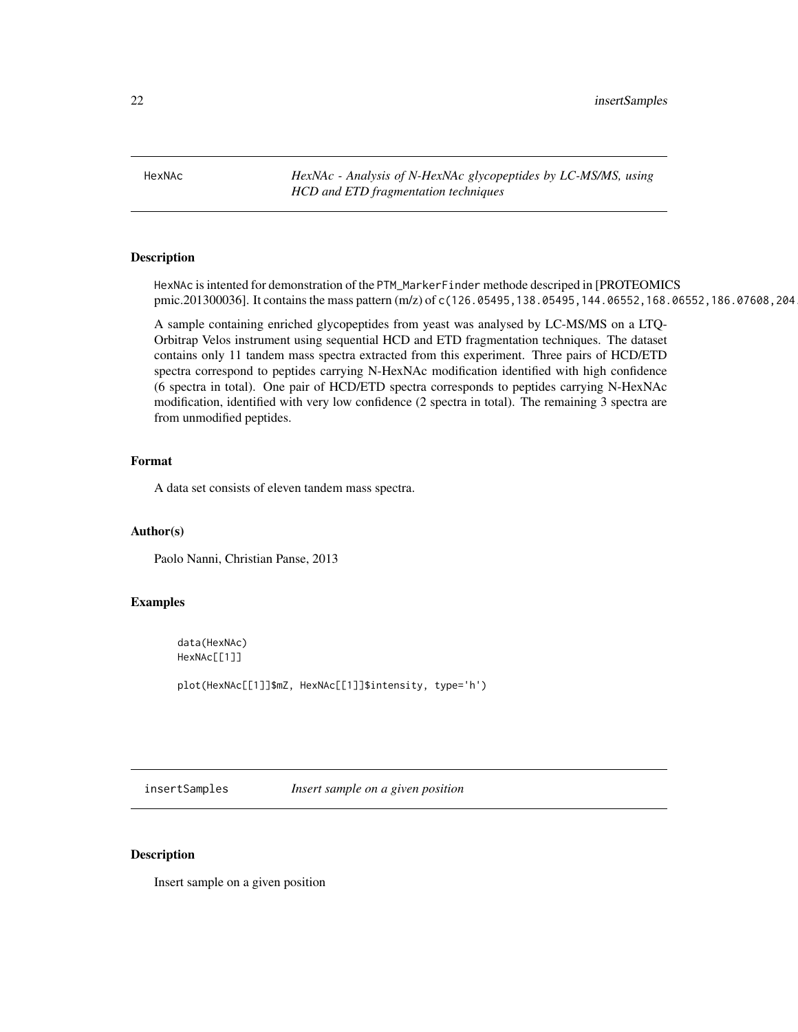## HexNAc — *HexNAc - Analysis of N-HexNAc glycopeptides by LC-MS/MS, using HCD and ETD fragmentation techniques*

### Description

HexNAc is intented for demonstration of the PTM_MarkerFinder methode descriped in [PROTEOMICS pmic.201300036]. It contains the mass pattern (m/z) of c(126.05495,138.05495,144.06552,168.06552,186.07608,204.

A sample containing enriched glycopeptides from yeast was analysed by LC-MS/MS on a LTQ-Orbitrap Velos instrument using sequential HCD and ETD fragmentation techniques. The dataset contains only 11 tandem mass spectra extracted from this experiment. Three pairs of HCD/ETD spectra correspond to peptides carrying N-HexNAc modification identified with high confidence (6 spectra in total). One pair of HCD/ETD spectra corresponds to peptides carrying N-HexNAc modification, identified with very low confidence (2 spectra in total). The remaining 3 spectra are from unmodified peptides.

### Format

A data set consists of eleven tandem mass spectra.

### Author(s)

Paolo Nanni, Christian Panse, 2013

### Examples

```
data(HexNAc)
HexNAc[[1]]

plot(HexNAc[[1]]$mZ, HexNAc[[1]]$intensity, type='h')
```

## insertSamples — *Insert sample on a given position*

### Description

Insert sample on a given position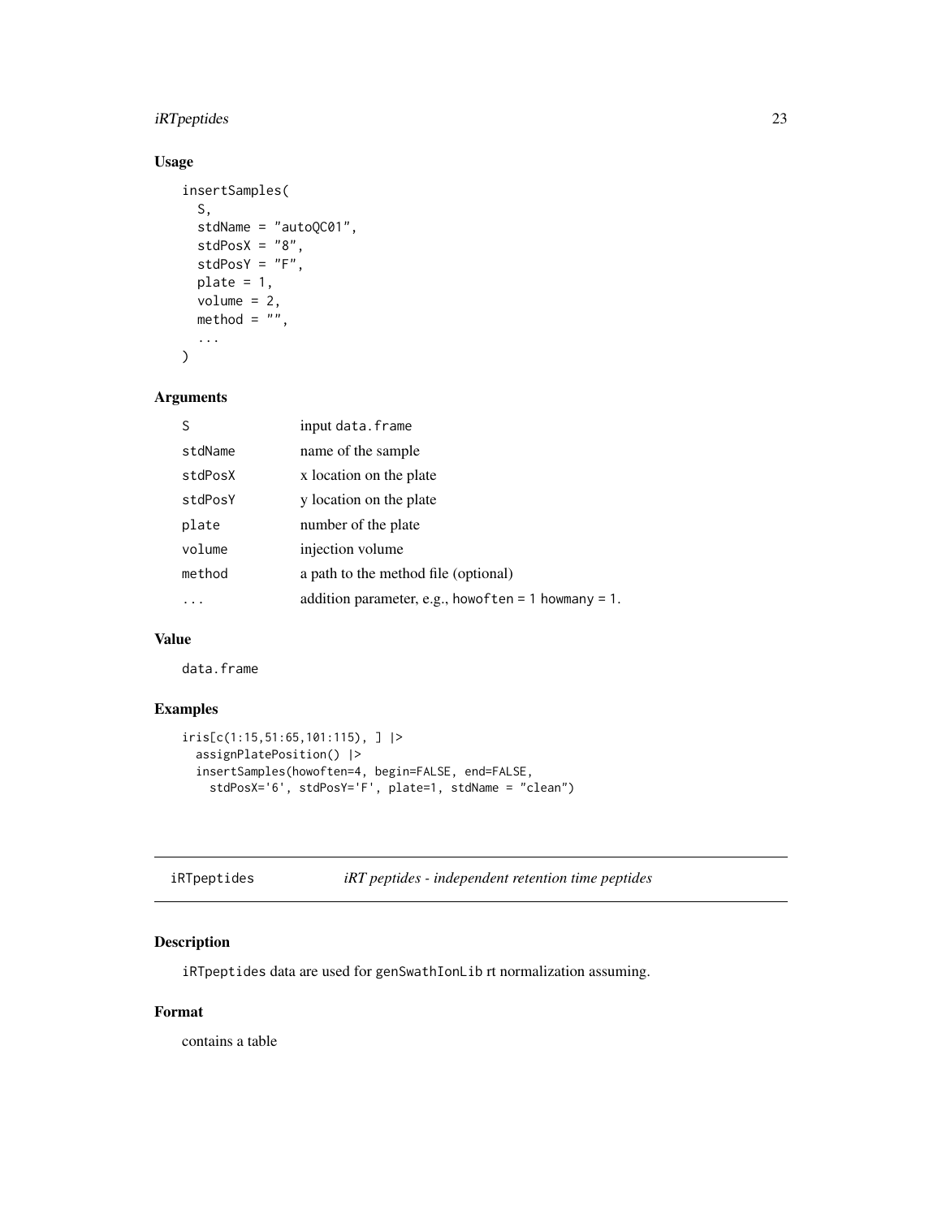### Usage

```
insertSamples(
  S,
  stdName = "autoQC01",
  stdPosX = "8",
  stdPosY = "F",
  plate = 1,
  volume = 2,
  method = "",
  ...
)
```

### Arguments

| | |
|---|---|
| S | input `data.frame` |
| stdName | name of the sample |
| stdPosX | x location on the plate |
| stdPosY | y location on the plate |
| plate | number of the plate |
| volume | injection volume |
| method | a path to the method file (optional) |
| ... | addition parameter, e.g., `howoften = 1 howmany = 1`. |

### Value

`data.frame`

### Examples

```
iris[c(1:15,51:65,101:115), ] |>
  assignPlatePosition() |>
  insertSamples(howoften=4, begin=FALSE, end=FALSE,
    stdPosX='6', stdPosY='F', plate=1, stdName = "clean")
```

---

## iRTpeptides — *iRT peptides - independent retention time peptides*

### Description

`iRTpeptides` data are used for `genSwathIonLib` rt normalization assuming.

### Format

contains a table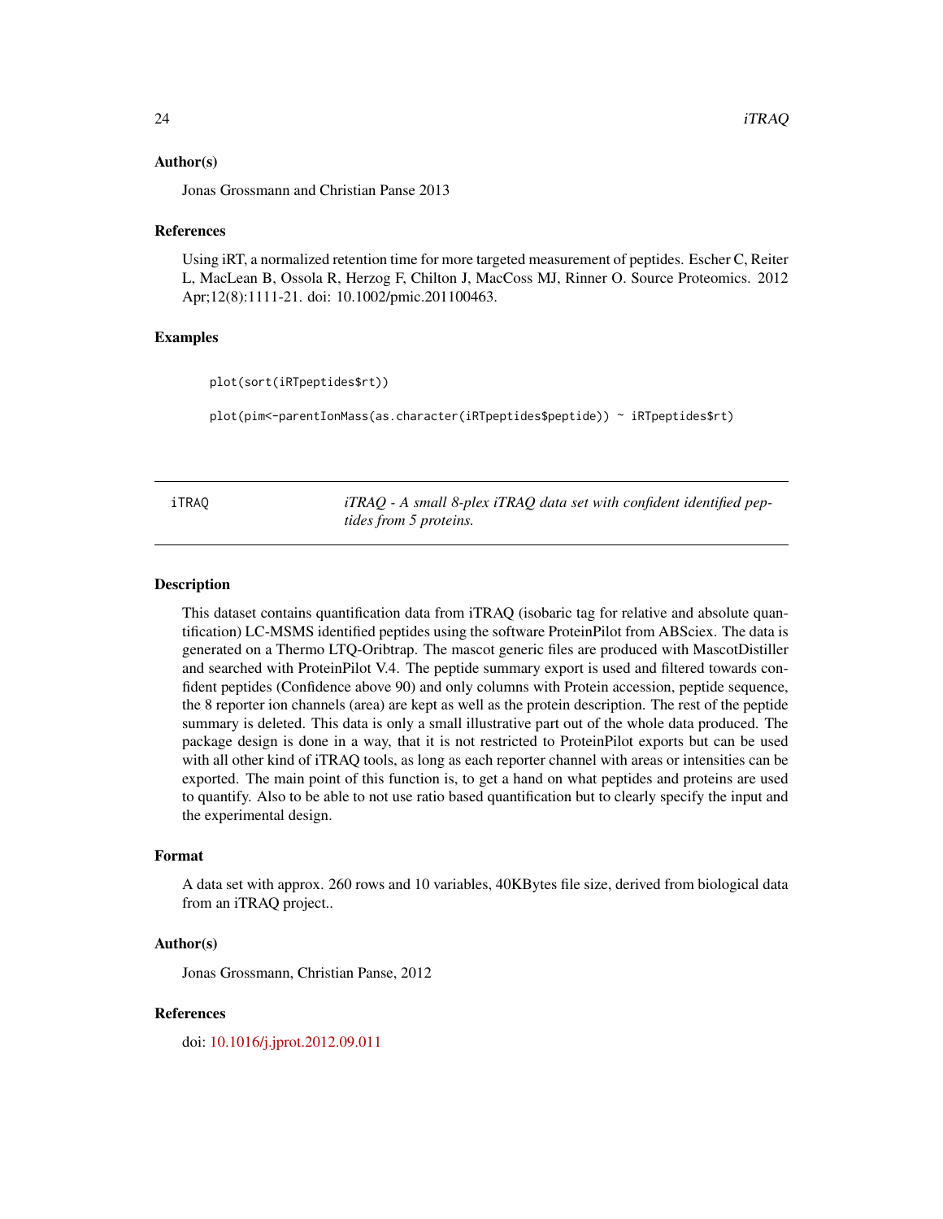### Author(s)

Jonas Grossmann and Christian Panse 2013

### References

Using iRT, a normalized retention time for more targeted measurement of peptides. Escher C, Reiter L, MacLean B, Ossola R, Herzog F, Chilton J, MacCoss MJ, Rinner O. Source Proteomics. 2012 Apr;12(8):1111-21. doi: 10.1002/pmic.201100463.

### Examples

```
plot(sort(iRTpeptides$rt))

plot(pim<-parentIonMass(as.character(iRTpeptides$peptide)) ~ iRTpeptides$rt)
```

---

## iTRAQ — *iTRAQ - A small 8-plex iTRAQ data set with confident identified peptides from 5 proteins.*

---

### Description

This dataset contains quantification data from iTRAQ (isobaric tag for relative and absolute quantification) LC-MSMS identified peptides using the software ProteinPilot from ABSciex. The data is generated on a Thermo LTQ-Oribtrap. The mascot generic files are produced with MascotDistiller and searched with ProteinPilot V.4. The peptide summary export is used and filtered towards confident peptides (Confidence above 90) and only columns with Protein accession, peptide sequence, the 8 reporter ion channels (area) are kept as well as the protein description. The rest of the peptide summary is deleted. This data is only a small illustrative part out of the whole data produced. The package design is done in a way, that it is not restricted to ProteinPilot exports but can be used with all other kind of iTRAQ tools, as long as each reporter channel with areas or intensities can be exported. The main point of this function is, to get a hand on what peptides and proteins are used to quantify. Also to be able to not use ratio based quantification but to clearly specify the input and the experimental design.

### Format

A data set with approx. 260 rows and 10 variables, 40KBytes file size, derived from biological data from an iTRAQ project..

### Author(s)

Jonas Grossmann, Christian Panse, 2012

### References

doi: 10.1016/j.jprot.2012.09.011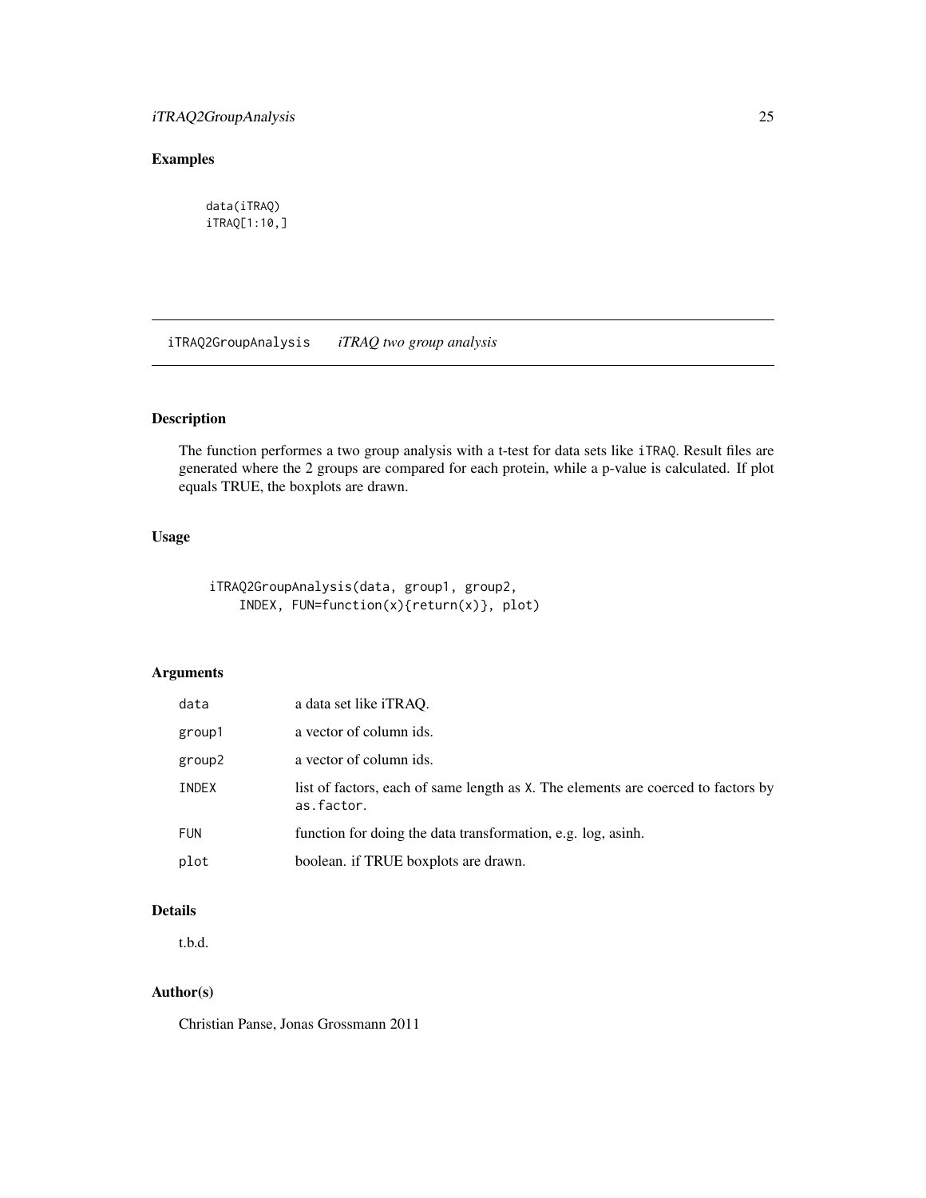## Examples

```
data(iTRAQ)
iTRAQ[1:10,]
```

---

# iTRAQ2GroupAnalysis *iTRAQ two group analysis*

---

## Description

The function performes a two group analysis with a t-test for data sets like `iTRAQ`. Result files are generated where the 2 groups are compared for each protein, while a p-value is calculated. If plot equals TRUE, the boxplots are drawn.

## Usage

```
iTRAQ2GroupAnalysis(data, group1, group2,
    INDEX, FUN=function(x){return(x)}, plot)
```

## Arguments

| | |
|---|---|
| `data` | a data set like iTRAQ. |
| `group1` | a vector of column ids. |
| `group2` | a vector of column ids. |
| `INDEX` | list of factors, each of same length as `X`. The elements are coerced to factors by `as.factor`. |
| `FUN` | function for doing the data transformation, e.g. log, asinh. |
| `plot` | boolean. if TRUE boxplots are drawn. |

## Details

t.b.d.

## Author(s)

Christian Panse, Jonas Grossmann 2011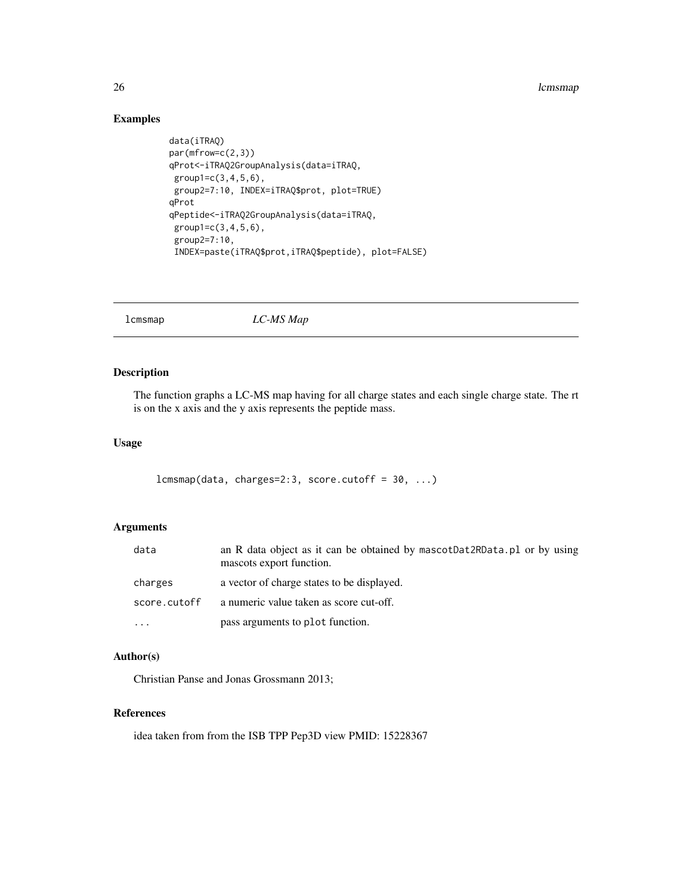## Examples

```
data(iTRAQ)
par(mfrow=c(2,3))
qProt<-iTRAQ2GroupAnalysis(data=iTRAQ,
 group1=c(3,4,5,6),
 group2=7:10, INDEX=iTRAQ$prot, plot=TRUE)
qProt
qPeptide<-iTRAQ2GroupAnalysis(data=iTRAQ,
 group1=c(3,4,5,6),
 group2=7:10,
 INDEX=paste(iTRAQ$prot,iTRAQ$peptide), plot=FALSE)
```

---

# lcmsmap *LC-MS Map*

---

## Description

The function graphs a LC-MS map having for all charge states and each single charge state. The rt is on the x axis and the y axis represents the peptide mass.

## Usage

```
lcmsmap(data, charges=2:3, score.cutoff = 30, ...)
```

## Arguments

| | |
|---|---|
| `data` | an R data object as it can be obtained by `mascotDat2RData.pl` or by using mascots export function. |
| `charges` | a vector of charge states to be displayed. |
| `score.cutoff` | a numeric value taken as score cut-off. |
| `...` | pass arguments to `plot` function. |

## Author(s)

Christian Panse and Jonas Grossmann 2013;

## References

idea taken from from the ISB TPP Pep3D view PMID: 15228367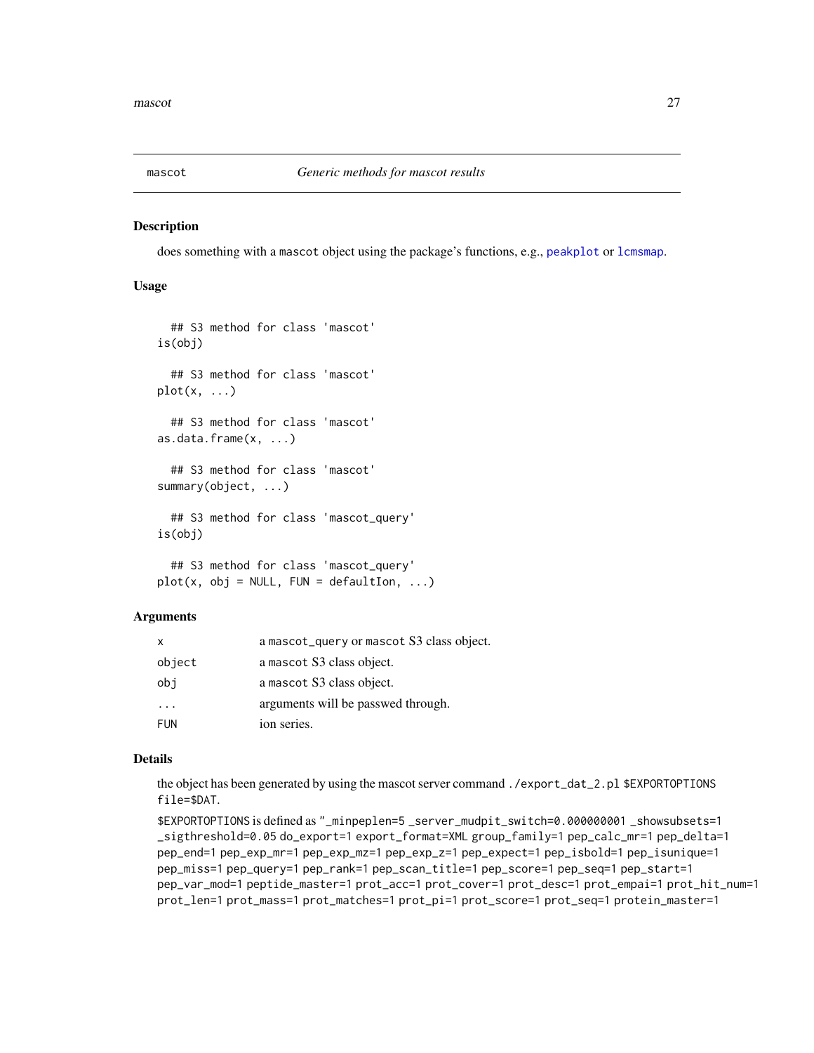## mascot — *Generic methods for mascot results*

### Description

does something with a mascot object using the package's functions, e.g., peakplot or lcmsmap.

### Usage

```
## S3 method for class 'mascot'
is(obj)

## S3 method for class 'mascot'
plot(x, ...)

## S3 method for class 'mascot'
as.data.frame(x, ...)

## S3 method for class 'mascot'
summary(object, ...)

## S3 method for class 'mascot_query'
is(obj)

## S3 method for class 'mascot_query'
plot(x, obj = NULL, FUN = defaultIon, ...)
```

### Arguments

| | |
|---|---|
| x | a mascot_query or mascot S3 class object. |
| object | a mascot S3 class object. |
| obj | a mascot S3 class object. |
| ... | arguments will be passwed through. |
| FUN | ion series. |

### Details

the object has been generated by using the mascot server command `./export_dat_2.pl $EXPORTOPTIONS file=$DAT`.

$EXPORTOPTIONS is defined as "_minpeplen=5 _server_mudpit_switch=0.000000001 _showsubsets=1 _sigthreshold=0.05 do_export=1 export_format=XML group_family=1 pep_calc_mr=1 pep_delta=1 pep_end=1 pep_exp_mr=1 pep_exp_mz=1 pep_exp_z=1 pep_expect=1 pep_isbold=1 pep_isunique=1 pep_miss=1 pep_query=1 pep_rank=1 pep_scan_title=1 pep_score=1 pep_seq=1 pep_start=1 pep_var_mod=1 peptide_master=1 prot_acc=1 prot_cover=1 prot_desc=1 prot_empai=1 prot_hit_num=1 prot_len=1 prot_mass=1 prot_matches=1 prot_pi=1 prot_score=1 prot_seq=1 protein_master=1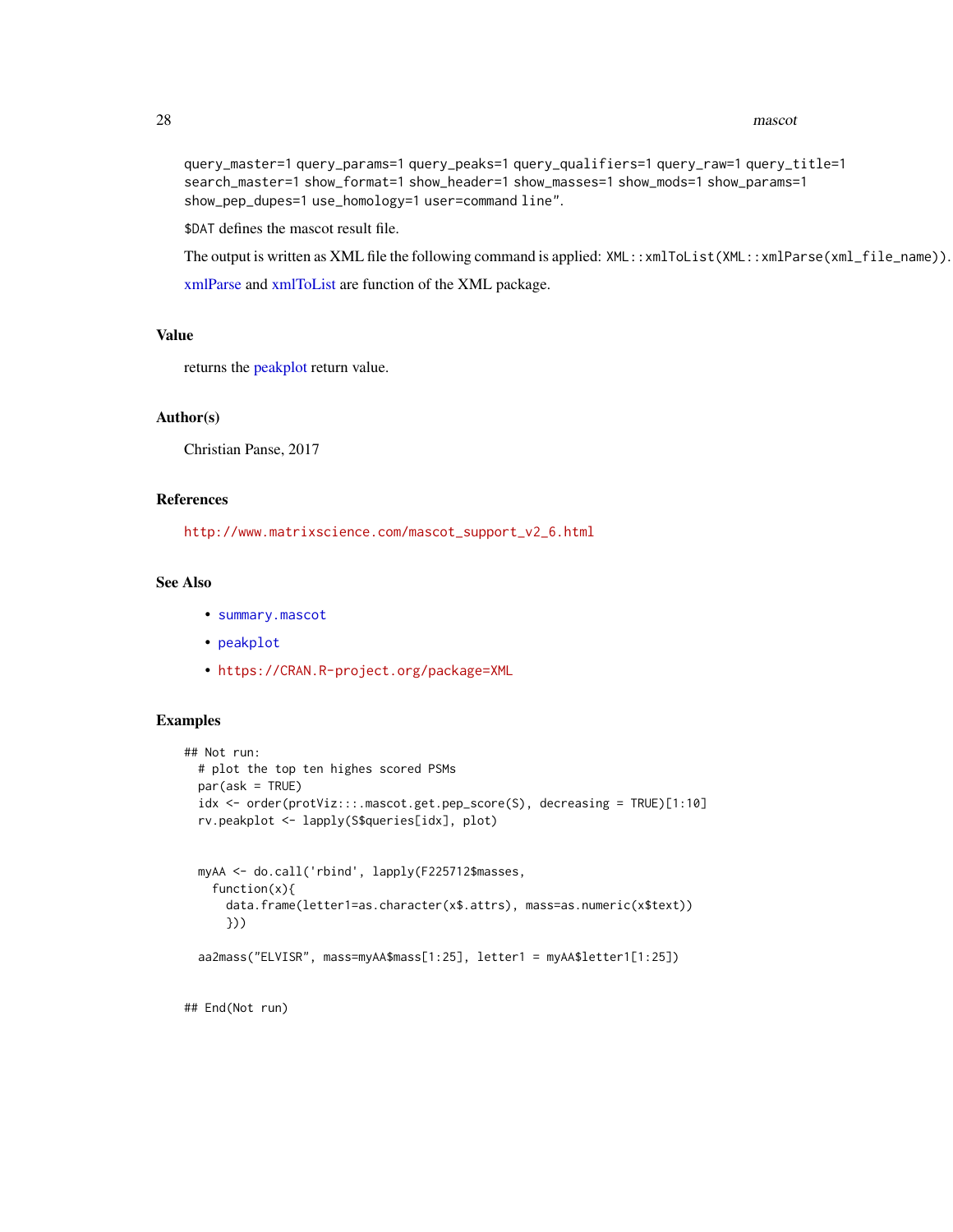query_master=1 query_params=1 query_peaks=1 query_qualifiers=1 query_raw=1 query_title=1 search_master=1 show_format=1 show_header=1 show_masses=1 show_mods=1 show_params=1 show_pep_dupes=1 use_homology=1 user=command line".

$DAT defines the mascot result file.

The output is written as XML file the following command is applied: `XML::xmlToList(XML::xmlParse(xml_file_name))`.

xmlParse and xmlToList are function of the XML package.

## Value

returns the peakplot return value.

## Author(s)

Christian Panse, 2017

## References

http://www.matrixscience.com/mascot_support_v2_6.html

## See Also

- `summary.mascot`
- `peakplot`
- https://CRAN.R-project.org/package=XML

## Examples

```
## Not run:
  # plot the top ten highes scored PSMs
  par(ask = TRUE)
  idx <- order(protViz:::.mascot.get.pep_score(S), decreasing = TRUE)[1:10]
  rv.peakplot <- lapply(S$queries[idx], plot)


  myAA <- do.call('rbind', lapply(F225712$masses,
    function(x){
      data.frame(letter1=as.character(x$.attrs), mass=as.numeric(x$text))
      }))

  aa2mass("ELVISR", mass=myAA$mass[1:25], letter1 = myAA$letter1[1:25])


## End(Not run)
```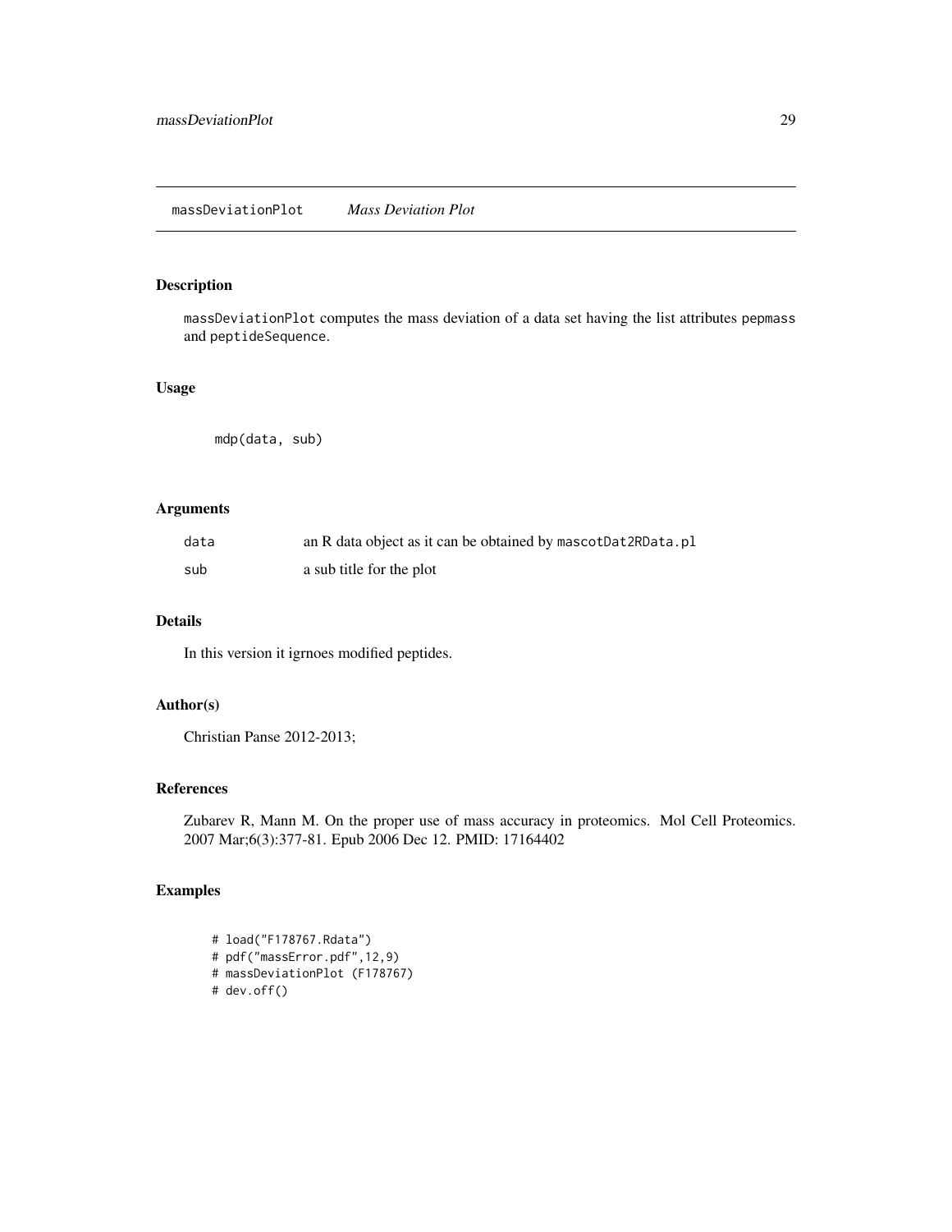massDeviationPlot *Mass Deviation Plot*

## Description

massDeviationPlot computes the mass deviation of a data set having the list attributes pepmass and peptideSequence.

## Usage

```
mdp(data, sub)
```

## Arguments

| | |
|---|---|
| data | an R data object as it can be obtained by mascotDat2RData.pl |
| sub | a sub title for the plot |

## Details

In this version it igrnoes modified peptides.

## Author(s)

Christian Panse 2012-2013;

## References

Zubarev R, Mann M. On the proper use of mass accuracy in proteomics. Mol Cell Proteomics. 2007 Mar;6(3):377-81. Epub 2006 Dec 12. PMID: 17164402

## Examples

```
# load("F178767.Rdata")
# pdf("massError.pdf",12,9)
# massDeviationPlot (F178767)
# dev.off()
```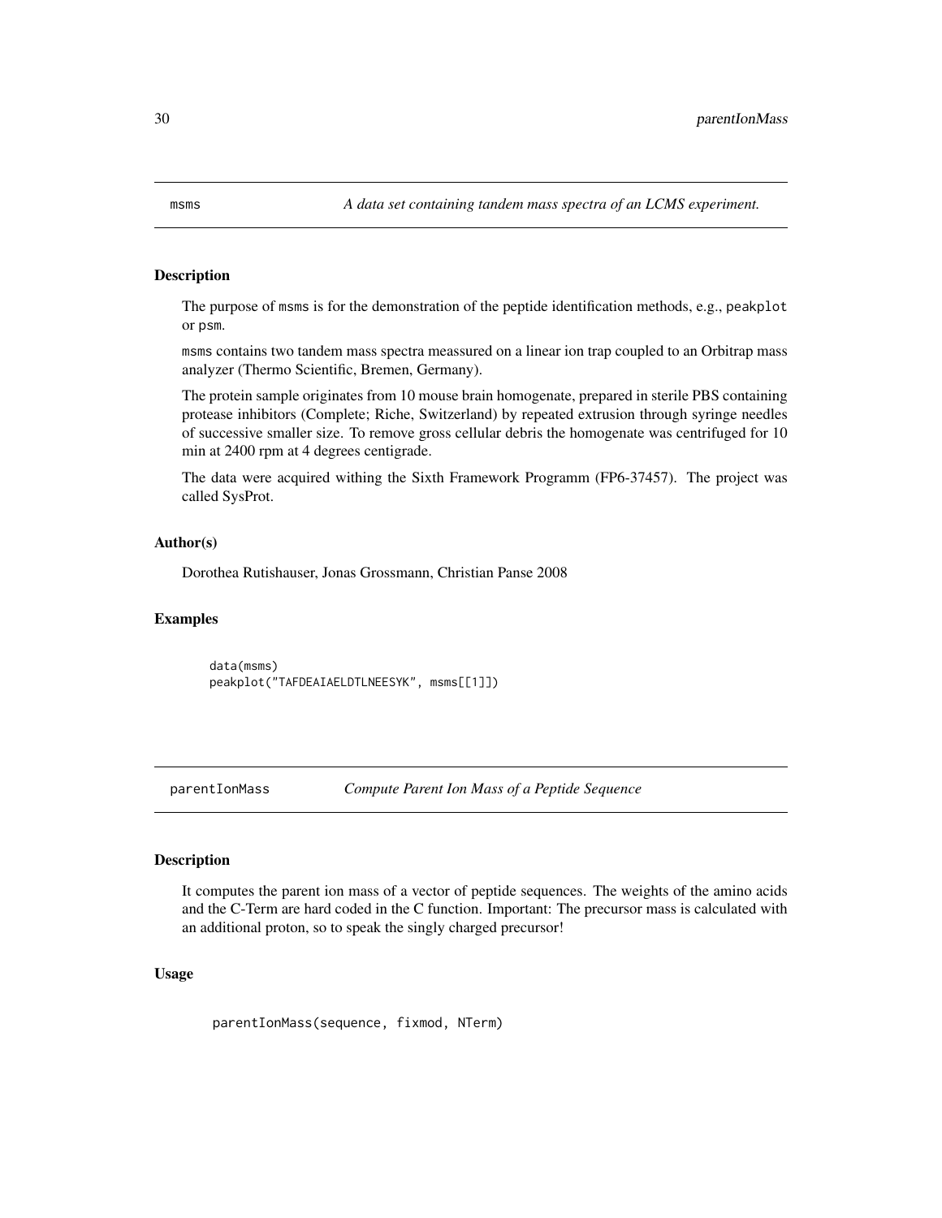## msms — *A data set containing tandem mass spectra of an LCMS experiment.*

### Description

The purpose of msms is for the demonstration of the peptide identification methods, e.g., peakplot or psm.

msms contains two tandem mass spectra meassured on a linear ion trap coupled to an Orbitrap mass analyzer (Thermo Scientific, Bremen, Germany).

The protein sample originates from 10 mouse brain homogenate, prepared in sterile PBS containing protease inhibitors (Complete; Riche, Switzerland) by repeated extrusion through syringe needles of successive smaller size. To remove gross cellular debris the homogenate was centrifuged for 10 min at 2400 rpm at 4 degrees centigrade.

The data were acquired withing the Sixth Framework Programm (FP6-37457). The project was called SysProt.

### Author(s)

Dorothea Rutishauser, Jonas Grossmann, Christian Panse 2008

### Examples

```
data(msms)
peakplot("TAFDEAIAELDTLNEESYK", msms[[1]])
```

## parentIonMass — *Compute Parent Ion Mass of a Peptide Sequence*

### Description

It computes the parent ion mass of a vector of peptide sequences. The weights of the amino acids and the C-Term are hard coded in the C function. Important: The precursor mass is calculated with an additional proton, so to speak the singly charged precursor!

### Usage

```
parentIonMass(sequence, fixmod, NTerm)
```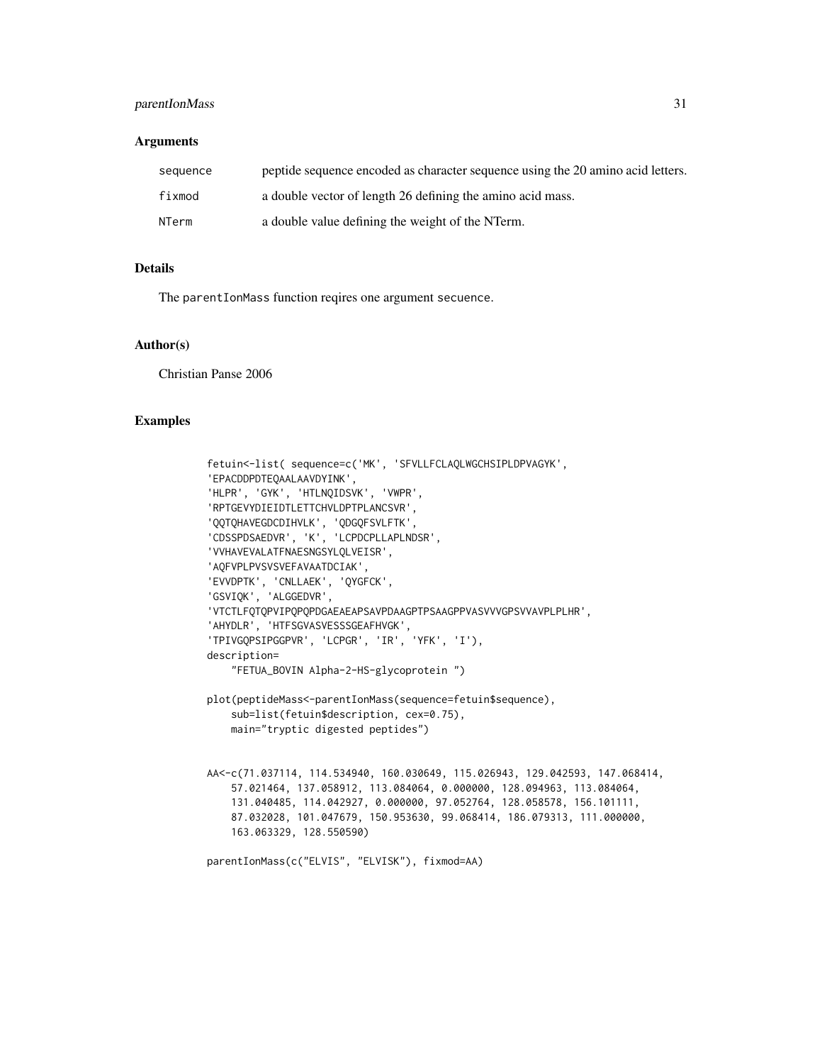## Arguments

| | |
|---|---|
| sequence | peptide sequence encoded as character sequence using the 20 amino acid letters. |
| fixmod | a double vector of length 26 defining the amino acid mass. |
| NTerm | a double value defining the weight of the NTerm. |

## Details

The parentIonMass function reqires one argument secuence.

## Author(s)

Christian Panse 2006

## Examples

```
fetuin<-list( sequence=c('MK', 'SFVLLFCLAQLWGCHSIPLDPVAGYK',
'EPACDDPDTEQAALAAVDYINK',
'HLPR', 'GYK', 'HTLNQIDSVK', 'VWPR',
'RPTGEVYDIEIDTLETTCHVLDPTPLANCSVR',
'QQTQHAVEGDCDIHVLK', 'QDGQFSVLFTK',
'CDSSPDSAEDVR', 'K', 'LCPDCPLLAPLNDSR',
'VVHAVEVALATFNAESNGSYLQLVEISR',
'AQFVPLPVSVSVEFAVAATDCIAK',
'EVVDPTK', 'CNLLAEK', 'QYGFCK',
'GSVIQK', 'ALGGEDVR',
'VTCTLFQTQPVIPQPQPDGAEAEAPSAVPDAAGPTPSAAGPPVASVVVGPSVVAVPLPLHR',
'AHYDLR', 'HTFSGVASVESSSGEAFHVGK',
'TPIVGQPSIPGGPVR', 'LCPGR', 'IR', 'YFK', 'I'),
description=
    "FETUA_BOVIN Alpha-2-HS-glycoprotein ")

plot(peptideMass<-parentIonMass(sequence=fetuin$sequence),
    sub=list(fetuin$description, cex=0.75),
    main="tryptic digested peptides")


AA<-c(71.037114, 114.534940, 160.030649, 115.026943, 129.042593, 147.068414,
    57.021464, 137.058912, 113.084064, 0.000000, 128.094963, 113.084064,
    131.040485, 114.042927, 0.000000, 97.052764, 128.058578, 156.101111,
    87.032028, 101.047679, 150.953630, 99.068414, 186.079313, 111.000000,
    163.063329, 128.550590)

parentIonMass(c("ELVIS", "ELVISK"), fixmod=AA)
```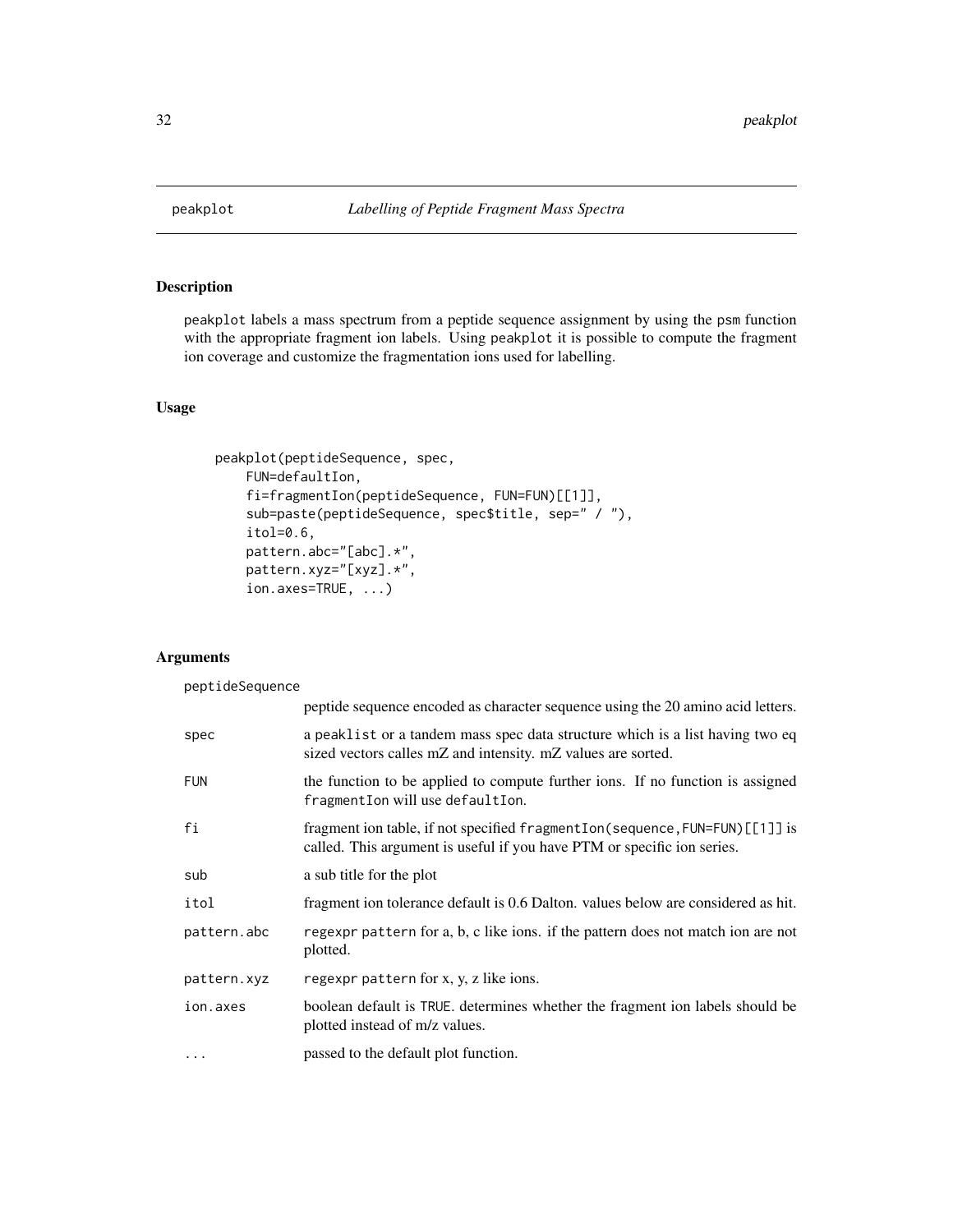# peakplot — *Labelling of Peptide Fragment Mass Spectra*

## Description

peakplot labels a mass spectrum from a peptide sequence assignment by using the psm function with the appropriate fragment ion labels. Using peakplot it is possible to compute the fragment ion coverage and customize the fragmentation ions used for labelling.

## Usage

```
peakplot(peptideSequence, spec,
    FUN=defaultIon,
    fi=fragmentIon(peptideSequence, FUN=FUN)[[1]],
    sub=paste(peptideSequence, spec$title, sep=" / "),
    itol=0.6,
    pattern.abc="[abc].*",
    pattern.xyz="[xyz].*",
    ion.axes=TRUE, ...)
```

## Arguments

| | |
|---|---|
| peptideSequence | peptide sequence encoded as character sequence using the 20 amino acid letters. |
| spec | a peaklist or a tandem mass spec data structure which is a list having two eq sized vectors calles mZ and intensity. mZ values are sorted. |
| FUN | the function to be applied to compute further ions. If no function is assigned fragmentIon will use defaultIon. |
| fi | fragment ion table, if not specified fragmentIon(sequence,FUN=FUN)[[1]] is called. This argument is useful if you have PTM or specific ion series. |
| sub | a sub title for the plot |
| itol | fragment ion tolerance default is 0.6 Dalton. values below are considered as hit. |
| pattern.abc | regexpr pattern for a, b, c like ions. if the pattern does not match ion are not plotted. |
| pattern.xyz | regexpr pattern for x, y, z like ions. |
| ion.axes | boolean default is TRUE. determines whether the fragment ion labels should be plotted instead of m/z values. |
| ... | passed to the default plot function. |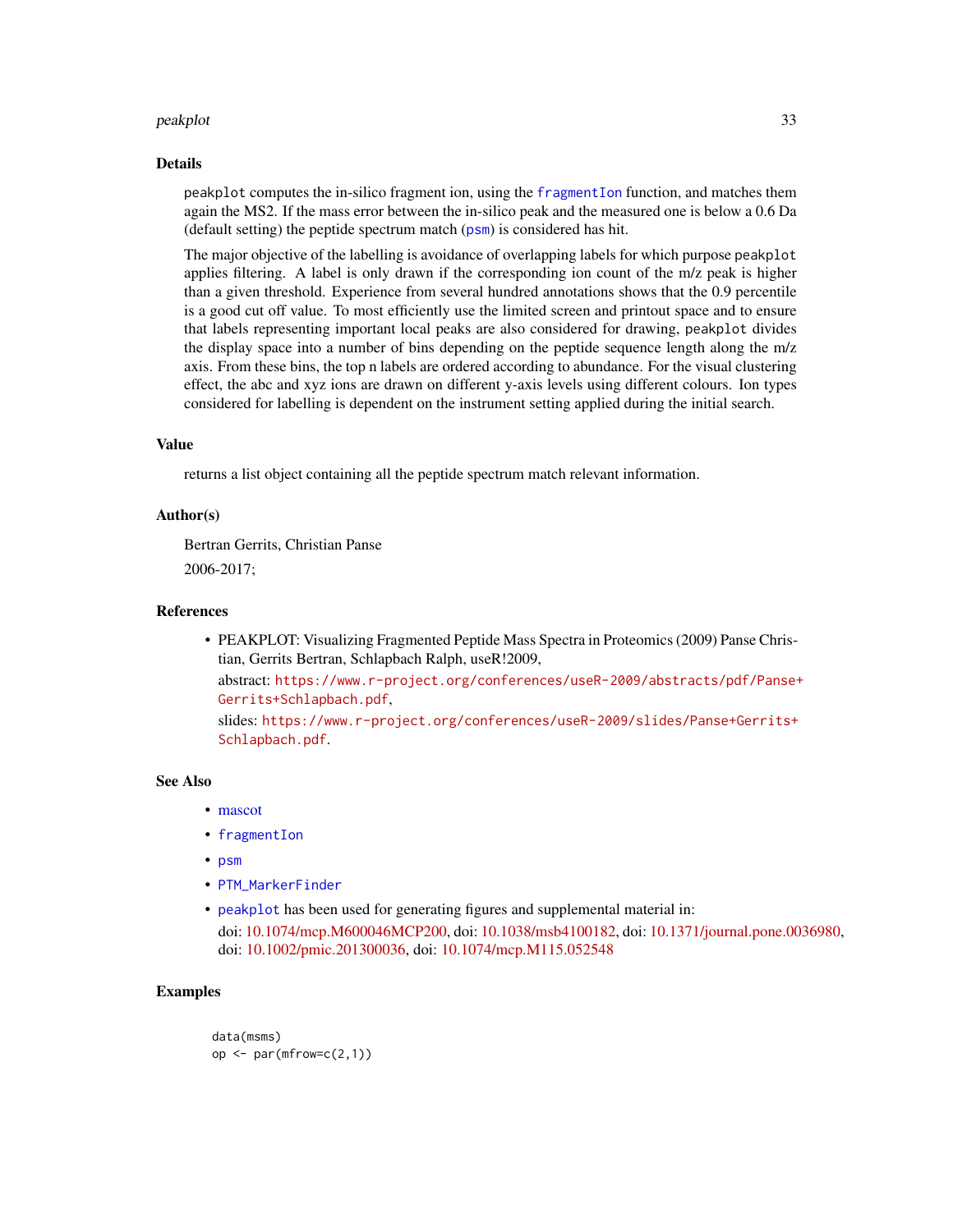## Details

peakplot computes the in-silico fragment ion, using the fragmentIon function, and matches them again the MS2. If the mass error between the in-silico peak and the measured one is below a 0.6 Da (default setting) the peptide spectrum match (psm) is considered has hit.

The major objective of the labelling is avoidance of overlapping labels for which purpose peakplot applies filtering. A label is only drawn if the corresponding ion count of the m/z peak is higher than a given threshold. Experience from several hundred annotations shows that the 0.9 percentile is a good cut off value. To most efficiently use the limited screen and printout space and to ensure that labels representing important local peaks are also considered for drawing, peakplot divides the display space into a number of bins depending on the peptide sequence length along the m/z axis. From these bins, the top n labels are ordered according to abundance. For the visual clustering effect, the abc and xyz ions are drawn on different y-axis levels using different colours. Ion types considered for labelling is dependent on the instrument setting applied during the initial search.

## Value

returns a list object containing all the peptide spectrum match relevant information.

## Author(s)

Bertran Gerrits, Christian Panse

2006-2017;

## References

- PEAKPLOT: Visualizing Fragmented Peptide Mass Spectra in Proteomics (2009) Panse Christian, Gerrits Bertran, Schlapbach Ralph, useR!2009,

  abstract: https://www.r-project.org/conferences/useR-2009/abstracts/pdf/Panse+Gerrits+Schlapbach.pdf,

  slides: https://www.r-project.org/conferences/useR-2009/slides/Panse+Gerrits+Schlapbach.pdf.

## See Also

- mascot
- fragmentIon
- psm
- PTM_MarkerFinder
- peakplot has been used for generating figures and supplemental material in:

  doi: 10.1074/mcp.M600046MCP200, doi: 10.1038/msb4100182, doi: 10.1371/journal.pone.0036980, doi: 10.1002/pmic.201300036, doi: 10.1074/mcp.M115.052548

## Examples

```
data(msms)
op <- par(mfrow=c(2,1))
```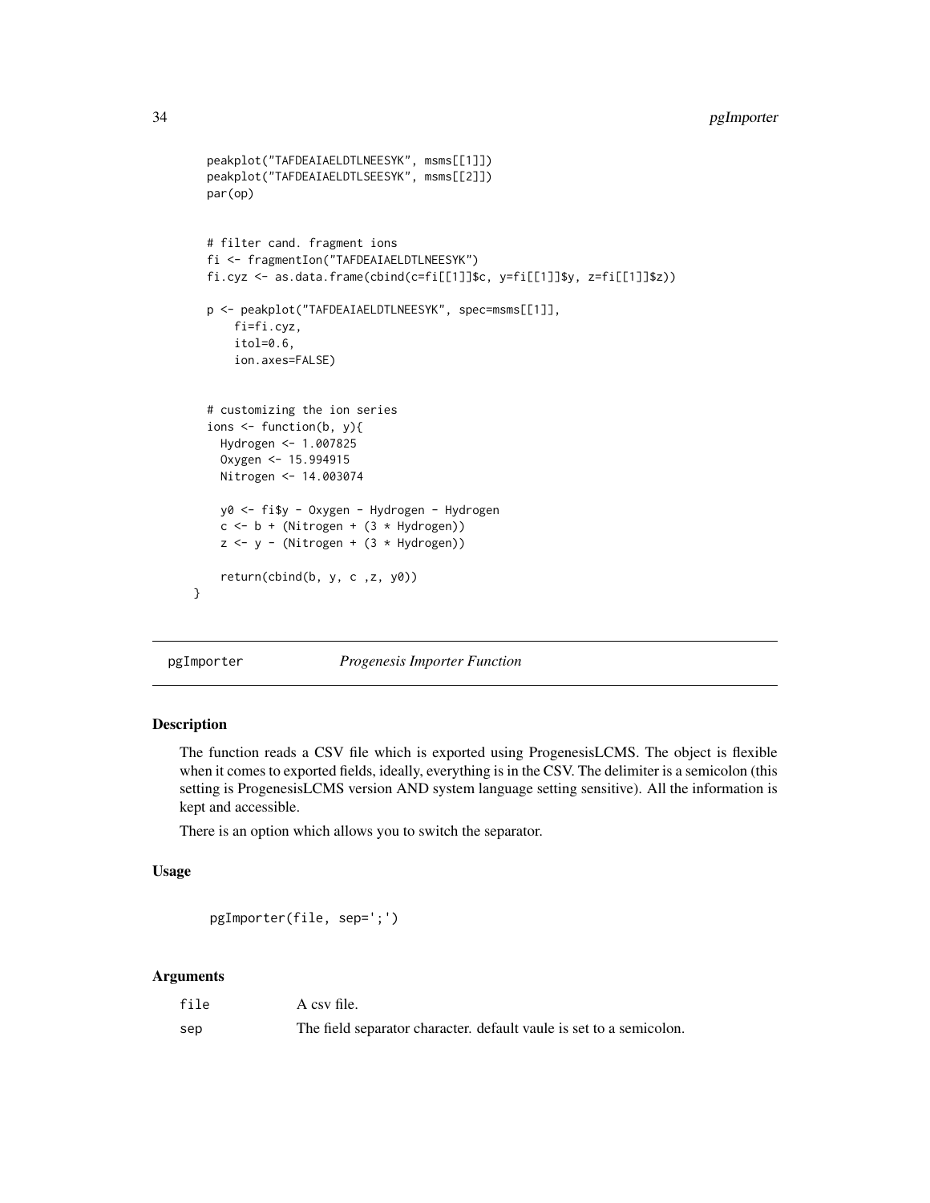```
peakplot("TAFDEAIAELDTLNEESYK", msms[[1]])
peakplot("TAFDEAIAELDTLSEESYK", msms[[2]])
par(op)


# filter cand. fragment ions
fi <- fragmentIon("TAFDEAIAELDTLNEESYK")
fi.cyz <- as.data.frame(cbind(c=fi[[1]]$c, y=fi[[1]]$y, z=fi[[1]]$z))

p <- peakplot("TAFDEAIAELDTLNEESYK", spec=msms[[1]],
    fi=fi.cyz,
    itol=0.6,
    ion.axes=FALSE)


# customizing the ion series
ions <- function(b, y){
  Hydrogen <- 1.007825
  Oxygen <- 15.994915
  Nitrogen <- 14.003074

  y0 <- fi$y - Oxygen - Hydrogen - Hydrogen
  c <- b + (Nitrogen + (3 * Hydrogen))
  z <- y - (Nitrogen + (3 * Hydrogen))

  return(cbind(b, y, c ,z, y0))
}
```

## pgImporter *Progenesis Importer Function*

### Description

The function reads a CSV file which is exported using ProgenesisLCMS. The object is flexible when it comes to exported fields, ideally, everything is in the CSV. The delimiter is a semicolon (this setting is ProgenesisLCMS version AND system language setting sensitive). All the information is kept and accessible.

There is an option which allows you to switch the separator.

### Usage

```
pgImporter(file, sep=';')
```

### Arguments

| | |
|---|---|
| file | A csv file. |
| sep | The field separator character. default vaule is set to a semicolon. |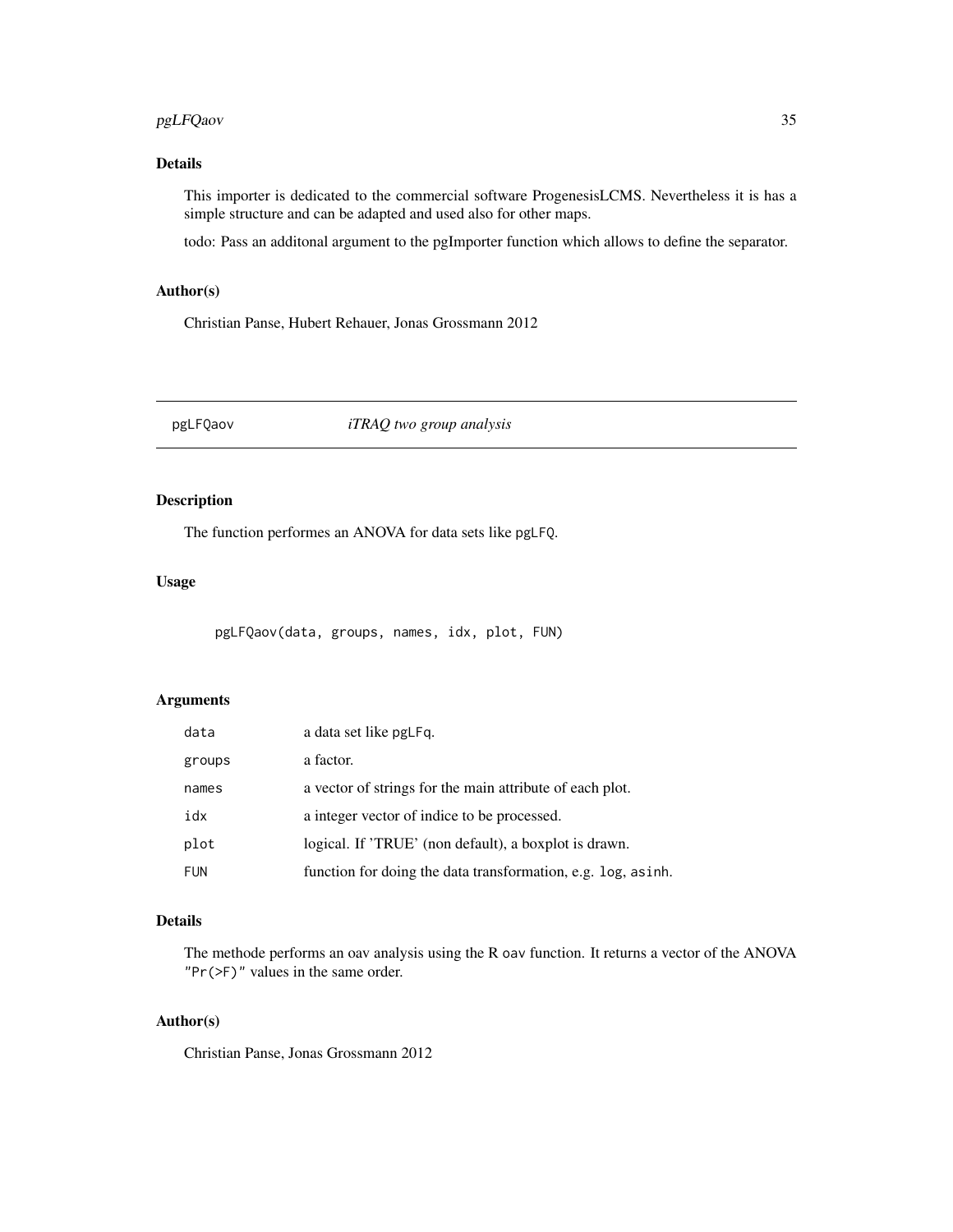### Details

This importer is dedicated to the commercial software ProgenesisLCMS. Nevertheless it is has a simple structure and can be adapted and used also for other maps.

todo: Pass an additonal argument to the pgImporter function which allows to define the separator.

### Author(s)

Christian Panse, Hubert Rehauer, Jonas Grossmann 2012

---

## pgLFQaov *iTRAQ two group analysis*

---

### Description

The function performes an ANOVA for data sets like `pgLFQ`.

### Usage

```
pgLFQaov(data, groups, names, idx, plot, FUN)
```

### Arguments

| | |
|---|---|
| `data` | a data set like `pgLFq`. |
| `groups` | a factor. |
| `names` | a vector of strings for the main attribute of each plot. |
| `idx` | a integer vector of indice to be processed. |
| `plot` | logical. If 'TRUE' (non default), a boxplot is drawn. |
| `FUN` | function for doing the data transformation, e.g. `log`, `asinh`. |

### Details

The methode performs an oav analysis using the R `oav` function. It returns a vector of the ANOVA `"Pr(>F)"` values in the same order.

### Author(s)

Christian Panse, Jonas Grossmann 2012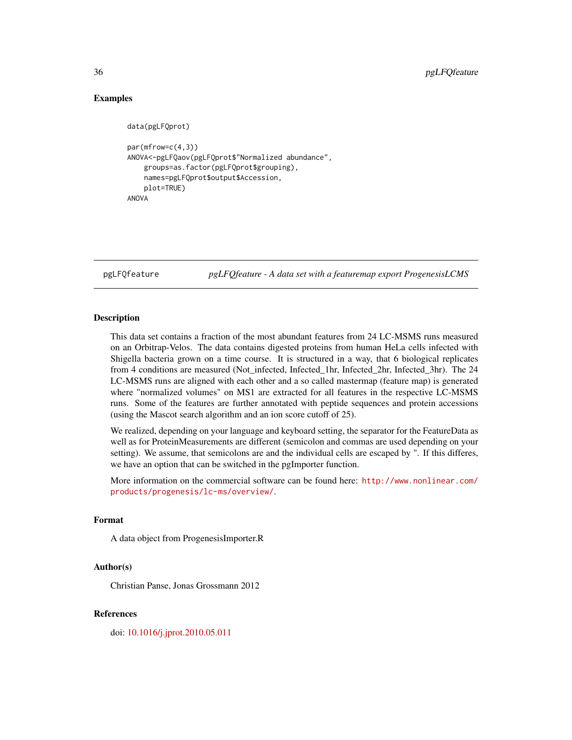### Examples

```
data(pgLFQprot)

par(mfrow=c(4,3))
ANOVA<-pgLFQaov(pgLFQprot$"Normalized abundance",
    groups=as.factor(pgLFQprot$grouping),
    names=pgLFQprot$output$Accession,
    plot=TRUE)
ANOVA
```

---

## pgLFQfeature *pgLFQfeature - A data set with a featuremap export ProgenesisLCMS*

---

### Description

This data set contains a fraction of the most abundant features from 24 LC-MSMS runs measured on an Orbitrap-Velos. The data contains digested proteins from human HeLa cells infected with Shigella bacteria grown on a time course. It is structured in a way, that 6 biological replicates from 4 conditions are measured (Not_infected, Infected_1hr, Infected_2hr, Infected_3hr). The 24 LC-MSMS runs are aligned with each other and a so called mastermap (feature map) is generated where "normalized volumes" on MS1 are extracted for all features in the respective LC-MSMS runs. Some of the features are further annotated with peptide sequences and protein accessions (using the Mascot search algorithm and an ion score cutoff of 25).

We realized, depending on your language and keyboard setting, the separator for the FeatureData as well as for ProteinMeasurements are different (semicolon and commas are used depending on your setting). We assume, that semicolons are and the individual cells are escaped by ". If this differes, we have an option that can be switched in the pgImporter function.

More information on the commercial software can be found here: http://www.nonlinear.com/products/progenesis/lc-ms/overview/.

### Format

A data object from ProgenesisImporter.R

### Author(s)

Christian Panse, Jonas Grossmann 2012

### References

doi: 10.1016/j.jprot.2010.05.011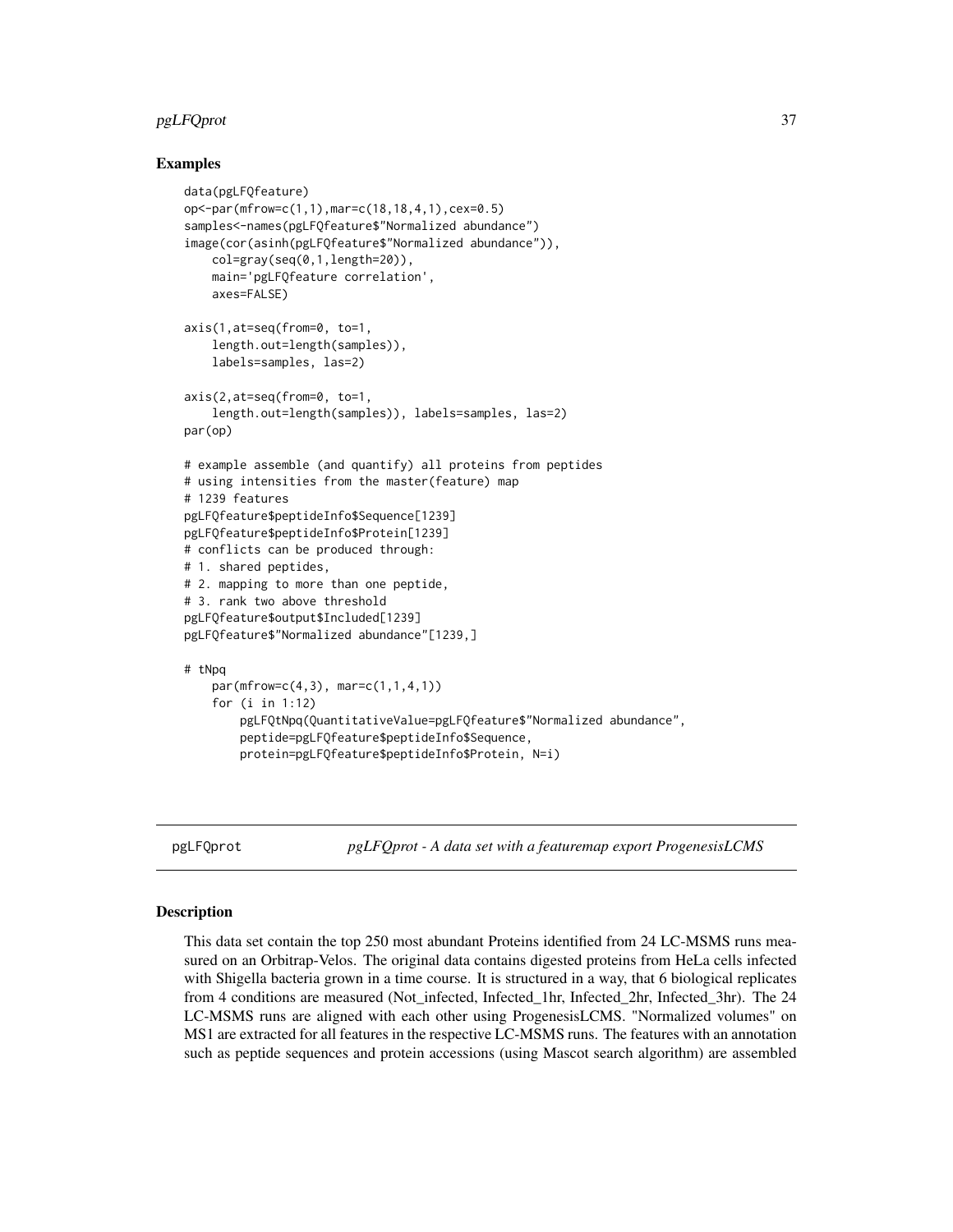### Examples

```
data(pgLFQfeature)
op<-par(mfrow=c(1,1),mar=c(18,18,4,1),cex=0.5)
samples<-names(pgLFQfeature$"Normalized abundance")
image(cor(asinh(pgLFQfeature$"Normalized abundance")),
    col=gray(seq(0,1,length=20)),
    main='pgLFQfeature correlation',
    axes=FALSE)

axis(1,at=seq(from=0, to=1,
    length.out=length(samples)),
    labels=samples, las=2)

axis(2,at=seq(from=0, to=1,
    length.out=length(samples)), labels=samples, las=2)
par(op)

# example assemble (and quantify) all proteins from peptides
# using intensities from the master(feature) map
# 1239 features
pgLFQfeature$peptideInfo$Sequence[1239]
pgLFQfeature$peptideInfo$Protein[1239]
# conflicts can be produced through:
# 1. shared peptides,
# 2. mapping to more than one peptide,
# 3. rank two above threshold
pgLFQfeature$output$Included[1239]
pgLFQfeature$"Normalized abundance"[1239,]

# tNpq
    par(mfrow=c(4,3), mar=c(1,1,4,1))
    for (i in 1:12)
        pgLFQtNpq(QuantitativeValue=pgLFQfeature$"Normalized abundance",
        peptide=pgLFQfeature$peptideInfo$Sequence,
        protein=pgLFQfeature$peptideInfo$Protein, N=i)
```

---

## pgLFQprot — *pgLFQprot - A data set with a featuremap export ProgenesisLCMS*

### Description

This data set contain the top 250 most abundant Proteins identified from 24 LC-MSMS runs measured on an Orbitrap-Velos. The original data contains digested proteins from HeLa cells infected with Shigella bacteria grown in a time course. It is structured in a way, that 6 biological replicates from 4 conditions are measured (Not_infected, Infected_1hr, Infected_2hr, Infected_3hr). The 24 LC-MSMS runs are aligned with each other using ProgenesisLCMS. "Normalized volumes" on MS1 are extracted for all features in the respective LC-MSMS runs. The features with an annotation such as peptide sequences and protein accessions (using Mascot search algorithm) are assembled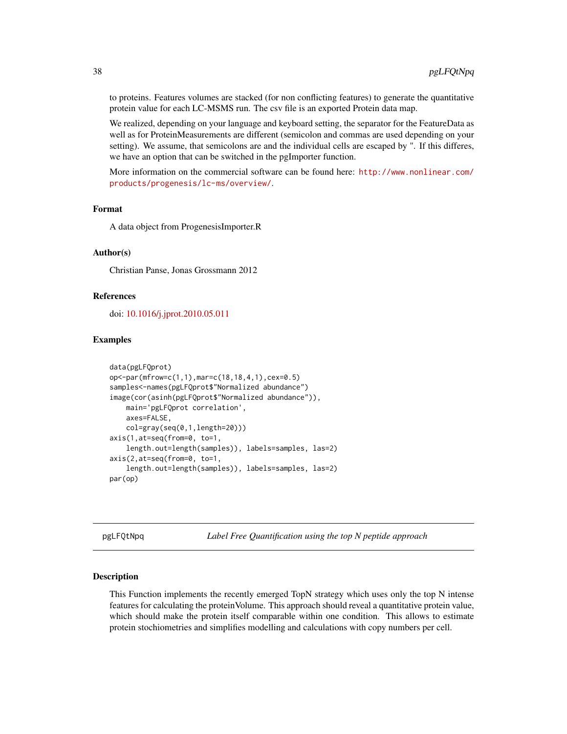to proteins. Features volumes are stacked (for non conflicting features) to generate the quantitative protein value for each LC-MSMS run. The csv file is an exported Protein data map.

We realized, depending on your language and keyboard setting, the separator for the FeatureData as well as for ProteinMeasurements are different (semicolon and commas are used depending on your setting). We assume, that semicolons are and the individual cells are escaped by ". If this differes, we have an option that can be switched in the pgImporter function.

More information on the commercial software can be found here: http://www.nonlinear.com/products/progenesis/lc-ms/overview/.

### Format

A data object from ProgenesisImporter.R

### Author(s)

Christian Panse, Jonas Grossmann 2012

### References

doi: 10.1016/j.jprot.2010.05.011

### Examples

```
data(pgLFQprot)
op<-par(mfrow=c(1,1),mar=c(18,18,4,1),cex=0.5)
samples<-names(pgLFQprot$"Normalized abundance")
image(cor(asinh(pgLFQprot$"Normalized abundance")),
    main='pgLFQprot correlation',
    axes=FALSE,
    col=gray(seq(0,1,length=20)))
axis(1,at=seq(from=0, to=1,
    length.out=length(samples)), labels=samples, las=2)
axis(2,at=seq(from=0, to=1,
    length.out=length(samples)), labels=samples, las=2)
par(op)
```

---

## pgLFQtNpq — *Label Free Quantification using the top N peptide approach*

### Description

This Function implements the recently emerged TopN strategy which uses only the top N intense features for calculating the proteinVolume. This approach should reveal a quantitative protein value, which should make the protein itself comparable within one condition. This allows to estimate protein stochiometries and simplifies modelling and calculations with copy numbers per cell.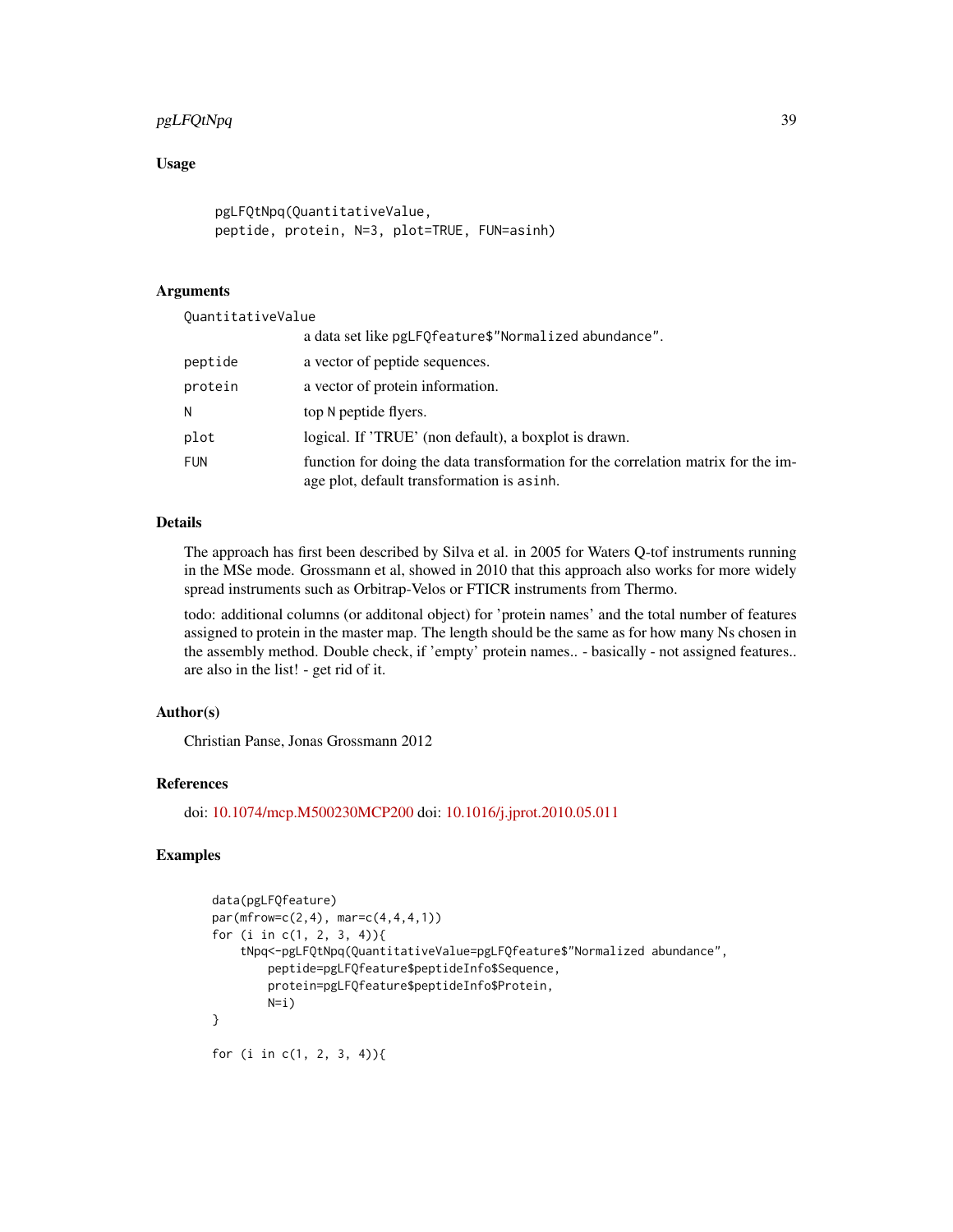## Usage

```
pgLFQtNpq(QuantitativeValue,
peptide, protein, N=3, plot=TRUE, FUN=asinh)
```

## Arguments

| | |
|---|---|
| QuantitativeValue | a data set like `pgLFQfeature$"Normalized abundance"`. |
| peptide | a vector of peptide sequences. |
| protein | a vector of protein information. |
| N | top N peptide flyers. |
| plot | logical. If 'TRUE' (non default), a boxplot is drawn. |
| FUN | function for doing the data transformation for the correlation matrix for the image plot, default transformation is asinh. |

## Details

The approach has first been described by Silva et al. in 2005 for Waters Q-tof instruments running in the MSe mode. Grossmann et al, showed in 2010 that this approach also works for more widely spread instruments such as Orbitrap-Velos or FTICR instruments from Thermo.

todo: additional columns (or additonal object) for 'protein names' and the total number of features assigned to protein in the master map. The length should be the same as for how many Ns chosen in the assembly method. Double check, if 'empty' protein names.. - basically - not assigned features.. are also in the list! - get rid of it.

## Author(s)

Christian Panse, Jonas Grossmann 2012

## References

doi: 10.1074/mcp.M500230MCP200 doi: 10.1016/j.jprot.2010.05.011

## Examples

```
data(pgLFQfeature)
par(mfrow=c(2,4), mar=c(4,4,4,1))
for (i in c(1, 2, 3, 4)){
    tNpq<-pgLFQtNpq(QuantitativeValue=pgLFQfeature$"Normalized abundance",
        peptide=pgLFQfeature$peptideInfo$Sequence,
        protein=pgLFQfeature$peptideInfo$Protein,
        N=i)
}

for (i in c(1, 2, 3, 4)){
```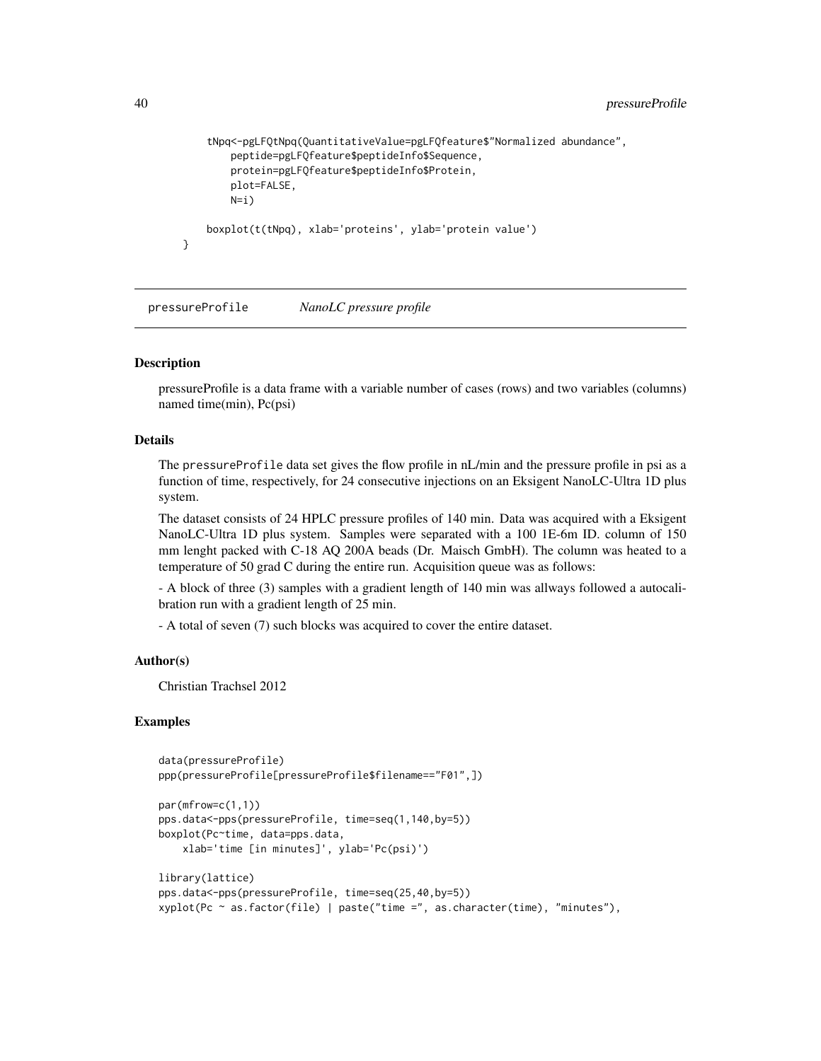```
    tNpq<-pgLFQtNpq(QuantitativeValue=pgLFQfeature$"Normalized abundance",
        peptide=pgLFQfeature$peptideInfo$Sequence,
        protein=pgLFQfeature$peptideInfo$Protein,
        plot=FALSE,
        N=i)

    boxplot(t(tNpq), xlab='proteins', ylab='protein value')
}
```

## pressureProfile — *NanoLC pressure profile*

### Description

pressureProfile is a data frame with a variable number of cases (rows) and two variables (columns) named time(min), Pc(psi)

### Details

The `pressureProfile` data set gives the flow profile in nL/min and the pressure profile in psi as a function of time, respectively, for 24 consecutive injections on an Eksigent NanoLC-Ultra 1D plus system.

The dataset consists of 24 HPLC pressure profiles of 140 min. Data was acquired with a Eksigent NanoLC-Ultra 1D plus system. Samples were separated with a 100 1E-6m ID. column of 150 mm lenght packed with C-18 AQ 200A beads (Dr. Maisch GmbH). The column was heated to a temperature of 50 grad C during the entire run. Acquisition queue was as follows:

- A block of three (3) samples with a gradient length of 140 min was allways followed a autocalibration run with a gradient length of 25 min.

- A total of seven (7) such blocks was acquired to cover the entire dataset.

### Author(s)

Christian Trachsel 2012

### Examples

```
data(pressureProfile)
ppp(pressureProfile[pressureProfile$filename=="F01",])

par(mfrow=c(1,1))
pps.data<-pps(pressureProfile, time=seq(1,140,by=5))
boxplot(Pc~time, data=pps.data,
    xlab='time [in minutes]', ylab='Pc(psi)')

library(lattice)
pps.data<-pps(pressureProfile, time=seq(25,40,by=5))
xyplot(Pc ~ as.factor(file) | paste("time =", as.character(time), "minutes"),
```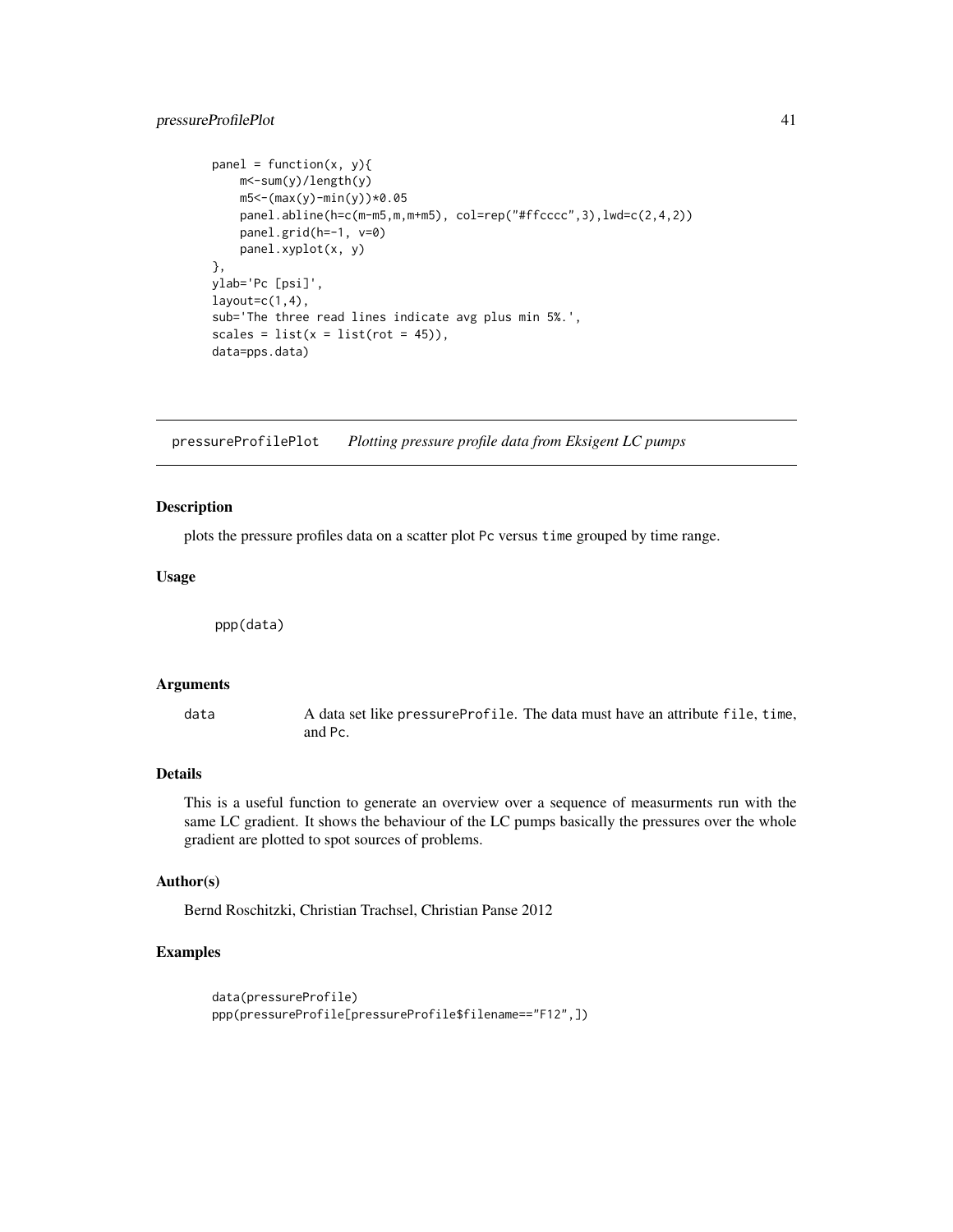```
panel = function(x, y){
    m<-sum(y)/length(y)
    m5<-(max(y)-min(y))*0.05
    panel.abline(h=c(m-m5,m,m+m5), col=rep("#ffcccc",3),lwd=c(2,4,2))
    panel.grid(h=-1, v=0)
    panel.xyplot(x, y)
},
ylab='Pc [psi]',
layout=c(1,4),
sub='The three read lines indicate avg plus min 5%.',
scales = list(x = list(rot = 45)),
data=pps.data)
```

## pressureProfilePlot *Plotting pressure profile data from Eksigent LC pumps*

### Description

plots the pressure profiles data on a scatter plot Pc versus time grouped by time range.

### Usage

```
ppp(data)
```

### Arguments

| | |
|---|---|
| data | A data set like pressureProfile. The data must have an attribute file, time, and Pc. |

### Details

This is a useful function to generate an overview over a sequence of measurments run with the same LC gradient. It shows the behaviour of the LC pumps basically the pressures over the whole gradient are plotted to spot sources of problems.

### Author(s)

Bernd Roschitzki, Christian Trachsel, Christian Panse 2012

### Examples

```
data(pressureProfile)
ppp(pressureProfile[pressureProfile$filename=="F12",])
```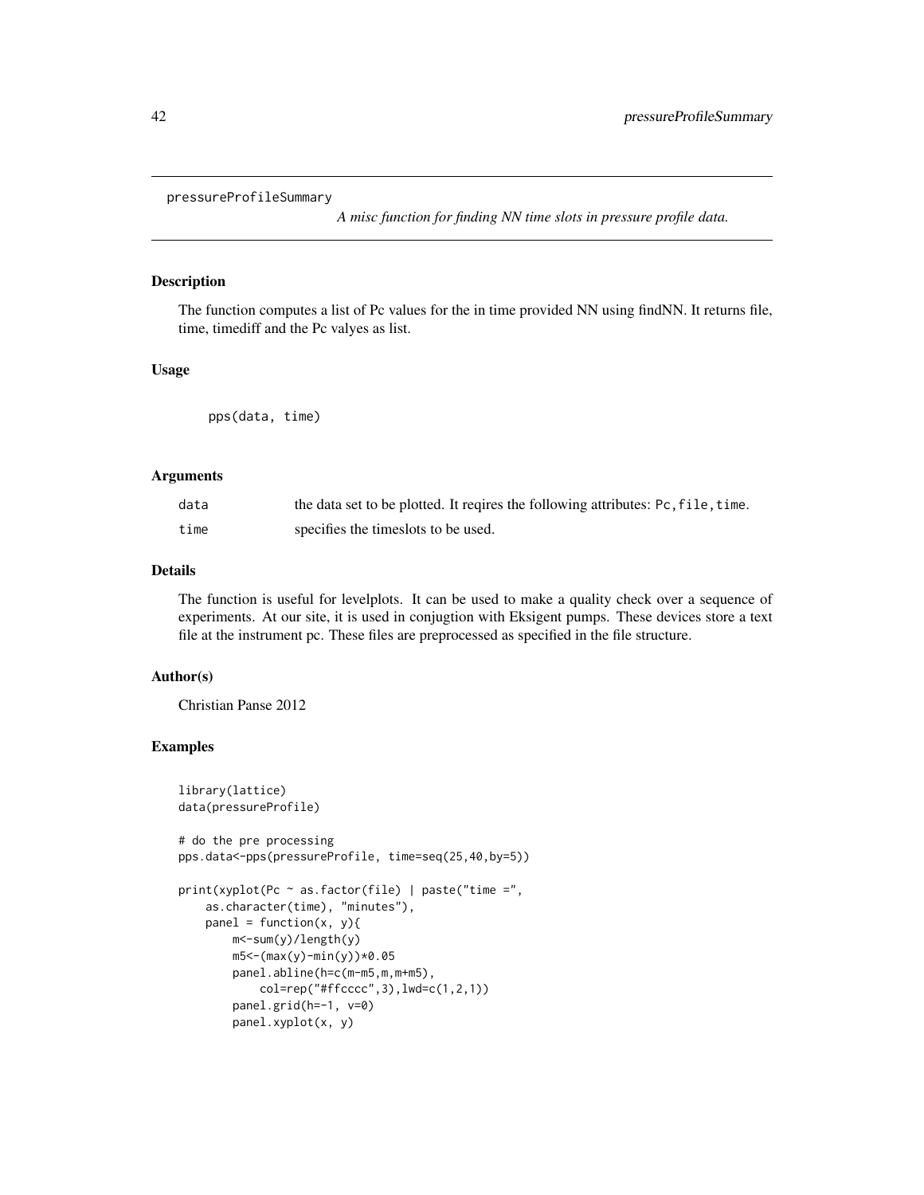`pressureProfileSummary` *A misc function for finding NN time slots in pressure profile data.*

## Description

The function computes a list of Pc values for the in time provided NN using findNN. It returns file, time, timediff and the Pc valyes as list.

## Usage

```
pps(data, time)
```

## Arguments

| | |
|---|---|
| data | the data set to be plotted. It reqires the following attributes: `Pc,file,time`. |
| time | specifies the timeslots to be used. |

## Details

The function is useful for levelplots. It can be used to make a quality check over a sequence of experiments. At our site, it is used in conjugtion with Eksigent pumps. These devices store a text file at the instrument pc. These files are preprocessed as specified in the file structure.

## Author(s)

Christian Panse 2012

## Examples

```
library(lattice)
data(pressureProfile)

# do the pre processing
pps.data<-pps(pressureProfile, time=seq(25,40,by=5))

print(xyplot(Pc ~ as.factor(file) | paste("time =",
    as.character(time), "minutes"),
    panel = function(x, y){
        m<-sum(y)/length(y)
        m5<-(max(y)-min(y))*0.05
        panel.abline(h=c(m-m5,m,m+m5),
            col=rep("#ffcccc",3),lwd=c(1,2,1))
        panel.grid(h=-1, v=0)
        panel.xyplot(x, y)
```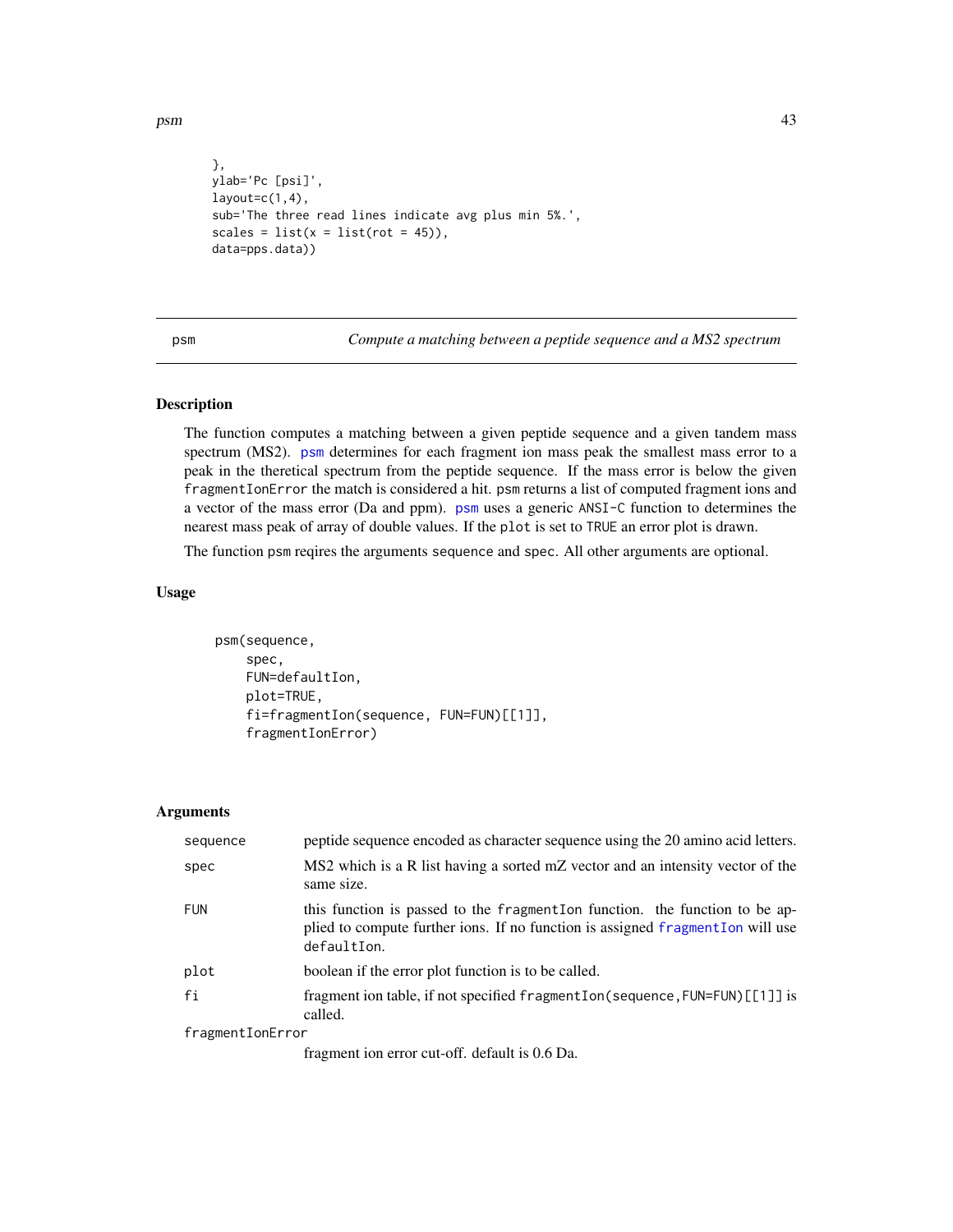```
},
ylab='Pc [psi]',
layout=c(1,4),
sub='The three read lines indicate avg plus min 5%.',
scales = list(x = list(rot = 45)),
data=pps.data))
```

## psm — *Compute a matching between a peptide sequence and a MS2 spectrum*

### Description

The function computes a matching between a given peptide sequence and a given tandem mass spectrum (MS2). psm determines for each fragment ion mass peak the smallest mass error to a peak in the theretical spectrum from the peptide sequence. If the mass error is below the given fragmentIonError the match is considered a hit. psm returns a list of computed fragment ions and a vector of the mass error (Da and ppm). psm uses a generic ANSI-C function to determines the nearest mass peak of array of double values. If the plot is set to TRUE an error plot is drawn.

The function psm reqires the arguments sequence and spec. All other arguments are optional.

### Usage

```
psm(sequence,
    spec,
    FUN=defaultIon,
    plot=TRUE,
    fi=fragmentIon(sequence, FUN=FUN)[[1]],
    fragmentIonError)
```

### Arguments

| | |
|---|---|
| sequence | peptide sequence encoded as character sequence using the 20 amino acid letters. |
| spec | MS2 which is a R list having a sorted mZ vector and an intensity vector of the same size. |
| FUN | this function is passed to the fragmentIon function. the function to be applied to compute further ions. If no function is assigned fragmentIon will use defaultIon. |
| plot | boolean if the error plot function is to be called. |
| fi | fragment ion table, if not specified fragmentIon(sequence,FUN=FUN)[[1]] is called. |
| fragmentIonError | fragment ion error cut-off. default is 0.6 Da. |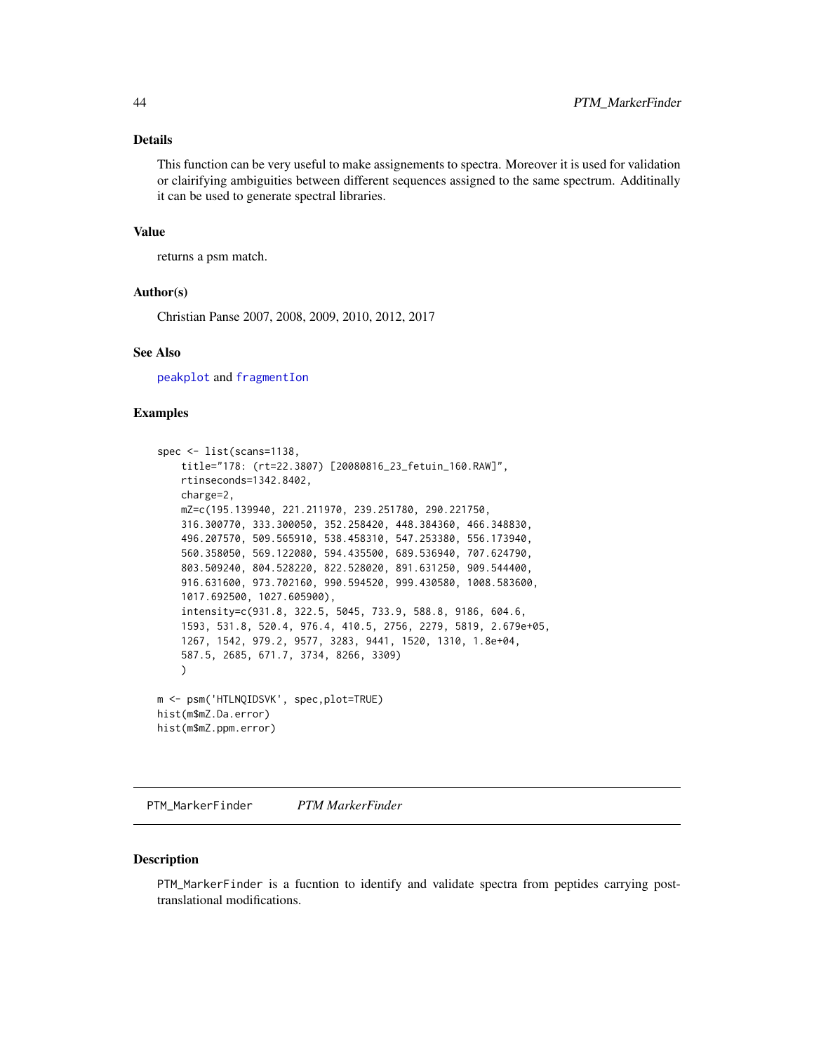## Details

This function can be very useful to make assignements to spectra. Moreover it is used for validation or clairifying ambiguities between different sequences assigned to the same spectrum. Additinally it can be used to generate spectral libraries.

## Value

returns a psm match.

## Author(s)

Christian Panse 2007, 2008, 2009, 2010, 2012, 2017

## See Also

peakplot and fragmentIon

## Examples

```
spec <- list(scans=1138,
    title="178: (rt=22.3807) [20080816_23_fetuin_160.RAW]",
    rtinseconds=1342.8402,
    charge=2,
    mZ=c(195.139940, 221.211970, 239.251780, 290.221750,
    316.300770, 333.300050, 352.258420, 448.384360, 466.348830,
    496.207570, 509.565910, 538.458310, 547.253380, 556.173940,
    560.358050, 569.122080, 594.435500, 689.536940, 707.624790,
    803.509240, 804.528220, 822.528020, 891.631250, 909.544400,
    916.631600, 973.702160, 990.594520, 999.430580, 1008.583600,
    1017.692500, 1027.605900),
    intensity=c(931.8, 322.5, 5045, 733.9, 588.8, 9186, 604.6,
    1593, 531.8, 520.4, 976.4, 410.5, 2756, 2279, 5819, 2.679e+05,
    1267, 1542, 979.2, 9577, 3283, 9441, 1520, 1310, 1.8e+04,
    587.5, 2685, 671.7, 3734, 8266, 3309)
    )

m <- psm('HTLNQIDSVK', spec,plot=TRUE)
hist(m$mZ.Da.error)
hist(m$mZ.ppm.error)
```

---

# PTM_MarkerFinder    *PTM MarkerFinder*

## Description

PTM_MarkerFinder is a fucntion to identify and validate spectra from peptides carrying post-translational modifications.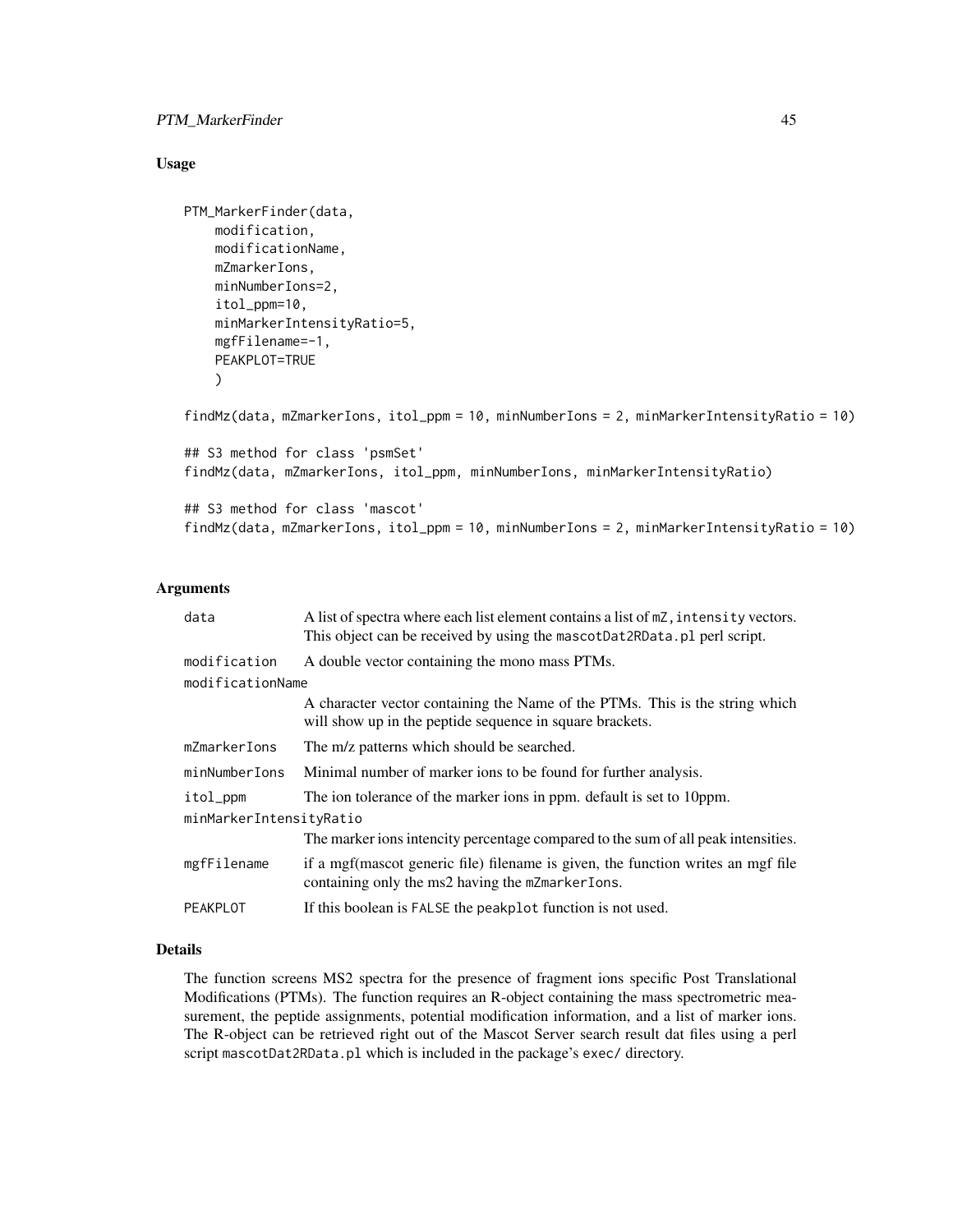## Usage

```
PTM_MarkerFinder(data,
    modification,
    modificationName,
    mZmarkerIons,
    minNumberIons=2,
    itol_ppm=10,
    minMarkerIntensityRatio=5,
    mgfFilename=-1,
    PEAKPLOT=TRUE
    )

findMz(data, mZmarkerIons, itol_ppm = 10, minNumberIons = 2, minMarkerIntensityRatio = 10)

## S3 method for class 'psmSet'
findMz(data, mZmarkerIons, itol_ppm, minNumberIons, minMarkerIntensityRatio)

## S3 method for class 'mascot'
findMz(data, mZmarkerIons, itol_ppm = 10, minNumberIons = 2, minMarkerIntensityRatio = 10)
```

## Arguments

| | |
|---|---|
| data | A list of spectra where each list element contains a list of `mZ`, `intensity` vectors. This object can be received by using the `mascotDat2RData.pl` perl script. |
| modification | A double vector containing the mono mass PTMs. |
| modificationName | A character vector containing the Name of the PTMs. This is the string which will show up in the peptide sequence in square brackets. |
| mZmarkerIons | The m/z patterns which should be searched. |
| minNumberIons | Minimal number of marker ions to be found for further analysis. |
| itol_ppm | The ion tolerance of the marker ions in ppm. default is set to 10ppm. |
| minMarkerIntensityRatio | The marker ions intencity percentage compared to the sum of all peak intensities. |
| mgfFilename | if a mgf(mascot generic file) filename is given, the function writes an mgf file containing only the ms2 having the `mZmarkerIons`. |
| PEAKPLOT | If this boolean is `FALSE` the `peakplot` function is not used. |

## Details

The function screens MS2 spectra for the presence of fragment ions specific Post Translational Modifications (PTMs). The function requires an R-object containing the mass spectrometric measurement, the peptide assignments, potential modification information, and a list of marker ions. The R-object can be retrieved right out of the Mascot Server search result dat files using a perl script `mascotDat2RData.pl` which is included in the package's `exec/` directory.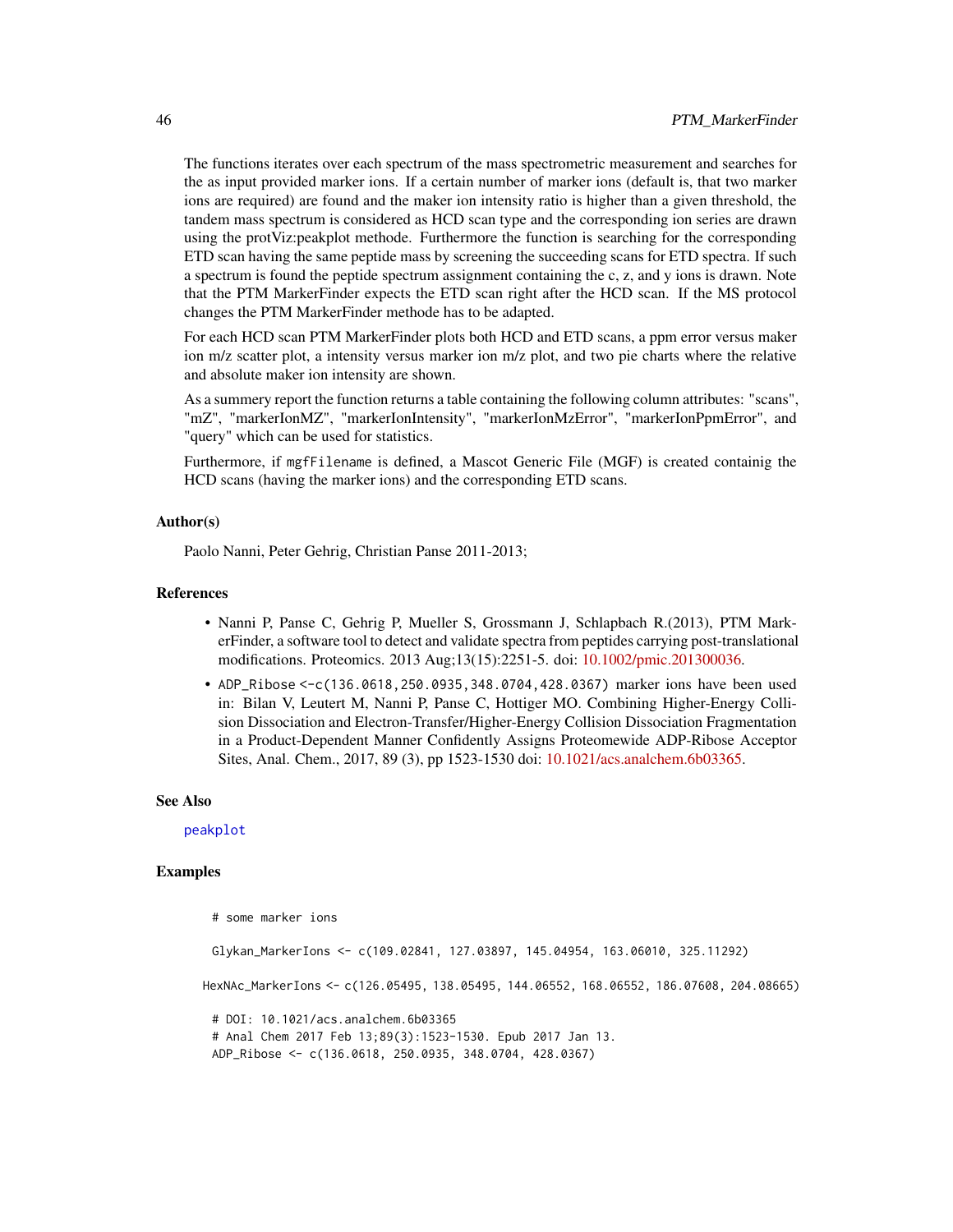The functions iterates over each spectrum of the mass spectrometric measurement and searches for the as input provided marker ions. If a certain number of marker ions (default is, that two marker ions are required) are found and the maker ion intensity ratio is higher than a given threshold, the tandem mass spectrum is considered as HCD scan type and the corresponding ion series are drawn using the protViz:peakplot methode. Furthermore the function is searching for the corresponding ETD scan having the same peptide mass by screening the succeeding scans for ETD spectra. If such a spectrum is found the peptide spectrum assignment containing the c, z, and y ions is drawn. Note that the PTM MarkerFinder expects the ETD scan right after the HCD scan. If the MS protocol changes the PTM MarkerFinder methode has to be adapted.

For each HCD scan PTM MarkerFinder plots both HCD and ETD scans, a ppm error versus maker ion m/z scatter plot, a intensity versus marker ion m/z plot, and two pie charts where the relative and absolute maker ion intensity are shown.

As a summery report the function returns a table containing the following column attributes: "scans", "mZ", "markerIonMZ", "markerIonIntensity", "markerIonMzError", "markerIonPpmError", and "query" which can be used for statistics.

Furthermore, if `mgfFilename` is defined, a Mascot Generic File (MGF) is created containig the HCD scans (having the marker ions) and the corresponding ETD scans.

### Author(s)

Paolo Nanni, Peter Gehrig, Christian Panse 2011-2013;

### References

- Nanni P, Panse C, Gehrig P, Mueller S, Grossmann J, Schlapbach R.(2013), PTM MarkerFinder, a software tool to detect and validate spectra from peptides carrying post-translational modifications. Proteomics. 2013 Aug;13(15):2251-5. doi: 10.1002/pmic.201300036.
- `ADP_Ribose <-c(136.0618,250.0935,348.0704,428.0367)` marker ions have been used in: Bilan V, Leutert M, Nanni P, Panse C, Hottiger MO. Combining Higher-Energy Collision Dissociation and Electron-Transfer/Higher-Energy Collision Dissociation Fragmentation in a Product-Dependent Manner Confidently Assigns Proteomewide ADP-Ribose Acceptor Sites, Anal. Chem., 2017, 89 (3), pp 1523-1530 doi: 10.1021/acs.analchem.6b03365.

### See Also

`peakplot`

### Examples

```
 # some marker ions

 Glykan_MarkerIons <- c(109.02841, 127.03897, 145.04954, 163.06010, 325.11292)

HexNAc_MarkerIons <- c(126.05495, 138.05495, 144.06552, 168.06552, 186.07608, 204.08665)

 # DOI: 10.1021/acs.analchem.6b03365
 # Anal Chem 2017 Feb 13;89(3):1523-1530. Epub 2017 Jan 13.
 ADP_Ribose <- c(136.0618, 250.0935, 348.0704, 428.0367)
```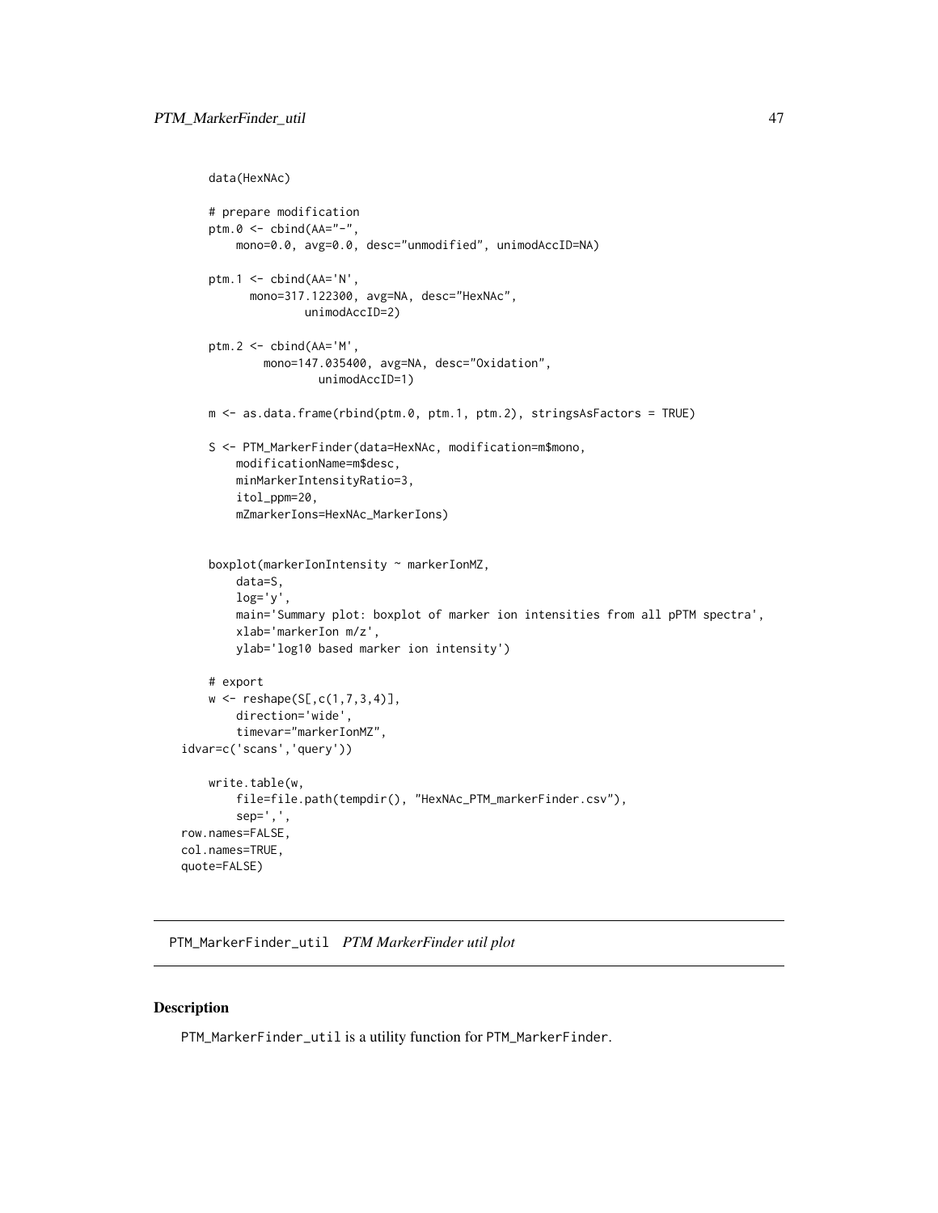```
data(HexNAc)

# prepare modification
ptm.0 <- cbind(AA="-",
    mono=0.0, avg=0.0, desc="unmodified", unimodAccID=NA)

ptm.1 <- cbind(AA='N',
      mono=317.122300, avg=NA, desc="HexNAc",
              unimodAccID=2)

ptm.2 <- cbind(AA='M',
        mono=147.035400, avg=NA, desc="Oxidation",
                unimodAccID=1)

m <- as.data.frame(rbind(ptm.0, ptm.1, ptm.2), stringsAsFactors = TRUE)

S <- PTM_MarkerFinder(data=HexNAc, modification=m$mono,
    modificationName=m$desc,
    minMarkerIntensityRatio=3,
    itol_ppm=20,
    mZmarkerIons=HexNAc_MarkerIons)


boxplot(markerIonIntensity ~ markerIonMZ,
    data=S,
    log='y',
    main='Summary plot: boxplot of marker ion intensities from all pPTM spectra',
    xlab='markerIon m/z',
    ylab='log10 based marker ion intensity')

# export
w <- reshape(S[,c(1,7,3,4)],
    direction='wide',
    timevar="markerIonMZ",
idvar=c('scans','query'))

write.table(w,
    file=file.path(tempdir(), "HexNAc_PTM_markerFinder.csv"),
    sep=',',
row.names=FALSE,
col.names=TRUE,
quote=FALSE)
```

## PTM_MarkerFinder_util *PTM MarkerFinder util plot*

### Description

PTM_MarkerFinder_util is a utility function for PTM_MarkerFinder.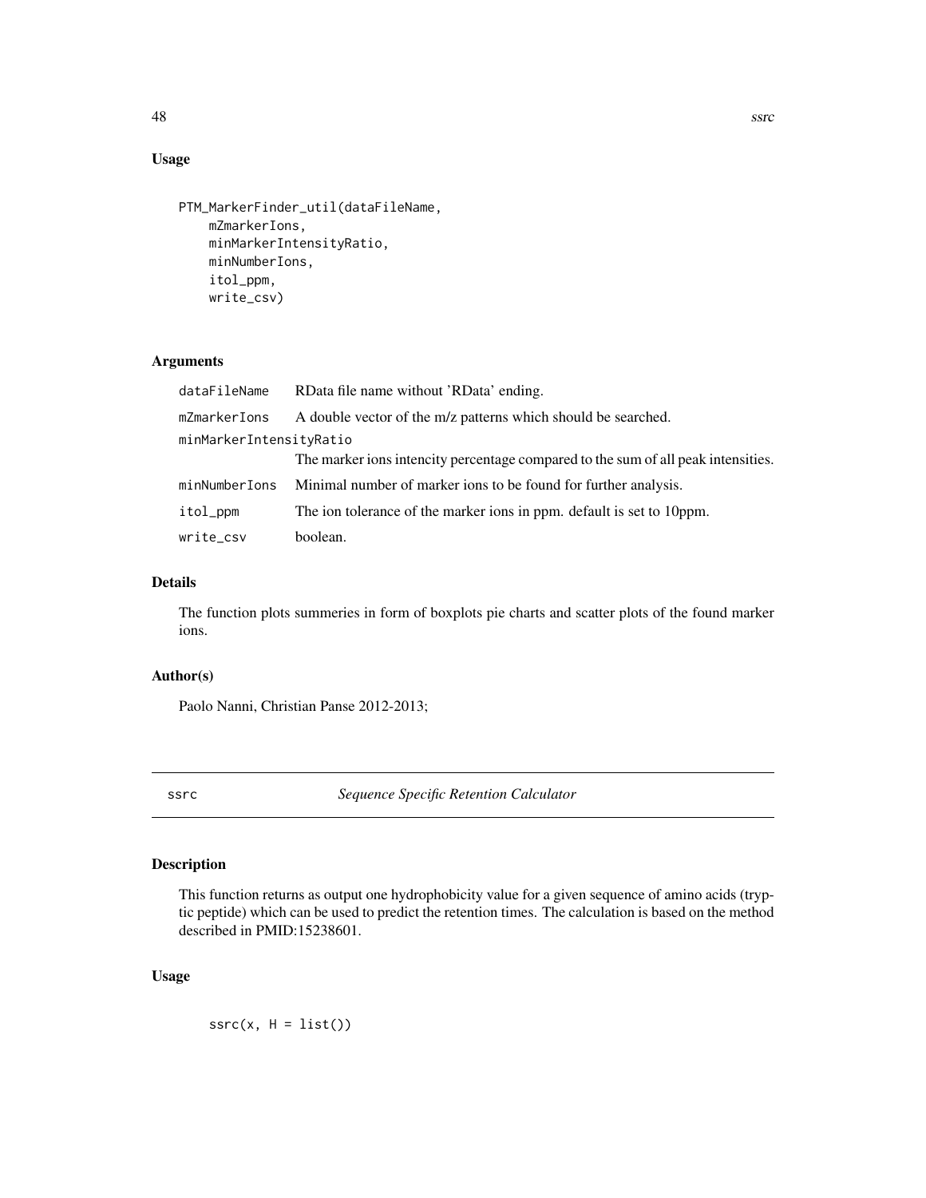### Usage

```
PTM_MarkerFinder_util(dataFileName,
    mZmarkerIons,
    minMarkerIntensityRatio,
    minNumberIons,
    itol_ppm,
    write_csv)
```

### Arguments

| | |
|---|---|
| `dataFileName` | RData file name without 'RData' ending. |
| `mZmarkerIons` | A double vector of the m/z patterns which should be searched. |
| `minMarkerIntensityRatio` | The marker ions intencity percentage compared to the sum of all peak intensities. |
| `minNumberIons` | Minimal number of marker ions to be found for further analysis. |
| `itol_ppm` | The ion tolerance of the marker ions in ppm. default is set to 10ppm. |
| `write_csv` | boolean. |

### Details

The function plots summeries in form of boxplots pie charts and scatter plots of the found marker ions.

### Author(s)

Paolo Nanni, Christian Panse 2012-2013;

---

## ssrc — *Sequence Specific Retention Calculator*

### Description

This function returns as output one hydrophobicity value for a given sequence of amino acids (tryptic peptide) which can be used to predict the retention times. The calculation is based on the method described in PMID:15238601.

### Usage

```
ssrc(x, H = list())
```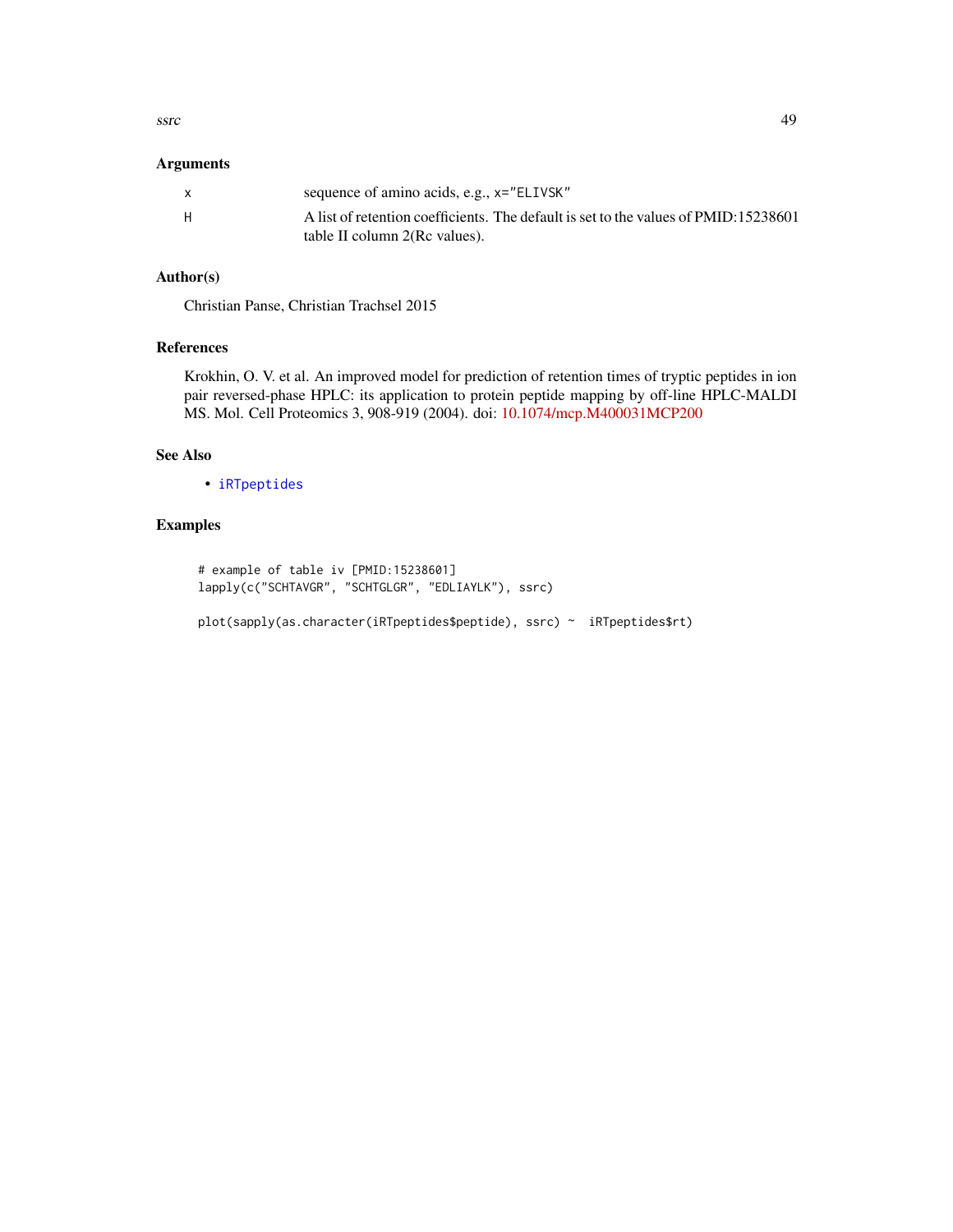### Arguments

| | |
|---|---|
| x | sequence of amino acids, e.g., `x="ELIVSK"` |
| H | A list of retention coefficients. The default is set to the values of PMID:15238601 table II column 2(Rc values). |

### Author(s)

Christian Panse, Christian Trachsel 2015

### References

Krokhin, O. V. et al. An improved model for prediction of retention times of tryptic peptides in ion pair reversed-phase HPLC: its application to protein peptide mapping by off-line HPLC-MALDI MS. Mol. Cell Proteomics 3, 908-919 (2004). doi: 10.1074/mcp.M400031MCP200

### See Also

- `iRTpeptides`

### Examples

```
# example of table iv [PMID:15238601]
lapply(c("SCHTAVGR", "SCHTGLGR", "EDLIAYLK"), ssrc)

plot(sapply(as.character(iRTpeptides$peptide), ssrc) ~  iRTpeptides$rt)
```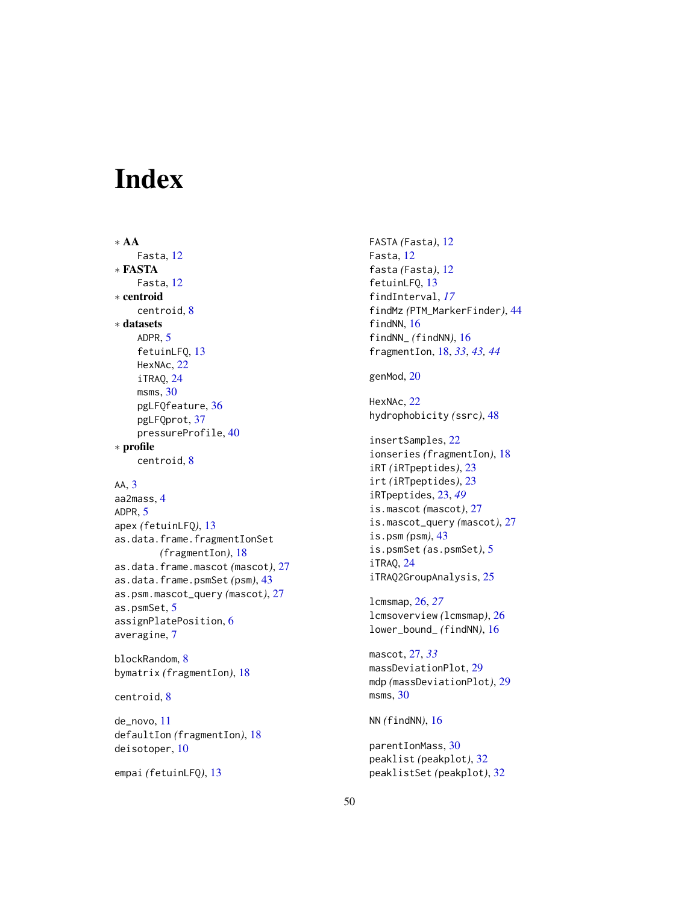# Index

∗ **AA**
    Fasta, 12
∗ **FASTA**
    Fasta, 12
∗ **centroid**
    centroid, 8
∗ **datasets**
    ADPR, 5
    fetuinLFQ, 13
    HexNAc, 22
    iTRAQ, 24
    msms, 30
    pgLFQfeature, 36
    pgLFQprot, 37
    pressureProfile, 40
∗ **profile**
    centroid, 8

AA, 3
aa2mass, 4
ADPR, 5
apex *(*fetuinLFQ*)*, 13
as.data.frame.fragmentIonSet *(*fragmentIon*)*, 18
as.data.frame.mascot *(*mascot*)*, 27
as.data.frame.psmSet *(*psm*)*, 43
as.psm.mascot_query *(*mascot*)*, 27
as.psmSet, 5
assignPlatePosition, 6
averagine, 7

blockRandom, 8
bymatrix *(*fragmentIon*)*, 18

centroid, 8

de_novo, 11
defaultIon *(*fragmentIon*)*, 18
deisotoper, 10

empai *(*fetuinLFQ*)*, 13

FASTA *(*Fasta*)*, 12
Fasta, 12
fasta *(*Fasta*)*, 12
fetuinLFQ, 13
findInterval, *17*
findMz *(*PTM_MarkerFinder*)*, 44
findNN, 16
findNN_ *(*findNN*)*, 16
fragmentIon, 18, *33*, *43*, *44*

genMod, 20

HexNAc, 22
hydrophobicity *(*ssrc*)*, 48

insertSamples, 22
ionseries *(*fragmentIon*)*, 18
iRT *(*iRTpeptides*)*, 23
irt *(*iRTpeptides*)*, 23
iRTpeptides, 23, *49*
is.mascot *(*mascot*)*, 27
is.mascot_query *(*mascot*)*, 27
is.psm *(*psm*)*, 43
is.psmSet *(*as.psmSet*)*, 5
iTRAQ, 24
iTRAQ2GroupAnalysis, 25

lcmsmap, 26, *27*
lcmsoverview *(*lcmsmap*)*, 26
lower_bound_ *(*findNN*)*, 16

mascot, 27, *33*
massDeviationPlot, 29
mdp *(*massDeviationPlot*)*, 29
msms, 30

NN *(*findNN*)*, 16

parentIonMass, 30
peaklist *(*peakplot*)*, 32
peaklistSet *(*peakplot*)*, 32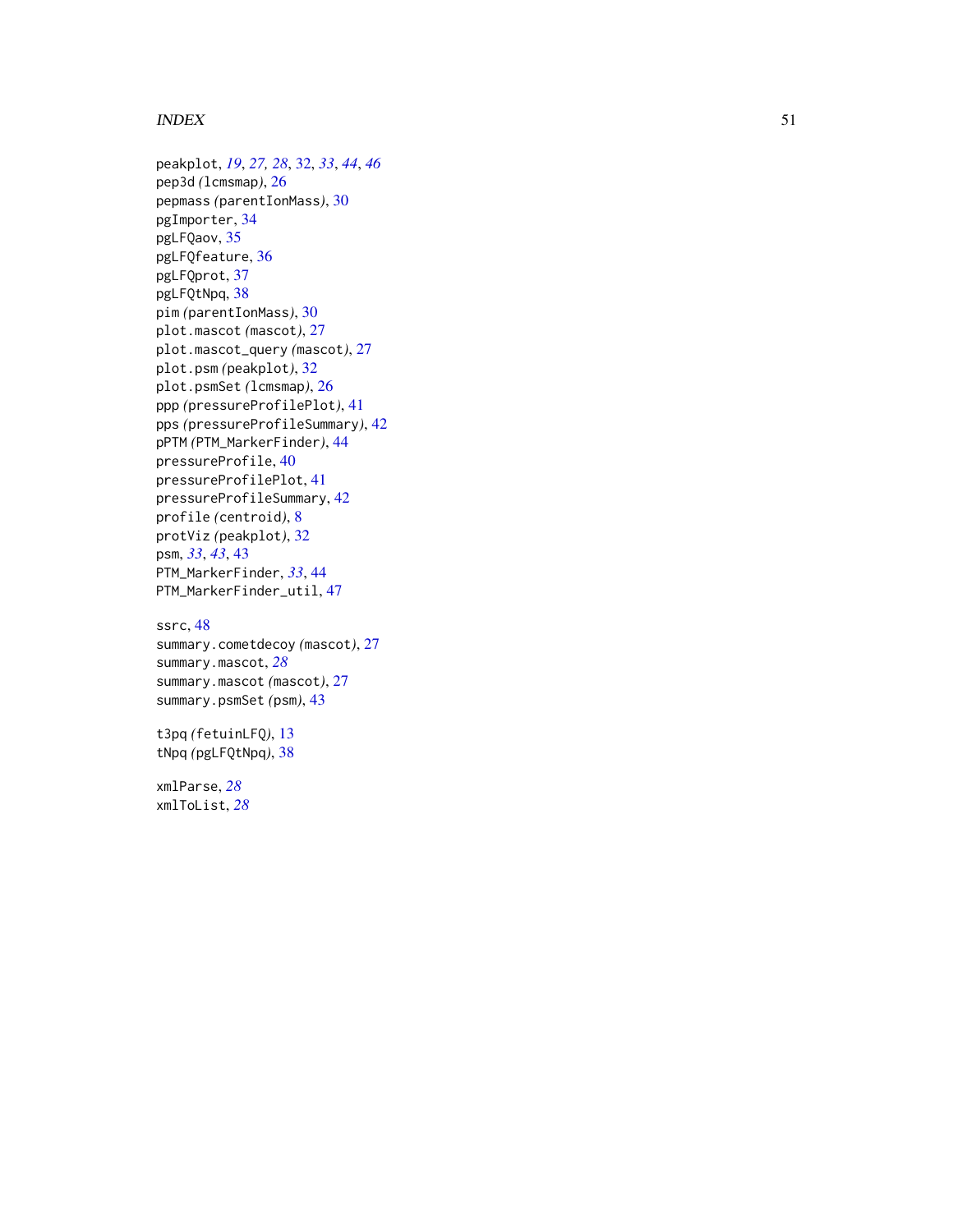peakplot, *19*, *27, 28*, 32, *33*, *44*, *46*
pep3d *(*lcmsmap*)*, 26
pepmass *(*parentIonMass*)*, 30
pgImporter, 34
pgLFQaov, 35
pgLFQfeature, 36
pgLFQprot, 37
pgLFQtNpq, 38
pim *(*parentIonMass*)*, 30
plot.mascot *(*mascot*)*, 27
plot.mascot_query *(*mascot*)*, 27
plot.psm *(*peakplot*)*, 32
plot.psmSet *(*lcmsmap*)*, 26
ppp *(*pressureProfilePlot*)*, 41
pps *(*pressureProfileSummary*)*, 42
pPTM *(*PTM_MarkerFinder*)*, 44
pressureProfile, 40
pressureProfilePlot, 41
pressureProfileSummary, 42
profile *(*centroid*)*, 8
protViz *(*peakplot*)*, 32
psm, *33*, *43*, 43
PTM_MarkerFinder, *33*, 44
PTM_MarkerFinder_util, 47

ssrc, 48
summary.cometdecoy *(*mascot*)*, 27
summary.mascot, *28*
summary.mascot *(*mascot*)*, 27
summary.psmSet *(*psm*)*, 43

t3pq *(*fetuinLFQ*)*, 13
tNpq *(*pgLFQtNpq*)*, 38

xmlParse, *28*
xmlToList, *28*